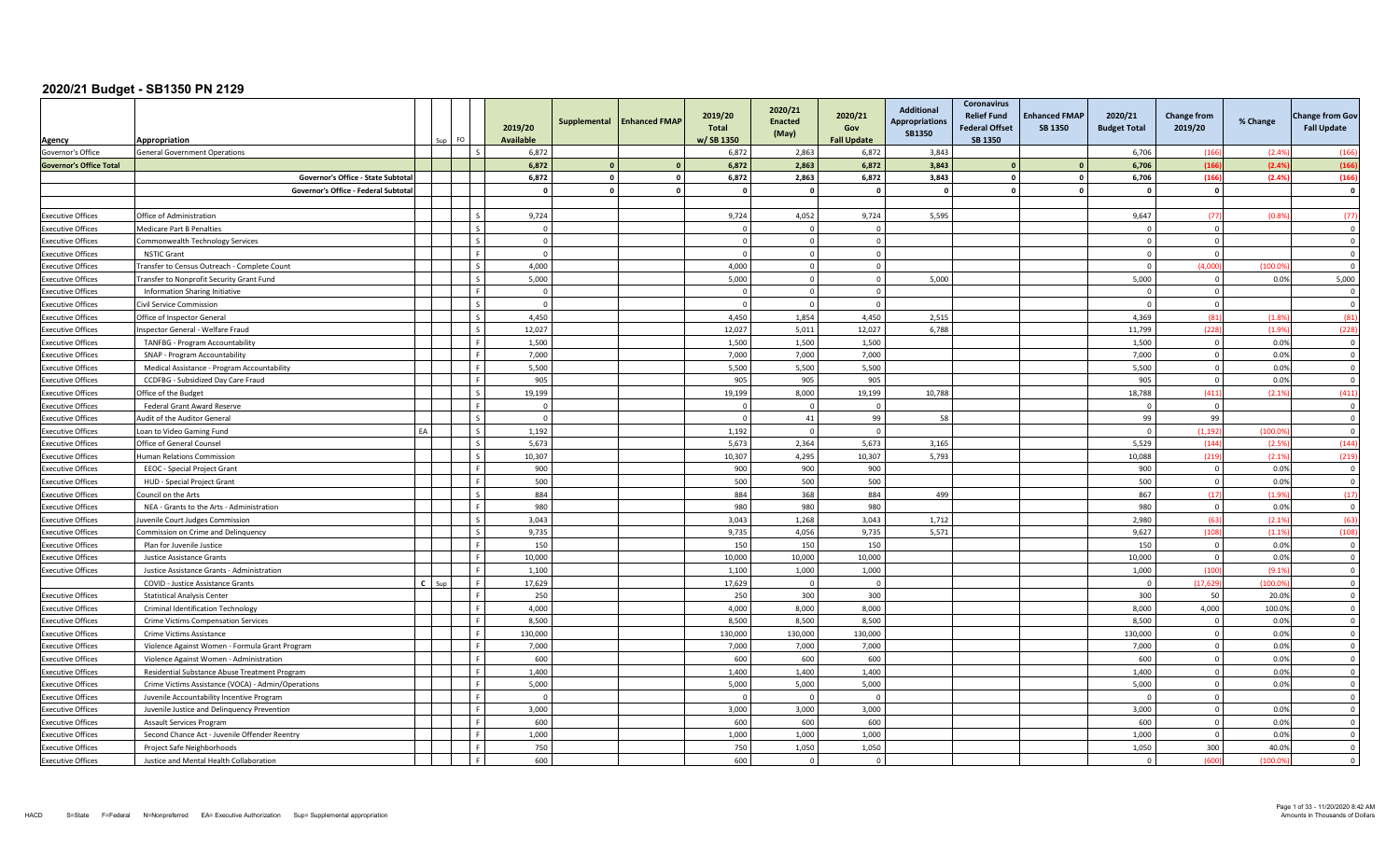# 2020/21 Budget - SB1350 PN 2129

| Agency | Appropriation | | Sup | FO | 2019/20 Available | Supplemental | Enhanced FMAP | 2019/20 Total w/ SB 1350 | 2020/21 Enacted (May) | 2020/21 Gov Fall Update | Additional Appropriations SB1350 | Coronavirus Relief Fund Federal Offset SB 1350 | Enhanced FMAP SB 1350 | 2020/21 Budget Total | Change from 2019/20 | % Change | Change from Gov Fall Update |
|---|---|---|---|---|---|---|---|---|---|---|---|---|---|---|---|---|---|
| Governor's Office | General Government Operations | | | S | 6,872 | | | 6,872 | 2,863 | 6,872 | 3,843 | | | 6,706 | (166) | (2.4%) | (166) |
| **Governor's Office Total** | | | | | **6,872** | **0** | **0** | **6,872** | **2,863** | **6,872** | **3,843** | **0** | **0** | **6,706** | **(166)** | **(2.4%)** | **(166)** |
| | **Governor's Office - State Subtotal** | | | | **6,872** | **0** | **0** | **6,872** | **2,863** | **6,872** | **3,843** | **0** | **0** | **6,706** | **(166)** | **(2.4%)** | **(166)** |
| | **Governor's Office - Federal Subtotal** | | | | **0** | **0** | **0** | **0** | **0** | **0** | **0** | **0** | **0** | **0** | **0** | | **0** |
| | | | | | | | | | | | | | | | | | |
| Executive Offices | Office of Administration | | | S | 9,724 | | | 9,724 | 4,052 | 9,724 | 5,595 | | | 9,647 | (77) | (0.8%) | (77) |
| Executive Offices | Medicare Part B Penalties | | | S | 0 | | | 0 | 0 | 0 | | | | 0 | 0 | | 0 |
| Executive Offices | Commonwealth Technology Services | | | S | 0 | | | 0 | 0 | 0 | | | | 0 | 0 | | 0 |
| Executive Offices | NSTIC Grant | | | F | 0 | | | 0 | 0 | 0 | | | | 0 | 0 | | 0 |
| Executive Offices | Transfer to Census Outreach - Complete Count | | | S | 4,000 | | | 4,000 | 0 | 0 | | | | 0 | (4,000) | (100.0%) | 0 |
| Executive Offices | Transfer to Nonprofit Security Grant Fund | | | S | 5,000 | | | 5,000 | 0 | 0 | 5,000 | | | 5,000 | 0 | 0.0% | 5,000 |
| Executive Offices | Information Sharing Initiative | | | F | 0 | | | 0 | 0 | 0 | | | | 0 | 0 | | 0 |
| Executive Offices | Civil Service Commission | | | S | 0 | | | 0 | 0 | 0 | | | | 0 | 0 | | 0 |
| Executive Offices | Office of Inspector General | | | S | 4,450 | | | 4,450 | 1,854 | 4,450 | 2,515 | | | 4,369 | (81) | (1.8%) | (81) |
| Executive Offices | Inspector General - Welfare Fraud | | | S | 12,027 | | | 12,027 | 5,011 | 12,027 | 6,788 | | | 11,799 | (228) | (1.9%) | (228) |
| Executive Offices | TANFBG - Program Accountability | | | F | 1,500 | | | 1,500 | 1,500 | 1,500 | | | | 1,500 | 0 | 0.0% | 0 |
| Executive Offices | SNAP - Program Accountability | | | F | 7,000 | | | 7,000 | 7,000 | 7,000 | | | | 7,000 | 0 | 0.0% | 0 |
| Executive Offices | Medical Assistance - Program Accountability | | | F | 5,500 | | | 5,500 | 5,500 | 5,500 | | | | 5,500 | 0 | 0.0% | 0 |
| Executive Offices | CCDFBG - Subsidized Day Care Fraud | | | F | 905 | | | 905 | 905 | 905 | | | | 905 | 0 | 0.0% | 0 |
| Executive Offices | Office of the Budget | | | S | 19,199 | | | 19,199 | 8,000 | 19,199 | 10,788 | | | 18,788 | (411) | (2.1%) | (411) |
| Executive Offices | Federal Grant Award Reserve | | | F | 0 | | | 0 | 0 | 0 | | | | 0 | 0 | | 0 |
| Executive Offices | Audit of the Auditor General | | | S | 0 | | | 0 | 41 | 99 | 58 | | | 99 | 99 | | 0 |
| Executive Offices | Loan to Video Gaming Fund | EA | | S | 1,192 | | | 1,192 | 0 | 0 | | | | 0 | (1,192) | (100.0%) | 0 |
| Executive Offices | Office of General Counsel | | | S | 5,673 | | | 5,673 | 2,364 | 5,673 | 3,165 | | | 5,529 | (144) | (2.5%) | (144) |
| Executive Offices | Human Relations Commission | | | S | 10,307 | | | 10,307 | 4,295 | 10,307 | 5,793 | | | 10,088 | (219) | (2.1%) | (219) |
| Executive Offices | EEOC - Special Project Grant | | | F | 900 | | | 900 | 900 | 900 | | | | 900 | 0 | 0.0% | 0 |
| Executive Offices | HUD - Special Project Grant | | | F | 500 | | | 500 | 500 | 500 | | | | 500 | 0 | 0.0% | 0 |
| Executive Offices | Council on the Arts | | | S | 884 | | | 884 | 368 | 884 | 499 | | | 867 | (17) | (1.9%) | (17) |
| Executive Offices | NEA - Grants to the Arts - Administration | | | F | 980 | | | 980 | 980 | 980 | | | | 980 | 0 | 0.0% | 0 |
| Executive Offices | Juvenile Court Judges Commission | | | S | 3,043 | | | 3,043 | 1,268 | 3,043 | 1,712 | | | 2,980 | (63) | (2.1%) | (63) |
| Executive Offices | Commission on Crime and Delinquency | | | S | 9,735 | | | 9,735 | 4,056 | 9,735 | 5,571 | | | 9,627 | (108) | (1.1%) | (108) |
| Executive Offices | Plan for Juvenile Justice | | | F | 150 | | | 150 | 150 | 150 | | | | 150 | 0 | 0.0% | 0 |
| Executive Offices | Justice Assistance Grants | | | F | 10,000 | | | 10,000 | 10,000 | 10,000 | | | | 10,000 | 0 | 0.0% | 0 |
| Executive Offices | Justice Assistance Grants - Administration | | | F | 1,100 | | | 1,100 | 1,000 | 1,000 | | | | 1,000 | (100) | (9.1%) | 0 |
| | COVID - Justice Assistance Grants | C | Sup | F | 17,629 | | | 17,629 | 0 | 0 | | | | 0 | (17,629) | (100.0%) | 0 |
| Executive Offices | Statistical Analysis Center | | | F | 250 | | | 250 | 300 | 300 | | | | 300 | 50 | 20.0% | 0 |
| Executive Offices | Criminal Identification Technology | | | F | 4,000 | | | 4,000 | 8,000 | 8,000 | | | | 8,000 | 4,000 | 100.0% | 0 |
| Executive Offices | Crime Victims Compensation Services | | | F | 8,500 | | | 8,500 | 8,500 | 8,500 | | | | 8,500 | 0 | 0.0% | 0 |
| Executive Offices | Crime Victims Assistance | | | F | 130,000 | | | 130,000 | 130,000 | 130,000 | | | | 130,000 | 0 | 0.0% | 0 |
| Executive Offices | Violence Against Women - Formula Grant Program | | | F | 7,000 | | | 7,000 | 7,000 | 7,000 | | | | 7,000 | 0 | 0.0% | 0 |
| Executive Offices | Violence Against Women - Administration | | | F | 600 | | | 600 | 600 | 600 | | | | 600 | 0 | 0.0% | 0 |
| Executive Offices | Residential Substance Abuse Treatment Program | | | F | 1,400 | | | 1,400 | 1,400 | 1,400 | | | | 1,400 | 0 | 0.0% | 0 |
| Executive Offices | Crime Victims Assistance (VOCA) - Admin/Operations | | | F | 5,000 | | | 5,000 | 5,000 | 5,000 | | | | 5,000 | 0 | 0.0% | 0 |
| Executive Offices | Juvenile Accountability Incentive Program | | | F | 0 | | | 0 | 0 | 0 | | | | 0 | 0 | | 0 |
| Executive Offices | Juvenile Justice and Delinquency Prevention | | | F | 3,000 | | | 3,000 | 3,000 | 3,000 | | | | 3,000 | 0 | 0.0% | 0 |
| Executive Offices | Assault Services Program | | | F | 600 | | | 600 | 600 | 600 | | | | 600 | 0 | 0.0% | 0 |
| Executive Offices | Second Chance Act - Juvenile Offender Reentry | | | F | 1,000 | | | 1,000 | 1,000 | 1,000 | | | | 1,000 | 0 | 0.0% | 0 |
| Executive Offices | Project Safe Neighborhoods | | | F | 750 | | | 750 | 1,050 | 1,050 | | | | 1,050 | 300 | 40.0% | 0 |
| Executive Offices | Justice and Mental Health Collaboration | | | F | 600 | | | 600 | 0 | 0 | | | | 0 | (600) | (100.0%) | 0 |

HACD S=State F=Federal N=Nonpreferred EA= Executive Authorization Sup= Supplemental appropriation

Amounts in Thousands of Dollars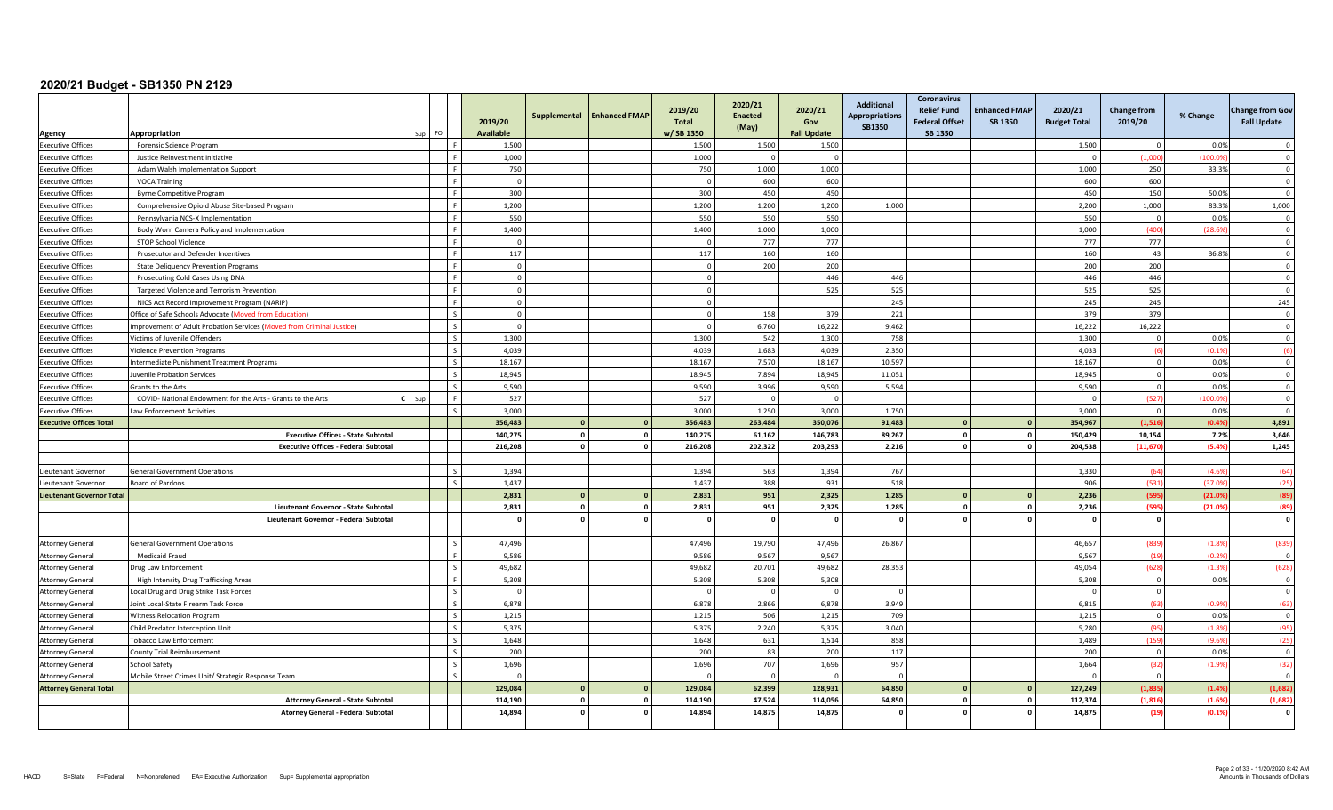# 2020/21 Budget - SB1350 PN 2129

| Agency | Appropriation | Sup | FO | | 2019/20 Available | Supplemental | Enhanced FMAP | 2019/20 Total w/ SB 1350 | 2020/21 Enacted (May) | 2020/21 Gov Fall Update | Additional Appropriations SB1350 | Coronavirus Relief Fund Federal Offset SB 1350 | Enhanced FMAP SB 1350 | 2020/21 Budget Total | Change from 2019/20 | % Change | Change from Gov Fall Update |
|---|---|---|---|---|---|---|---|---|---|---|---|---|---|---|---|---|---|
| Executive Offices | Forensic Science Program | | | F | 1,500 | | | 1,500 | 1,500 | 1,500 | | | | 1,500 | 0 | 0.0% | 0 |
| Executive Offices | Justice Reinvestment Initiative | | | F | 1,000 | | | 1,000 | 0 | 0 | | | | 0 | (1,000) | (100.0%) | 0 |
| Executive Offices | Adam Walsh Implementation Support | | | F | 750 | | | 750 | 1,000 | 1,000 | | | | 1,000 | 250 | 33.3% | 0 |
| Executive Offices | VOCA Training | | | F | 0 | | | 0 | 600 | 600 | | | | 600 | 600 | | 0 |
| Executive Offices | Byrne Competitive Program | | | F | 300 | | | 300 | 450 | 450 | | | | 450 | 150 | 50.0% | 0 |
| Executive Offices | Comprehensive Opioid Abuse Site-based Program | | | F | 1,200 | | | 1,200 | 1,200 | 1,200 | 1,000 | | | 2,200 | 1,000 | 83.3% | 1,000 |
| Executive Offices | Pennsylvania NCS-X Implementation | | | F | 550 | | | 550 | 550 | 550 | | | | 550 | 0 | 0.0% | 0 |
| Executive Offices | Body Worn Camera Policy and Implementation | | | F | 1,400 | | | 1,400 | 1,000 | 1,000 | | | | 1,000 | (400) | (28.6%) | 0 |
| Executive Offices | STOP School Violence | | | F | 0 | | | 0 | 777 | 777 | | | | 777 | 777 | | 0 |
| Executive Offices | Prosecutor and Defender Incentives | | | F | 117 | | | 117 | 160 | 160 | | | | 160 | 43 | 36.8% | 0 |
| Executive Offices | State Deliquency Prevention Programs | | | F | 0 | | | 0 | 200 | 200 | | | | 200 | 200 | | 0 |
| Executive Offices | Prosecuting Cold Cases Using DNA | | | F | 0 | | | 0 | | 446 | 446 | | | 446 | 446 | | 0 |
| Executive Offices | Targeted Violence and Terrorism Prevention | | | F | 0 | | | 0 | | 525 | 525 | | | 525 | 525 | | 0 |
| Executive Offices | NICS Act Record Improvement Program (NARIP) | | | F | 0 | | | 0 | | | 245 | | | 245 | 245 | | 245 |
| Executive Offices | Office of Safe Schools Advocate (Moved from Education) | | | S | 0 | | | 0 | 158 | 379 | 221 | | | 379 | 379 | | 0 |
| Executive Offices | Improvement of Adult Probation Services (Moved from Criminal Justice) | | | S | 0 | | | 0 | 6,760 | 16,222 | 9,462 | | | 16,222 | 16,222 | | 0 |
| Executive Offices | Victims of Juvenile Offenders | | | S | 1,300 | | | 1,300 | 542 | 1,300 | 758 | | | 1,300 | 0 | 0.0% | 0 |
| Executive Offices | Violence Prevention Programs | | | S | 4,039 | | | 4,039 | 1,683 | 4,039 | 2,350 | | | 4,033 | (6) | (0.1%) | (6) |
| Executive Offices | Intermediate Punishment Treatment Programs | | | S | 18,167 | | | 18,167 | 7,570 | 18,167 | 10,597 | | | 18,167 | 0 | 0.0% | 0 |
| Executive Offices | Juvenile Probation Services | | | S | 18,945 | | | 18,945 | 7,894 | 18,945 | 11,051 | | | 18,945 | 0 | 0.0% | 0 |
| Executive Offices | Grants to the Arts | | | S | 9,590 | | | 9,590 | 3,996 | 9,590 | 5,594 | | | 9,590 | 0 | 0.0% | 0 |
| Executive Offices | COVID- National Endowment for the Arts - Grants to the Arts | C | Sup | F | 527 | | | 527 | 0 | 0 | | | | 0 | (527) | (100.0%) | 0 |
| Executive Offices | Law Enforcement Activities | | | S | 3,000 | | | 3,000 | 1,250 | 3,000 | 1,750 | | | 3,000 | 0 | 0.0% | 0 |
| **Executive Offices Total** | | | | | **356,483** | **0** | **0** | **356,483** | **263,484** | **350,076** | **91,483** | **0** | **0** | **354,967** | **(1,516)** | **(0.4%)** | **4,891** |
| | **Executive Offices - State Subtotal** | | | | **140,275** | **0** | **0** | **140,275** | **61,162** | **146,783** | **89,267** | **0** | **0** | **150,429** | **10,154** | **7.2%** | **3,646** |
| | **Executive Offices - Federal Subtotal** | | | | **216,208** | **0** | **0** | **216,208** | **202,322** | **203,293** | **2,216** | **0** | **0** | **204,538** | **(11,670)** | **(5.4%)** | **1,245** |
| | | | | | | | | | | | | | | | | | |
| Lieutenant Governor | General Government Operations | | | S | 1,394 | | | 1,394 | 563 | 1,394 | 767 | | | 1,330 | (64) | (4.6%) | (64) |
| Lieutenant Governor | Board of Pardons | | | S | 1,437 | | | 1,437 | 388 | 931 | 518 | | | 906 | (531) | (37.0%) | (25) |
| **Lieutenant Governor Total** | | | | | **2,831** | **0** | **0** | **2,831** | **951** | **2,325** | **1,285** | **0** | **0** | **2,236** | **(595)** | **(21.0%)** | **(89)** |
| | **Lieutenant Governor - State Subtotal** | | | | **2,831** | **0** | **0** | **2,831** | **951** | **2,325** | **1,285** | **0** | **0** | **2,236** | **(595)** | **(21.0%)** | **(89)** |
| | **Lieutenant Governor - Federal Subtotal** | | | | **0** | **0** | **0** | **0** | **0** | **0** | **0** | **0** | **0** | **0** | **0** | | **0** |
| | | | | | | | | | | | | | | | | | |
| Attorney General | General Government Operations | | | S | 47,496 | | | 47,496 | 19,790 | 47,496 | 26,867 | | | 46,657 | (839) | (1.8%) | (839) |
| Attorney General | Medicaid Fraud | | | F | 9,586 | | | 9,586 | 9,567 | 9,567 | | | | 9,567 | (19) | (0.2%) | 0 |
| Attorney General | Drug Law Enforcement | | | S | 49,682 | | | 49,682 | 20,701 | 49,682 | 28,353 | | | 49,054 | (628) | (1.3%) | (628) |
| Attorney General | High Intensity Drug Trafficking Areas | | | F | 5,308 | | | 5,308 | 5,308 | 5,308 | | | | 5,308 | 0 | 0.0% | 0 |
| Attorney General | Local Drug and Drug Strike Task Forces | | | S | 0 | | | 0 | 0 | 0 | 0 | | | 0 | 0 | | 0 |
| Attorney General | Joint Local-State Firearm Task Force | | | S | 6,878 | | | 6,878 | 2,866 | 6,878 | 3,949 | | | 6,815 | (63) | (0.9%) | (63) |
| Attorney General | Witness Relocation Program | | | S | 1,215 | | | 1,215 | 506 | 1,215 | 709 | | | 1,215 | 0 | 0.0% | 0 |
| Attorney General | Child Predator Interception Unit | | | S | 5,375 | | | 5,375 | 2,240 | 5,375 | 3,040 | | | 5,280 | (95) | (1.8%) | (95) |
| Attorney General | Tobacco Law Enforcement | | | S | 1,648 | | | 1,648 | 631 | 1,514 | 858 | | | 1,489 | (159) | (9.6%) | (25) |
| Attorney General | County Trial Reimbursement | | | S | 200 | | | 200 | 83 | 200 | 117 | | | 200 | 0 | 0.0% | 0 |
| Attorney General | School Safety | | | S | 1,696 | | | 1,696 | 707 | 1,696 | 957 | | | 1,664 | (32) | (1.9%) | (32) |
| Attorney General | Mobile Street Crimes Unit/ Strategic Response Team | | | S | 0 | | | 0 | 0 | 0 | 0 | | | 0 | 0 | | 0 |
| **Attorney General Total** | | | | | **129,084** | **0** | **0** | **129,084** | **62,399** | **128,931** | **64,850** | **0** | **0** | **127,249** | **(1,835)** | **(1.4%)** | **(1,682)** |
| | **Attorney General - State Subtotal** | | | | **114,190** | **0** | **0** | **114,190** | **47,524** | **114,056** | **64,850** | **0** | **0** | **112,374** | **(1,816)** | **(1.6%)** | **(1,682)** |
| | **Atorney General - Federal Subtotal** | | | | **14,894** | **0** | **0** | **14,894** | **14,875** | **14,875** | **0** | **0** | **0** | **14,875** | **(19)** | **(0.1%)** | **0** |

HACD S=State F=Federal N=Nonpreferred EA= Executive Authorization Sup= Supplemental appropriation

Amounts in Thousands of Dollars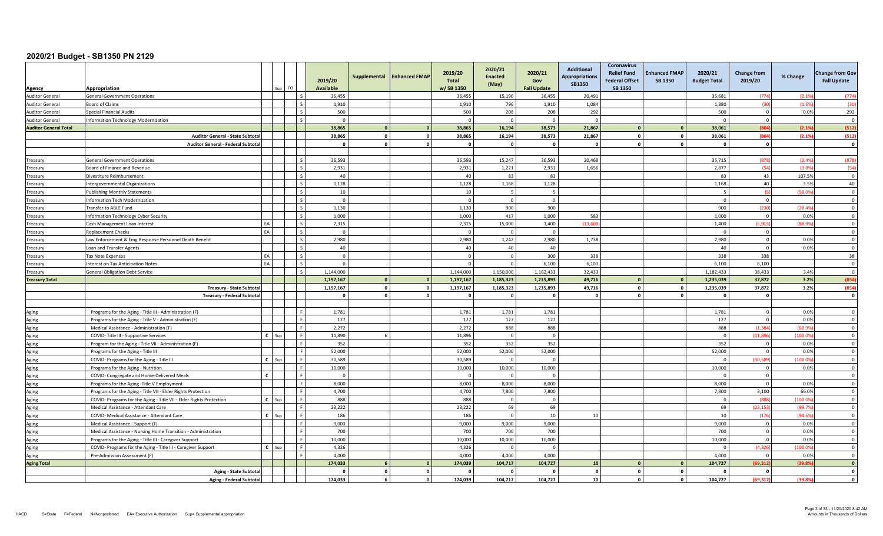# 2020/21 Budget - SB1350 PN 2129

| Agency | Appropriation | | Sup | FO | 2019/20 Available | Supplemental | Enhanced FMAP | 2019/20 Total w/ SB 1350 | 2020/21 Enacted (May) | 2020/21 Gov Fall Update | Additional Appropriations SB1350 | Coronavirus Relief Fund Federal Offset SB 1350 | Enhanced FMAP SB 1350 | 2020/21 Budget Total | Change from 2019/20 | % Change | Change from Gov Fall Update |
|---|---|---|---|---|---|---|---|---|---|---|---|---|---|---|---|---|---|
| Auditor General | General Government Operations | | | S | 36,455 | | | 36,455 | 15,190 | 36,455 | 20,491 | | | 35,681 | (774) | (2.1%) | (774) |
| Auditor General | Board of Claims | | | S | 1,910 | | | 1,910 | 796 | 1,910 | 1,084 | | | 1,880 | (30) | (1.6%) | (30) |
| Auditor General | Special Financial Audits | | | S | 500 | | | 500 | 208 | 208 | 292 | | | 500 | 0 | 0.0% | 292 |
| Auditor General | Information Technology Modernization | | | S | 0 | | | 0 | 0 | 0 | 0 | | | 0 | 0 | | 0 |
| **Auditor General Total** | | | | | **38,865** | **0** | **0** | **38,865** | **16,194** | **38,573** | **21,867** | **0** | **0** | **38,061** | **(804)** | **(2.1%)** | **(512)** |
| | **Auditor General - State Subtotal** | | | | **38,865** | **0** | **0** | **38,865** | **16,194** | **38,573** | **21,867** | **0** | **0** | **38,061** | **(804)** | **(2.1%)** | **(512)** |
| | **Auditor General - Federal Subtotal** | | | | **0** | **0** | **0** | **0** | **0** | **0** | **0** | **0** | **0** | **0** | **0** | | **0** |
| | | | | | | | | | | | | | | | | | |
| Treasury | General Government Operations | | | S | 36,593 | | | 36,593 | 15,247 | 36,593 | 20,468 | | | 35,715 | (878) | (2.4%) | (878) |
| Treasury | Board of Finance and Revenue | | | S | 2,931 | | | 2,931 | 1,221 | 2,931 | 1,656 | | | 2,877 | (54) | (1.8%) | (54) |
| Treasury | Divestiture Reimbursement | | | S | 40 | | | 40 | 83 | 83 | | | | 83 | 43 | 107.5% | 0 |
| Treasury | Intergovernmental Organizations | | | S | 1,128 | | | 1,128 | 1,168 | 1,128 | | | | 1,168 | 40 | 3.5% | 40 |
| Treasury | Publishing Monthly Statements | | | S | 10 | | | 10 | 5 | 5 | | | | 5 | (5) | (50.0%) | 0 |
| Treasury | Information Tech Modernization | | | S | 0 | | | 0 | 0 | 0 | | | | 0 | 0 | | 0 |
| Treasury | Transfer to ABLE Fund | | | S | 1,130 | | | 1,130 | 900 | 900 | | | | 900 | (230) | (20.4%) | 0 |
| Treasury | Information Technology Cyber Security | | | S | 1,000 | | | 1,000 | 417 | 1,000 | 583 | | | 1,000 | 0 | 0.0% | 0 |
| Treasury | Cash Management Loan Interest | EA | | S | 7,315 | | | 7,315 | 15,000 | 1,400 | (13,600) | | | 1,400 | (5,915) | (80.9%) | 0 |
| Treasury | Replacement Checks | EA | | S | 0 | | | 0 | 0 | 0 | | | | 0 | 0 | | 0 |
| Treasury | Law Enforcement & Emg Response Personnel Death Benefit | | | S | 2,980 | | | 2,980 | 1,242 | 2,980 | 1,738 | | | 2,980 | 0 | 0.0% | 0 |
| Treasury | Loan and Transfer Agents | | | S | 40 | | | 40 | 40 | 40 | | | | 40 | 0 | 0.0% | 0 |
| Treasury | Tax Note Expenses | EA | | S | 0 | | | 0 | 0 | 300 | 338 | | | 338 | 338 | | 38 |
| Treasury | Interest on Tax Anticipation Notes | EA | | S | 0 | | | 0 | 0 | 6,100 | 6,100 | | | 6,100 | 6,100 | | 0 |
| Treasury | General Obligation Debt Service | | | S | 1,144,000 | | | 1,144,000 | 1,150,000 | 1,182,433 | 32,433 | | | 1,182,433 | 38,433 | 3.4% | 0 |
| **Treasury Total** | | | | | **1,197,167** | **0** | **0** | **1,197,167** | **1,185,323** | **1,235,893** | **49,716** | **0** | **0** | **1,235,039** | **37,872** | **3.2%** | **(854)** |
| | **Treasury - State Subtotal** | | | | **1,197,167** | **0** | **0** | **1,197,167** | **1,185,323** | **1,235,893** | **49,716** | **0** | **0** | **1,235,039** | **37,872** | **3.2%** | **(854)** |
| | **Treasury - Federal Subtotal** | | | | **0** | **0** | **0** | **0** | **0** | **0** | **0** | **0** | **0** | **0** | **0** | | **0** |
| | | | | | | | | | | | | | | | | | |
| Aging | Programs for the Aging - Title III - Administration (F) | | | F | 1,781 | | | 1,781 | 1,781 | 1,781 | | | | 1,781 | 0 | 0.0% | 0 |
| Aging | Programs for the Aging - Title V - Administration (F) | | | F | 127 | | | 127 | 127 | 127 | | | | 127 | 0 | 0.0% | 0 |
| Aging | Medical Assistance - Administration (F) | | | F | 2,272 | | | 2,272 | 888 | 888 | | | | 888 | (1,384) | (60.9%) | 0 |
| Aging | COVID- Title III - Supportive Services | C | Sup | F | 11,890 | 6 | | 11,896 | 0 | 0 | | | | 0 | (11,896) | (100.0%) | 0 |
| Aging | Program for the Aging - Title VII - Administration (F) | | | F | 352 | | | 352 | 352 | 352 | | | | 352 | 0 | 0.0% | 0 |
| Aging | Programs for the Aging - Title III | | | F | 52,000 | | | 52,000 | 52,000 | 52,000 | | | | 52,000 | 0 | 0.0% | 0 |
| Aging | COVID- Programs for the Aging - Title III | C | Sup | F | 30,589 | | | 30,589 | 0 | 0 | | | | 0 | (30,589) | (100.0%) | 0 |
| Aging | Programs for the Aging - Nutrition | | | F | 10,000 | | | 10,000 | 10,000 | 10,000 | | | | 10,000 | 0 | 0.0% | 0 |
| Aging | COVID- Congregate and Home-Delivered Meals | C | | F | 0 | | | 0 | 0 | 0 | | | | 0 | 0 | | 0 |
| Aging | Programs for the Aging -Title V Employment | | | F | 8,000 | | | 8,000 | 8,000 | 8,000 | | | | 8,000 | 0 | 0.0% | 0 |
| Aging | Programs for the Aging - Title VII - Elder Rights Protection | | | F | 4,700 | | | 4,700 | 7,800 | 7,800 | | | | 7,800 | 3,100 | 66.0% | 0 |
| Aging | COVID- Programs for the Aging - Title VII - Elder Rights Protection | C | Sup | F | 888 | | | 888 | 0 | 0 | | | | 0 | (888) | (100.0%) | 0 |
| Aging | Medical Assistance - Attendant Care | | | F | 23,222 | | | 23,222 | 69 | 69 | | | | 69 | (23,153) | (99.7%) | 0 |
| Aging | COVID- Medical Assistance - Attendant Care | C | Sup | F | 186 | | | 186 | 0 | 10 | 10 | | | 10 | (176) | (94.6%) | 0 |
| Aging | Medical Assistance - Support (F) | | | F | 9,000 | | | 9,000 | 9,000 | 9,000 | | | | 9,000 | 0 | 0.0% | 0 |
| Aging | Medical Assistance - Nursing Home Transition - Administration | | | F | 700 | | | 700 | 700 | 700 | | | | 700 | 0 | 0.0% | 0 |
| Aging | Programs for the Aging - Title III - Caregiver Support | | | F | 10,000 | | | 10,000 | 10,000 | 10,000 | | | | 10,000 | 0 | 0.0% | 0 |
| Aging | COVID- Programs for the Aging - Title III - Caregiver Support | C | Sup | F | 4,326 | | | 4,326 | 0 | 0 | | | | 0 | (4,326) | (100.0%) | 0 |
| Aging | Pre-Admission Assessment (F) | | | F | 4,000 | | | 4,000 | 4,000 | 4,000 | | | | 4,000 | 0 | 0.0% | 0 |
| **Aging Total** | | | | | **174,033** | **6** | **0** | **174,039** | **104,717** | **104,727** | **10** | **0** | **0** | **104,727** | **(69,312)** | **(39.8%)** | **0** |
| | **Aging - State Subtotal** | | | | **0** | **0** | **0** | **0** | **0** | **0** | **0** | **0** | **0** | **0** | **0** | | **0** |
| | **Aging - Federal Subtotal** | | | | **174,033** | **6** | **0** | **174,039** | **104,717** | **104,727** | **10** | **0** | **0** | **104,727** | **(69,312)** | **(39.8%)** | **0** |

HACD S=State F=Federal N=Nonpreferred EA= Executive Authorization Sup= Supplemental appropriation

Amounts in Thousands of Dollars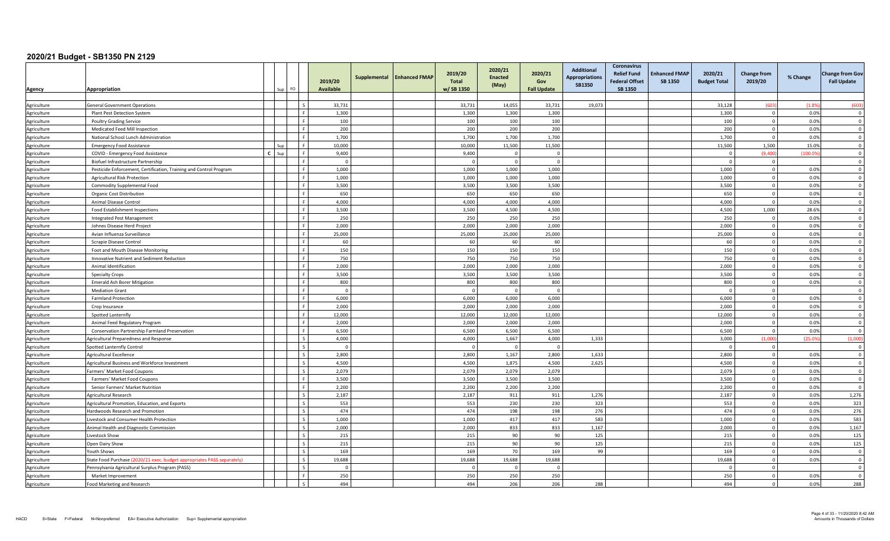## 2020/21 Budget - SB1350 PN 2129

| Agency | Appropriation | Sup | FO | 2019/20 Available | Supplemental | Enhanced FMAP | 2019/20 Total w/ SB 1350 | 2020/21 Enacted (May) | 2020/21 Gov Fall Update | Additional Appropriations SB1350 | Coronavirus Relief Fund Federal Offset SB 1350 | Enhanced FMAP SB 1350 | 2020/21 Budget Total | Change from 2019/20 | % Change | Change from Gov Fall Update |
|---|---|---|---|---|---|---|---|---|---|---|---|---|---|---|---|---|
| Agriculture | General Government Operations | | S | 33,731 | | | 33,731 | 14,055 | 33,731 | 19,073 | | | 33,128 | (603) | (1.8%) | (603) |
| Agriculture | Plant Pest Detection System | | F | 1,300 | | | 1,300 | 1,300 | 1,300 | | | | 1,300 | 0 | 0.0% | 0 |
| Agriculture | Poultry Grading Service | | F | 100 | | | 100 | 100 | 100 | | | | 100 | 0 | 0.0% | 0 |
| Agriculture | Medicated Feed Mill Inspection | | F | 200 | | | 200 | 200 | 200 | | | | 200 | 0 | 0.0% | 0 |
| Agriculture | National School Lunch Administration | | F | 1,700 | | | 1,700 | 1,700 | 1,700 | | | | 1,700 | 0 | 0.0% | 0 |
| Agriculture | Emergency Food Assistance | Sup | F | 10,000 | | | 10,000 | 11,500 | 11,500 | | | | 11,500 | 1,500 | 15.0% | 0 |
| Agriculture | COVID - Emergency Food Assistance | C Sup | F | 9,400 | | | 9,400 | 0 | 0 | | | | 0 | (9,400) | (100.0%) | 0 |
| Agriculture | Biofuel Infrastructure Partnership | | F | 0 | | | 0 | 0 | 0 | | | | 0 | 0 | | 0 |
| Agriculture | Pesticide Enforcement, Certification, Training and Control Program | | F | 1,000 | | | 1,000 | 1,000 | 1,000 | | | | 1,000 | 0 | 0.0% | 0 |
| Agriculture | Agricultural Risk Protection | | F | 1,000 | | | 1,000 | 1,000 | 1,000 | | | | 1,000 | 0 | 0.0% | 0 |
| Agriculture | Commodity Supplemental Food | | F | 3,500 | | | 3,500 | 3,500 | 3,500 | | | | 3,500 | 0 | 0.0% | 0 |
| Agriculture | Organic Cost Distribution | | F | 650 | | | 650 | 650 | 650 | | | | 650 | 0 | 0.0% | 0 |
| Agriculture | Animal Disease Control | | F | 4,000 | | | 4,000 | 4,000 | 4,000 | | | | 4,000 | 0 | 0.0% | 0 |
| Agriculture | Food Establishment Inspections | | F | 3,500 | | | 3,500 | 4,500 | 4,500 | | | | 4,500 | 1,000 | 28.6% | 0 |
| Agriculture | Integrated Pest Management | | F | 250 | | | 250 | 250 | 250 | | | | 250 | 0 | 0.0% | 0 |
| Agriculture | Johnes Disease Herd Project | | F | 2,000 | | | 2,000 | 2,000 | 2,000 | | | | 2,000 | 0 | 0.0% | 0 |
| Agriculture | Avian Influenza Surveillance | | F | 25,000 | | | 25,000 | 25,000 | 25,000 | | | | 25,000 | 0 | 0.0% | 0 |
| Agriculture | Scrapie Disease Control | | F | 60 | | | 60 | 60 | 60 | | | | 60 | 0 | 0.0% | 0 |
| Agriculture | Foot and Mouth Disease Monitoring | | F | 150 | | | 150 | 150 | 150 | | | | 150 | 0 | 0.0% | 0 |
| Agriculture | Innovative Nutrient and Sediment Reduction | | F | 750 | | | 750 | 750 | 750 | | | | 750 | 0 | 0.0% | 0 |
| Agriculture | Animal Identification | | F | 2,000 | | | 2,000 | 2,000 | 2,000 | | | | 2,000 | 0 | 0.0% | 0 |
| Agriculture | Specialty Crops | | F | 3,500 | | | 3,500 | 3,500 | 3,500 | | | | 3,500 | 0 | 0.0% | 0 |
| Agriculture | Emerald Ash Borer Mitigation | | F | 800 | | | 800 | 800 | 800 | | | | 800 | 0 | 0.0% | 0 |
| Agriculture | Mediation Grant | | F | 0 | | | 0 | 0 | 0 | | | | 0 | 0 | | 0 |
| Agriculture | Farmland Protection | | F | 6,000 | | | 6,000 | 6,000 | 6,000 | | | | 6,000 | 0 | 0.0% | 0 |
| Agriculture | Crop Insurance | | F | 2,000 | | | 2,000 | 2,000 | 2,000 | | | | 2,000 | 0 | 0.0% | 0 |
| Agriculture | Spotted Lanternfly | | F | 12,000 | | | 12,000 | 12,000 | 12,000 | | | | 12,000 | 0 | 0.0% | 0 |
| Agriculture | Animal Feed Regulatory Program | | F | 2,000 | | | 2,000 | 2,000 | 2,000 | | | | 2,000 | 0 | 0.0% | 0 |
| Agriculture | Conservation Partnership Farmland Preservation | | F | 6,500 | | | 6,500 | 6,500 | 6,500 | | | | 6,500 | 0 | 0.0% | 0 |
| Agriculture | Agricultural Preparedness and Response | | S | 4,000 | | | 4,000 | 1,667 | 4,000 | 1,333 | | | 3,000 | (1,000) | (25.0%) | (1,000) |
| Agriculture | Spotted Lanternfly Control | | S | 0 | | | 0 | 0 | 0 | | | | 0 | 0 | | 0 |
| Agriculture | Agricultural Excellence | | S | 2,800 | | | 2,800 | 1,167 | 2,800 | 1,633 | | | 2,800 | 0 | 0.0% | 0 |
| Agriculture | Agricultural Business and Workforce Investment | | S | 4,500 | | | 4,500 | 1,875 | 4,500 | 2,625 | | | 4,500 | 0 | 0.0% | 0 |
| Agriculture | Farmers' Market Food Coupons | | S | 2,079 | | | 2,079 | 2,079 | 2,079 | | | | 2,079 | 0 | 0.0% | 0 |
| Agriculture | Farmers' Market Food Coupons | | F | 3,500 | | | 3,500 | 3,500 | 3,500 | | | | 3,500 | 0 | 0.0% | 0 |
| Agriculture | Senior Farmers' Market Nutrition | | F | 2,200 | | | 2,200 | 2,200 | 2,200 | | | | 2,200 | 0 | 0.0% | 0 |
| Agriculture | Agricultural Research | | S | 2,187 | | | 2,187 | 911 | 911 | 1,276 | | | 2,187 | 0 | 0.0% | 1,276 |
| Agriculture | Agricultural Promotion, Education, and Exports | | S | 553 | | | 553 | 230 | 230 | 323 | | | 553 | 0 | 0.0% | 323 |
| Agriculture | Hardwoods Research and Promotion | | S | 474 | | | 474 | 198 | 198 | 276 | | | 474 | 0 | 0.0% | 276 |
| Agriculture | Livestock and Consumer Health Protection | | S | 1,000 | | | 1,000 | 417 | 417 | 583 | | | 1,000 | 0 | 0.0% | 583 |
| Agriculture | Animal Health and Diagnostic Commission | | S | 2,000 | | | 2,000 | 833 | 833 | 1,167 | | | 2,000 | 0 | 0.0% | 1,167 |
| Agriculture | Livestock Show | | S | 215 | | | 215 | 90 | 90 | 125 | | | 215 | 0 | 0.0% | 125 |
| Agriculture | Open Dairy Show | | S | 215 | | | 215 | 90 | 90 | 125 | | | 215 | 0 | 0.0% | 125 |
| Agriculture | Youth Shows | | S | 169 | | | 169 | 70 | 169 | 99 | | | 169 | 0 | 0.0% | 0 |
| Agriculture | State Food Purchase (2020/21 exec. budget appropriates PASS separately) | | S | 19,688 | | | 19,688 | 19,688 | 19,688 | | | | 19,688 | 0 | 0.0% | 0 |
| Agriculture | Pennsylvania Agricultural Surplus Program (PASS) | | S | 0 | | | 0 | 0 | 0 | | | | 0 | 0 | | 0 |
| Agriculture | Market Improvement | | F | 250 | | | 250 | 250 | 250 | | | | 250 | 0 | 0.0% | 0 |
| Agriculture | Food Marketing and Research | | S | 494 | | | 494 | 206 | 206 | 288 | | | 494 | 0 | 0.0% | 288 |

HACD S=State F=Federal N=Nonpreferred EA= Executive Authorization Sup= Supplemental appropriation

Amounts in Thousands of Dollars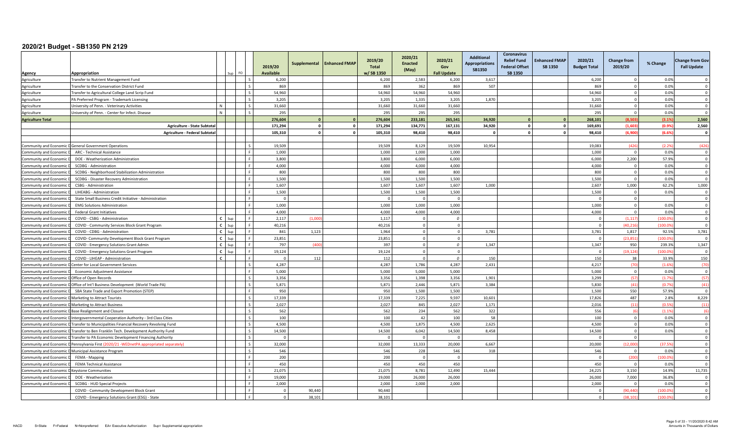# 2020/21 Budget - SB1350 PN 2129

| Agency | Appropriation | | Sup | FO | | 2019/20 Available | Supplemental | Enhanced FMAP | 2019/20 Total w/ SB 1350 | 2020/21 Enacted (May) | 2020/21 Gov Fall Update | Additional Appropriations SB1350 | Coronavirus Relief Fund Federal Offset SB 1350 | Enhanced FMAP SB 1350 | 2020/21 Budget Total | Change from 2019/20 | % Change | Change from Gov Fall Update |
|---|---|---|---|---|---|---|---|---|---|---|---|---|---|---|---|---|---|---|
| Agriculture | Transfer to Nutrient Management Fund | | | | S | 6,200 | | | 6,200 | 2,583 | 6,200 | 3,617 | | | 6,200 | 0 | 0.0% | 0 |
| Agriculture | Transfer to the Conservation District Fund | | | | S | 869 | | | 869 | 362 | 869 | 507 | | | 869 | 0 | 0.0% | 0 |
| Agriculture | Transfer to Agricultural College Land Scrip Fund | | | | S | 54,960 | | | 54,960 | 54,960 | 54,960 | | | | 54,960 | 0 | 0.0% | 0 |
| Agriculture | PA Preferred Program - Trademark Licensing | | | | S | 3,205 | | | 3,205 | 1,335 | 3,205 | 1,870 | | | 3,205 | 0 | 0.0% | 0 |
| Agriculture | University of Penn. - Veterinary Activities | N | | | S | 31,660 | | | 31,660 | 31,660 | 31,660 | | | | 31,660 | 0 | 0.0% | 0 |
| Agriculture | University of Penn. - Center for Infect. Disease | N | | | S | 295 | | | 295 | 295 | 295 | | | | 295 | 0 | 0.0% | 0 |
| **Agriculture Total** | | | | | | **276,604** | **0** | **0** | **276,604** | **233,181** | **265,541** | **34,920** | **0** | **0** | **268,101** | **(8,503)** | **(3.1%)** | **2,560** |
| | **Agriculture - State Subtotal** | | | | | **171,294** | **0** | **0** | **171,294** | **134,771** | **167,131** | **34,920** | **0** | **0** | **169,691** | **(1,603)** | **(0.9%)** | **2,560** |
| | **Agriculture - Federal Subtotal** | | | | | **105,310** | **0** | **0** | **105,310** | **98,410** | **98,410** | **0** | **0** | **0** | **98,410** | **(6,900)** | **(6.6%)** | **0** |
| Community and Economic D | General Government Operations | | | | S | 19,509 | | | 19,509 | 8,129 | 19,509 | 10,954 | | | 19,083 | (426) | (2.2%) | (426) |
| Community and Economic D | ARC - Technical Assistance | | | | F | 1,000 | | | 1,000 | 1,000 | 1,000 | | | | 1,000 | 0 | 0.0% | 0 |
| Community and Economic D | DOE - Weatherization Administration | | | | F | 3,800 | | | 3,800 | 6,000 | 6,000 | | | | 6,000 | 2,200 | 57.9% | 0 |
| Community and Economic D | SCDBG - Administration | | | | F | 4,000 | | | 4,000 | 4,000 | 4,000 | | | | 4,000 | 0 | 0.0% | 0 |
| Community and Economic D | SCDBG - Neighborhood Stabilization Administration | | | | F | 800 | | | 800 | 800 | 800 | | | | 800 | 0 | 0.0% | 0 |
| Community and Economic D | SCDBG - Disaster Recovery Administration | | | | F | 1,500 | | | 1,500 | 1,500 | 1,500 | | | | 1,500 | 0 | 0.0% | 0 |
| Community and Economic D | CSBG - Administration | | | | F | 1,607 | | | 1,607 | 1,607 | 1,607 | 1,000 | | | 2,607 | 1,000 | 62.2% | 1,000 |
| Community and Economic D | LIHEABG - Administration | | | | F | 1,500 | | | 1,500 | 1,500 | 1,500 | | | | 1,500 | 0 | 0.0% | 0 |
| Community and Economic D | State Small Business Credit Initiative - Administration | | | | F | 0 | | | 0 | 0 | 0 | | | | 0 | 0 | | 0 |
| Community and Economic D | EMG Solutions Administration | | | | F | 1,000 | | | 1,000 | 1,000 | 1,000 | | | | 1,000 | 0 | 0.0% | 0 |
| Community and Economic D | Federal Grant Initiatives | | | | F | 4,000 | | | 4,000 | 4,000 | 4,000 | | | | 4,000 | 0 | 0.0% | 0 |
| Community and Economic D | COVID - CSBG - Administration | C | Sup | | F | 2,117 | (1,000) | | 1,117 | 0 | 0 | | | | 0 | (1,117) | (100.0%) | 0 |
| Community and Economic D | COVID - Community Services Block Grant Program | C | Sup | | F | 40,216 | | | 40,216 | 0 | 0 | | | | 0 | (40,216) | (100.0%) | 0 |
| Community and Economic D | COVID - CDBG - Administration | C | Sup | | F | 841 | 1,123 | | 1,964 | 0 | 0 | 3,781 | | | 3,781 | 1,817 | 92.5% | 3,781 |
| Community and Economic D | COVID- Community Development Block Grant Program | C | Sup | | F | 23,851 | | | 23,851 | 0 | 0 | | | | 0 | (23,851) | (100.0%) | 0 |
| Community and Economic D | COVID - Emergency Solutions Grant Admin | C | Sup | | F | 797 | (400) | | 397 | 0 | 0 | 1,347 | | | 1,347 | 950 | 239.3% | 1,347 |
| Community and Economic D | COVID - Emergency Solutions Grant Program | C | Sup | | F | 19,124 | | | 19,124 | 0 | 0 | | | | 0 | (19,124) | (100.0%) | 0 |
| Community and Economic D | COVID - LIHEAP - Administration | C | | | F | 0 | 112 | | 112 | 0 | 0 | 150 | | | 150 | 38 | 33.9% | 150 |
| Community and Economic D | Center for Local Government Services | | | | S | 4,287 | | | 4,287 | 1,786 | 4,287 | 2,431 | | | 4,217 | (70) | (1.6%) | (70) |
| Community and Economic D | Economic Adjustment Assistance | | | | F | 5,000 | | | 5,000 | 5,000 | 5,000 | | | | 5,000 | 0 | 0.0% | 0 |
| Community and Economic D | Office of Open Records | | | | S | 3,356 | | | 3,356 | 1,398 | 3,356 | 1,901 | | | 3,299 | (57) | (1.7%) | (57) |
| Community and Economic D | Office of Int'l Business Development (World Trade PA) | | | | S | 5,871 | | | 5,871 | 2,446 | 5,871 | 3,384 | | | 5,830 | (41) | (0.7%) | (41) |
| Community and Economic D | SBA State Trade and Export Promotion (STEP) | | | | F | 950 | | | 950 | 1,500 | 1,500 | | | | 1,500 | 550 | 57.9% | 0 |
| Community and Economic D | Marketing to Attract Tourists | | | | S | 17,339 | | | 17,339 | 7,225 | 9,597 | 10,601 | | | 17,826 | 487 | 2.8% | 8,229 |
| Community and Economic D | Marketing to Attract Business | | | | S | 2,027 | | | 2,027 | 845 | 2,027 | 1,171 | | | 2,016 | (11) | (0.5%) | (11) |
| Community and Economic D | Base Realignment and Closure | | | | S | 562 | | | 562 | 234 | 562 | 322 | | | 556 | (6) | (1.1%) | (6) |
| Community and Economic D | Intergovernmental Cooperation Authority - 3rd Class Cities | | | | S | 100 | | | 100 | 42 | 100 | 58 | | | 100 | 0 | 0.0% | 0 |
| Community and Economic D | Transfer to Municipalities Financial Recovery Revolving Fund | | | | S | 4,500 | | | 4,500 | 1,875 | 4,500 | 2,625 | | | 4,500 | 0 | 0.0% | 0 |
| Community and Economic D | Transfer to Ben Franklin Tech. Development Authority Fund | | | | S | 14,500 | | | 14,500 | 6,042 | 14,500 | 8,458 | | | 14,500 | 0 | 0.0% | 0 |
| Community and Economic D | Transfer to PA Economic Development Financing Authority | | | | S | 0 | | | 0 | 0 | 0 | | | | 0 | 0 | | 0 |
| Community and Economic D | Pennsylvania First (2020/21 -WEDnetPA appropriated separately) | | | | S | 32,000 | | | 32,000 | 13,333 | 20,000 | 6,667 | | | 20,000 | (12,000) | (37.5%) | 0 |
| Community and Economic D | Municipal Assistance Program | | | | S | 546 | | | 546 | 228 | 546 | 318 | | | 546 | 0 | 0.0% | 0 |
| Community and Economic D | FEMA - Mapping | | | | F | 200 | | | 200 | 0 | 0 | | | | 0 | (200) | (100.0%) | 0 |
| Community and Economic D | FEMA Technical Assistance | | | | F | 450 | | | 450 | 450 | 450 | | | | 450 | 0 | 0.0% | 0 |
| Community and Economic D | Keystone Communities | | | | S | 21,075 | | | 21,075 | 8,781 | 12,490 | 15,444 | | | 24,225 | 3,150 | 14.9% | 11,735 |
| Community and Economic D | DOE - Weatherization | | | | F | 19,000 | | | 19,000 | 26,000 | 26,000 | | | | 26,000 | 7,000 | 36.8% | 0 |
| Community and Economic D | SCDBG - HUD Special Projects | | | | F | 2,000 | | | 2,000 | 2,000 | 2,000 | | | | 2,000 | 0 | 0.0% | 0 |
| | COVID - Community Development Block Grant | | | | F | 0 | 90,440 | | 90,440 | | | | | | 0 | (90,440) | (100.0%) | 0 |
| | COVID - Emergency Solutions Grant (ESG) - State | | | | F | 0 | 38,101 | | 38,101 | | | | | | 0 | (38,101) | (100.0%) | 0 |

HACD S=State F=Federal N=Nonpreferred EA= Executive Authorization Sup= Supplemental appropriation

Amounts in Thousands of Dollars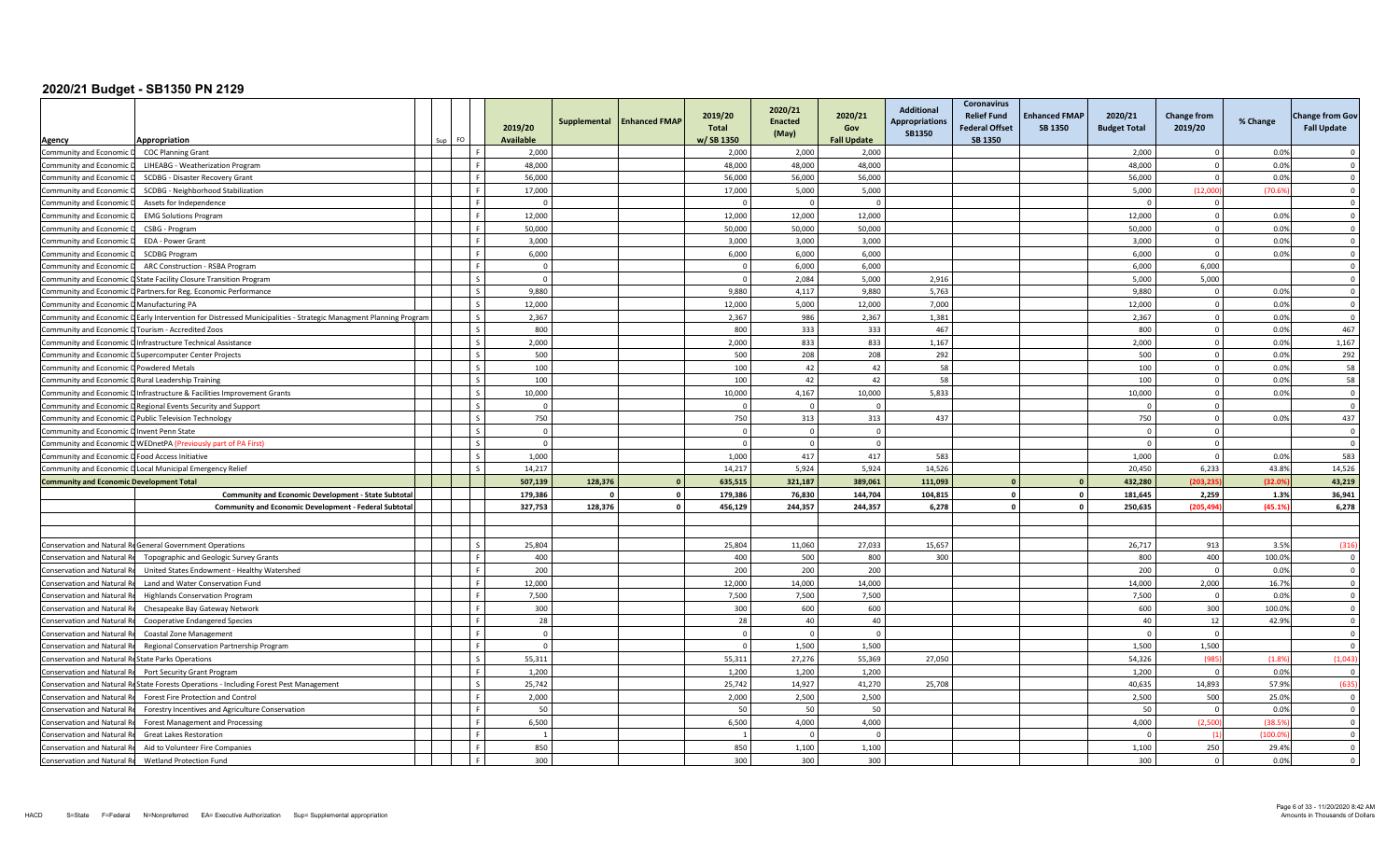# 2020/21 Budget - SB1350 PN 2129

| Agency | Appropriation | Sup | FO | | 2019/20 Available | Supplemental | Enhanced FMAP | 2019/20 Total w/ SB 1350 | 2020/21 Enacted (May) | 2020/21 Gov Fall Update | Additional Appropriations SB1350 | Coronavirus Relief Fund Federal Offset SB 1350 | Enhanced FMAP SB 1350 | 2020/21 Budget Total | Change from 2019/20 | % Change | Change from Gov Fall Update |
|---|---|---|---|---|---|---|---|---|---|---|---|---|---|---|---|---|---|
| Community and Economic D | COC Planning Grant | | | F | 2,000 | | | 2,000 | 2,000 | 2,000 | | | | 2,000 | 0 | 0.0% | 0 |
| Community and Economic D | LIHEABG - Weatherization Program | | | F | 48,000 | | | 48,000 | 48,000 | 48,000 | | | | 48,000 | 0 | 0.0% | 0 |
| Community and Economic D | SCDBG - Disaster Recovery Grant | | | F | 56,000 | | | 56,000 | 56,000 | 56,000 | | | | 56,000 | 0 | 0.0% | 0 |
| Community and Economic D | SCDBG - Neighborhood Stabilization | | | F | 17,000 | | | 17,000 | 5,000 | 5,000 | | | | 5,000 | (12,000) | (70.6%) | 0 |
| Community and Economic D | Assets for Independence | | | F | 0 | | | 0 | 0 | 0 | | | | 0 | 0 | | 0 |
| Community and Economic D | EMG Solutions Program | | | F | 12,000 | | | 12,000 | 12,000 | 12,000 | | | | 12,000 | 0 | 0.0% | 0 |
| Community and Economic D | CSBG - Program | | | F | 50,000 | | | 50,000 | 50,000 | 50,000 | | | | 50,000 | 0 | 0.0% | 0 |
| Community and Economic D | EDA - Power Grant | | | F | 3,000 | | | 3,000 | 3,000 | 3,000 | | | | 3,000 | 0 | 0.0% | 0 |
| Community and Economic D | SCDBG Program | | | F | 6,000 | | | 6,000 | 6,000 | 6,000 | | | | 6,000 | 0 | 0.0% | 0 |
| Community and Economic D | ARC Construction - RSBA Program | | | F | 0 | | | 0 | 6,000 | 6,000 | | | | 6,000 | 6,000 | | 0 |
| Community and Economic D | State Facility Closure Transition Program | | | S | 0 | | | 0 | 2,084 | 5,000 | 2,916 | | | 5,000 | 5,000 | | 0 |
| Community and Economic D | Partners.for Reg. Economic Performance | | | S | 9,880 | | | 9,880 | 4,117 | 9,880 | 5,763 | | | 9,880 | 0 | 0.0% | 0 |
| Community and Economic D | Manufacturing PA | | | S | 12,000 | | | 12,000 | 5,000 | 12,000 | 7,000 | | | 12,000 | 0 | 0.0% | 0 |
| Community and Economic D | Early Intervention for Distressed Municipalities - Strategic Managment Planning Program | | | S | 2,367 | | | 2,367 | 986 | 2,367 | 1,381 | | | 2,367 | 0 | 0.0% | 0 |
| Community and Economic D | Tourism - Accredited Zoos | | | S | 800 | | | 800 | 333 | 333 | 467 | | | 800 | 0 | 0.0% | 467 |
| Community and Economic D | Infrastructure Technical Assistance | | | S | 2,000 | | | 2,000 | 833 | 833 | 1,167 | | | 2,000 | 0 | 0.0% | 1,167 |
| Community and Economic D | Supercomputer Center Projects | | | S | 500 | | | 500 | 208 | 208 | 292 | | | 500 | 0 | 0.0% | 292 |
| Community and Economic D | Powdered Metals | | | S | 100 | | | 100 | 42 | 42 | 58 | | | 100 | 0 | 0.0% | 58 |
| Community and Economic D | Rural Leadership Training | | | S | 100 | | | 100 | 42 | 42 | 58 | | | 100 | 0 | 0.0% | 58 |
| Community and Economic D | Infrastructure & Facilities Improvement Grants | | | S | 10,000 | | | 10,000 | 4,167 | 10,000 | 5,833 | | | 10,000 | 0 | 0.0% | 0 |
| Community and Economic D | Regional Events Security and Support | | | S | 0 | | | 0 | 0 | 0 | | | | 0 | 0 | | 0 |
| Community and Economic D | Public Television Technology | | | S | 750 | | | 750 | 313 | 313 | 437 | | | 750 | 0 | 0.0% | 437 |
| Community and Economic D | Invent Penn State | | | S | 0 | | | 0 | 0 | 0 | | | | 0 | 0 | | 0 |
| Community and Economic D | WEDnetPA (Previously part of PA First) | | | S | 0 | | | 0 | 0 | 0 | | | | 0 | 0 | | 0 |
| Community and Economic D | Food Access Initiative | | | S | 1,000 | | | 1,000 | 417 | 417 | 583 | | | 1,000 | 0 | 0.0% | 583 |
| Community and Economic D | Local Municipal Emergency Relief | | | S | 14,217 | | | 14,217 | 5,924 | 5,924 | 14,526 | | | 20,450 | 6,233 | 43.8% | 14,526 |
| **Community and Economic Development Total** | | | | | **507,139** | **128,376** | **0** | **635,515** | **321,187** | **389,061** | **111,093** | **0** | **0** | **432,280** | **(203,235)** | **(32.0%)** | **43,219** |
| | **Community and Economic Development - State Subtotal** | | | | **179,386** | **0** | **0** | **179,386** | **76,830** | **144,704** | **104,815** | **0** | **0** | **181,645** | **2,259** | **1.3%** | **36,941** |
| | **Community and Economic Development - Federal Subtotal** | | | | **327,753** | **128,376** | **0** | **456,129** | **244,357** | **244,357** | **6,278** | **0** | **0** | **250,635** | **(205,494)** | **(45.1%)** | **6,278** |
| Conservation and Natural Re | General Government Operations | | | S | 25,804 | | | 25,804 | 11,060 | 27,033 | 15,657 | | | 26,717 | 913 | 3.5% | (316) |
| Conservation and Natural Re | Topographic and Geologic Survey Grants | | | F | 400 | | | 400 | 500 | 800 | 300 | | | 800 | 400 | 100.0% | 0 |
| Conservation and Natural Re | United States Endowment - Healthy Watershed | | | F | 200 | | | 200 | 200 | 200 | | | | 200 | 0 | 0.0% | 0 |
| Conservation and Natural Re | Land and Water Conservation Fund | | | F | 12,000 | | | 12,000 | 14,000 | 14,000 | | | | 14,000 | 2,000 | 16.7% | 0 |
| Conservation and Natural Re | Highlands Conservation Program | | | F | 7,500 | | | 7,500 | 7,500 | 7,500 | | | | 7,500 | 0 | 0.0% | 0 |
| Conservation and Natural Re | Chesapeake Bay Gateway Network | | | F | 300 | | | 300 | 600 | 600 | | | | 600 | 300 | 100.0% | 0 |
| Conservation and Natural Re | Cooperative Endangered Species | | | F | 28 | | | 28 | 40 | 40 | | | | 40 | 12 | 42.9% | 0 |
| Conservation and Natural Re | Coastal Zone Management | | | F | 0 | | | 0 | 0 | 0 | | | | 0 | 0 | | 0 |
| Conservation and Natural Re | Regional Conservation Partnership Program | | | F | 0 | | | 0 | 1,500 | 1,500 | | | | 1,500 | 1,500 | | 0 |
| Conservation and Natural Re | State Parks Operations | | | S | 55,311 | | | 55,311 | 27,276 | 55,369 | 27,050 | | | 54,326 | (985) | (1.8%) | (1,043) |
| Conservation and Natural Re | Port Security Grant Program | | | F | 1,200 | | | 1,200 | 1,200 | 1,200 | | | | 1,200 | 0 | 0.0% | 0 |
| Conservation and Natural Re | State Forests Operations - Including Forest Pest Management | | | S | 25,742 | | | 25,742 | 14,927 | 41,270 | 25,708 | | | 40,635 | 14,893 | 57.9% | (635) |
| Conservation and Natural Re | Forest Fire Protection and Control | | | F | 2,000 | | | 2,000 | 2,500 | 2,500 | | | | 2,500 | 500 | 25.0% | 0 |
| Conservation and Natural Re | Forestry Incentives and Agriculture Conservation | | | F | 50 | | | 50 | 50 | 50 | | | | 50 | 0 | 0.0% | 0 |
| Conservation and Natural Re | Forest Management and Processing | | | F | 6,500 | | | 6,500 | 4,000 | 4,000 | | | | 4,000 | (2,500) | (38.5%) | 0 |
| Conservation and Natural Re | Great Lakes Restoration | | | F | 1 | | | 1 | 0 | 0 | | | | 0 | (1) | (100.0%) | 0 |
| Conservation and Natural Re | Aid to Volunteer Fire Companies | | | F | 850 | | | 850 | 1,100 | 1,100 | | | | 1,100 | 250 | 29.4% | 0 |
| Conservation and Natural Re | Wetland Protection Fund | | | F | 300 | | | 300 | 300 | 300 | | | | 300 | 0 | 0.0% | 0 |

HACD S=State F=Federal N=Nonpreferred EA= Executive Authorization Sup= Supplemental appropriation

Amounts in Thousands of Dollars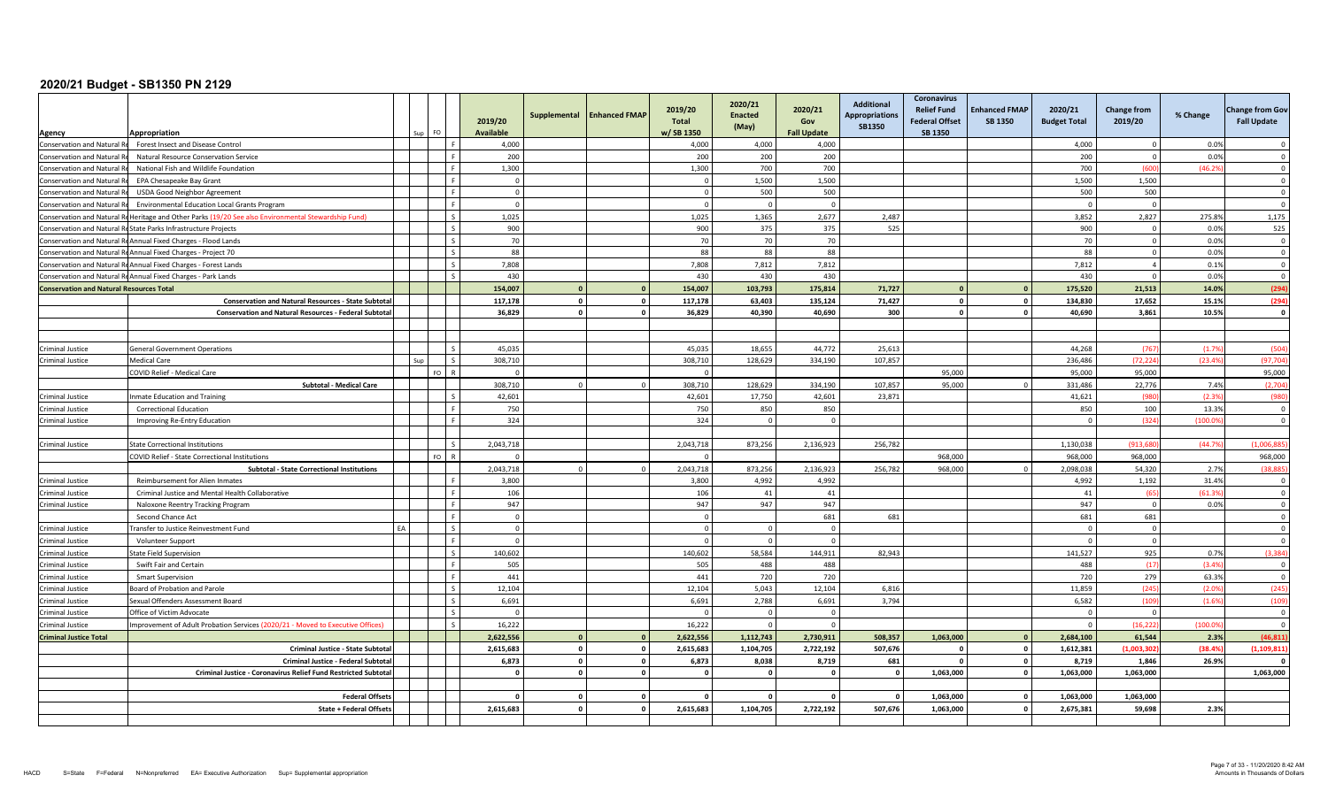# 2020/21 Budget - SB1350 PN 2129

| Agency | Appropriation | | Sup | FO | | 2019/20 Available | Supplemental | Enhanced FMAP | 2019/20 Total w/ SB 1350 | 2020/21 Enacted (May) | 2020/21 Gov Fall Update | Additional Appropriations SB1350 | Coronavirus Relief Fund Federal Offset SB 1350 | Enhanced FMAP SB 1350 | 2020/21 Budget Total | Change from 2019/20 | % Change | Change from Gov Fall Update |
|---|---|---|---|---|---|---|---|---|---|---|---|---|---|---|---|---|---|---|
| Conservation and Natural Re | Forest Insect and Disease Control | | | | F | 4,000 | | | 4,000 | 4,000 | 4,000 | | | | 4,000 | 0 | 0.0% | 0 |
| Conservation and Natural Re | Natural Resource Conservation Service | | | | F | 200 | | | 200 | 200 | 200 | | | | 200 | 0 | 0.0% | 0 |
| Conservation and Natural Re | National Fish and Wildlife Foundation | | | | F | 1,300 | | | 1,300 | 700 | 700 | | | | 700 | (600) | (46.2%) | 0 |
| Conservation and Natural Re | EPA Chesapeake Bay Grant | | | | F | 0 | | | 0 | 1,500 | 1,500 | | | | 1,500 | 1,500 | | 0 |
| Conservation and Natural Re | USDA Good Neighbor Agreement | | | | F | 0 | | | 0 | 500 | 500 | | | | 500 | 500 | | 0 |
| Conservation and Natural Re | Environmental Education Local Grants Program | | | | F | 0 | | | 0 | 0 | 0 | | | | 0 | 0 | | 0 |
| Conservation and Natural Re | Heritage and Other Parks (19/20 See also Environmental Stewardship Fund) | | | | S | 1,025 | | | 1,025 | 1,365 | 2,677 | 2,487 | | | 3,852 | 2,827 | 275.8% | 1,175 |
| Conservation and Natural Re | State Parks Infrastructure Projects | | | | S | 900 | | | 900 | 375 | 375 | 525 | | | 900 | 0 | 0.0% | 525 |
| Conservation and Natural Re | Annual Fixed Charges - Flood Lands | | | | S | 70 | | | 70 | 70 | 70 | | | | 70 | 0 | 0.0% | 0 |
| Conservation and Natural Re | Annual Fixed Charges - Project 70 | | | | S | 88 | | | 88 | 88 | 88 | | | | 88 | 0 | 0.0% | 0 |
| Conservation and Natural Re | Annual Fixed Charges - Forest Lands | | | | S | 7,808 | | | 7,808 | 7,812 | 7,812 | | | | 7,812 | 4 | 0.1% | 0 |
| Conservation and Natural Re | Annual Fixed Charges - Park Lands | | | | S | 430 | | | 430 | 430 | 430 | | | | 430 | 0 | 0.0% | 0 |
| **Conservation and Natural Resources Total** | | | | | | **154,007** | **0** | **0** | **154,007** | **103,793** | **175,814** | **71,727** | **0** | **0** | **175,520** | **21,513** | **14.0%** | **(294)** |
| | **Conservation and Natural Resources - State Subtotal** | | | | | **117,178** | **0** | **0** | **117,178** | **63,403** | **135,124** | **71,427** | **0** | **0** | **134,830** | **17,652** | **15.1%** | **(294)** |
| | **Conservation and Natural Resources - Federal Subtotal** | | | | | **36,829** | **0** | **0** | **36,829** | **40,390** | **40,690** | **300** | **0** | **0** | **40,690** | **3,861** | **10.5%** | **0** |
| | | | | | | | | | | | | | | | | | | |
| Criminal Justice | General Government Operations | | | | S | 45,035 | | | 45,035 | 18,655 | 44,772 | 25,613 | | | 44,268 | (767) | (1.7%) | (504) |
| Criminal Justice | Medical Care | | Sup | | S | 308,710 | | | 308,710 | 128,629 | 334,190 | 107,857 | | | 236,486 | (72,224) | (23.4%) | (97,704) |
| | COVID Relief - Medical Care | | | FO | R | 0 | | | 0 | | | | 95,000 | | 95,000 | 95,000 | | 95,000 |
| | **Subtotal - Medical Care** | | | | | 308,710 | 0 | 0 | 308,710 | 128,629 | 334,190 | 107,857 | 95,000 | 0 | 331,486 | 22,776 | 7.4% | (2,704) |
| Criminal Justice | Inmate Education and Training | | | | S | 42,601 | | | 42,601 | 17,750 | 42,601 | 23,871 | | | 41,621 | (980) | (2.3%) | (980) |
| Criminal Justice | Correctional Education | | | | F | 750 | | | 750 | 850 | 850 | | | | 850 | 100 | 13.3% | 0 |
| Criminal Justice | Improving Re-Entry Education | | | | F | 324 | | | 324 | 0 | 0 | | | | 0 | (324) | (100.0%) | 0 |
| | | | | | | | | | | | | | | | | | | |
| Criminal Justice | State Correctional Institutions | | | | S | 2,043,718 | | | 2,043,718 | 873,256 | 2,136,923 | 256,782 | | | 1,130,038 | (913,680) | (44.7%) | (1,006,885) |
| | COVID Relief - State Correctional Institutions | | | FO | R | 0 | | | 0 | | | | 968,000 | | 968,000 | 968,000 | | 968,000 |
| | **Subtotal - State Correctional Institutions** | | | | | 2,043,718 | 0 | 0 | 2,043,718 | 873,256 | 2,136,923 | 256,782 | 968,000 | 0 | 2,098,038 | 54,320 | 2.7% | (38,885) |
| Criminal Justice | Reimbursement for Alien Inmates | | | | F | 3,800 | | | 3,800 | 4,992 | 4,992 | | | | 4,992 | 1,192 | 31.4% | 0 |
| Criminal Justice | Criminal Justice and Mental Health Collaborative | | | | F | 106 | | | 106 | 41 | 41 | | | | 41 | (65) | (61.3%) | 0 |
| Criminal Justice | Naloxone Reentry Tracking Program | | | | F | 947 | | | 947 | 947 | 947 | | | | 947 | 0 | 0.0% | 0 |
| | Second Chance Act | | | | F | 0 | | | 0 | | 681 | 681 | | | 681 | 681 | | 0 |
| Criminal Justice | Transfer to Justice Reinvestment Fund | EA | | | S | 0 | | | 0 | 0 | 0 | | | | 0 | 0 | | 0 |
| Criminal Justice | Volunteer Support | | | | F | 0 | | | 0 | 0 | 0 | | | | 0 | 0 | | 0 |
| Criminal Justice | State Field Supervision | | | | S | 140,602 | | | 140,602 | 58,584 | 144,911 | 82,943 | | | 141,527 | 925 | 0.7% | (3,384) |
| Criminal Justice | Swift Fair and Certain | | | | F | 505 | | | 505 | 488 | 488 | | | | 488 | (17) | (3.4%) | 0 |
| Criminal Justice | Smart Supervision | | | | F | 441 | | | 441 | 720 | 720 | | | | 720 | 279 | 63.3% | 0 |
| Criminal Justice | Board of Probation and Parole | | | | S | 12,104 | | | 12,104 | 5,043 | 12,104 | 6,816 | | | 11,859 | (245) | (2.0%) | (245) |
| Criminal Justice | Sexual Offenders Assessment Board | | | | S | 6,691 | | | 6,691 | 2,788 | 6,691 | 3,794 | | | 6,582 | (109) | (1.6%) | (109) |
| Criminal Justice | Office of Victim Advocate | | | | S | 0 | | | 0 | 0 | 0 | | | | 0 | 0 | | 0 |
| Criminal Justice | Improvement of Adult Probation Services (2020/21 - Moved to Executive Offices) | | | | S | 16,222 | | | 16,222 | 0 | 0 | | | | 0 | (16,222) | (100.0%) | 0 |
| **Criminal Justice Total** | | | | | | **2,622,556** | **0** | **0** | **2,622,556** | **1,112,743** | **2,730,911** | **508,357** | **1,063,000** | **0** | **2,684,100** | **61,544** | **2.3%** | **(46,811)** |
| | **Criminal Justice - State Subtotal** | | | | | **2,615,683** | **0** | **0** | **2,615,683** | **1,104,705** | **2,722,192** | **507,676** | **0** | **0** | **1,612,381** | **(1,003,302)** | **(38.4%)** | **(1,109,811)** |
| | **Criminal Justice - Federal Subtotal** | | | | | **6,873** | **0** | **0** | **6,873** | **8,038** | **8,719** | **681** | **0** | **0** | **8,719** | **1,846** | **26.9%** | **0** |
| | **Criminal Justice - Coronavirus Relief Fund Restricted Subtotal** | | | | | **0** | **0** | **0** | **0** | **0** | **0** | **0** | **1,063,000** | **0** | **1,063,000** | **1,063,000** | | **1,063,000** |
| | | | | | | | | | | | | | | | | | | |
| | **Federal Offsets** | | | | | **0** | **0** | **0** | **0** | **0** | **0** | **0** | **1,063,000** | **0** | **1,063,000** | **1,063,000** | | |
| | **State + Federal Offsets** | | | | | **2,615,683** | **0** | **0** | **2,615,683** | **1,104,705** | **2,722,192** | **507,676** | **1,063,000** | **0** | **2,675,381** | **59,698** | **2.3%** | |

HACD S=State F=Federal N=Nonpreferred EA= Executive Authorization Sup= Supplemental appropriation

Amounts in Thousands of Dollars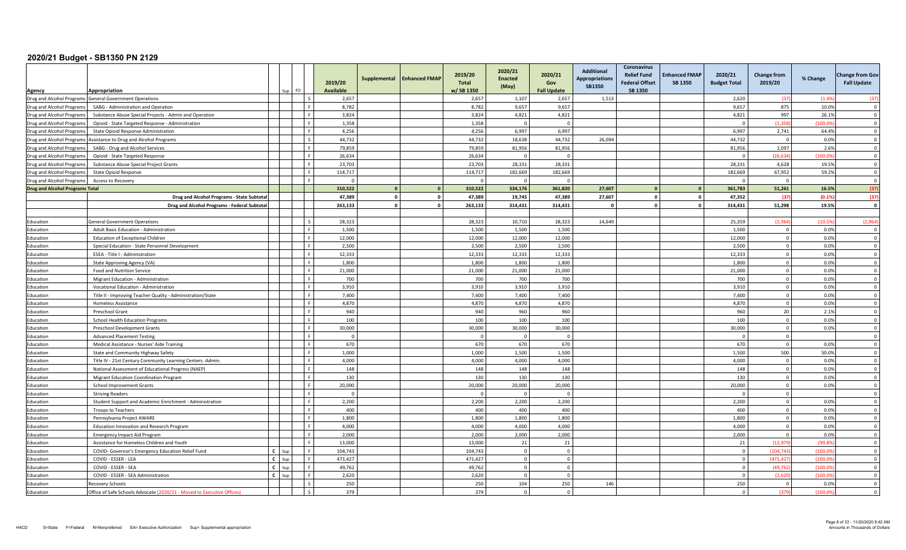# 2020/21 Budget - SB1350 PN 2129

| Agency | Appropriation | | Sup | FO | 2019/20 Available | Supplemental | Enhanced FMAP | 2019/20 Total w/ SB 1350 | 2020/21 Enacted (May) | 2020/21 Gov Fall Update | Additional Appropriations SB1350 | Coronavirus Relief Fund Federal Offset SB 1350 | Enhanced FMAP SB 1350 | 2020/21 Budget Total | Change from 2019/20 | % Change | Change from Gov Fall Update |
|---|---|---|---|---|---|---|---|---|---|---|---|---|---|---|---|---|---|
| Drug and Alcohol Programs | General Government Operations | | | S | 2,657 | | | 2,657 | 1,107 | 2,657 | 1,513 | | | 2,620 | (37) | (1.4%) | (37) |
| Drug and Alcohol Programs | SABG - Administration and Operation | | | F | 8,782 | | | 8,782 | 9,657 | 9,657 | | | | 9,657 | 875 | 10.0% | 0 |
| Drug and Alcohol Programs | Substance Abuse Special Projects - Admin and Operation | | | F | 3,824 | | | 3,824 | 4,821 | 4,821 | | | | 4,821 | 997 | 26.1% | 0 |
| Drug and Alcohol Programs | Opioid - State Targeted Response - Administration | | | F | 1,358 | | | 1,358 | 0 | 0 | | | | 0 | (1,358) | (100.0%) | 0 |
| Drug and Alcohol Programs | State Opioid Response Administration | | | F | 4,256 | | | 4,256 | 6,997 | 6,997 | | | | 6,997 | 2,741 | 64.4% | 0 |
| Drug and Alcohol Programs | Assistance to Drug and Alcohol Programs | | | S | 44,732 | | | 44,732 | 18,638 | 44,732 | 26,094 | | | 44,732 | 0 | 0.0% | 0 |
| Drug and Alcohol Programs | SABG - Drug and Alcohol Services | | | F | 79,859 | | | 79,859 | 81,956 | 81,956 | | | | 81,956 | 2,097 | 2.6% | 0 |
| Drug and Alcohol Programs | Opioid - State Targeted Response | | | F | 26,634 | | | 26,634 | 0 | 0 | | | | 0 | (26,634) | (100.0%) | 0 |
| Drug and Alcohol Programs | Substance Abuse Special Project Grants | | | F | 23,703 | | | 23,703 | 28,331 | 28,331 | | | | 28,331 | 4,628 | 19.5% | 0 |
| Drug and Alcohol Programs | State Opioid Response | | | F | 114,717 | | | 114,717 | 182,669 | 182,669 | | | | 182,669 | 67,952 | 59.2% | 0 |
| Drug and Alcohol Programs | Access to Recovery | | | F | 0 | | | 0 | 0 | 0 | | | | 0 | 0 | | 0 |
| **Drug and Alcohol Programs Total** | | | | | **310,522** | **0** | **0** | **310,522** | **334,176** | **361,820** | **27,607** | **0** | **0** | **361,783** | **51,261** | **16.5%** | **(37)** |
| | **Drug and Alcohol Programs - State Subtotal** | | | | **47,389** | **0** | **0** | **47,389** | **19,745** | **47,389** | **27,607** | **0** | **0** | **47,352** | **(37)** | **(0.1%)** | **(37)** |
| | **Drug and Alcohol Programs - Federal Subtotal** | | | | **263,133** | **0** | **0** | **263,133** | **314,431** | **314,431** | **0** | **0** | **0** | **314,431** | **51,298** | **19.5%** | **0** |
| | | | | | | | | | | | | | | | | | |
| Education | General Government Operations | | | S | 28,323 | | | 28,323 | 10,710 | 28,323 | 14,649 | | | 25,359 | (2,964) | (10.5%) | (2,964) |
| Education | Adult Basic Education - Administration | | | F | 1,500 | | | 1,500 | 1,500 | 1,500 | | | | 1,500 | 0 | 0.0% | 0 |
| Education | Education of Exceptional Children | | | F | 12,000 | | | 12,000 | 12,000 | 12,000 | | | | 12,000 | 0 | 0.0% | 0 |
| Education | Special Education - State Personnel Development | | | F | 2,500 | | | 2,500 | 2,500 | 2,500 | | | | 2,500 | 0 | 0.0% | 0 |
| Education | ESEA - Title I - Administration | | | F | 12,333 | | | 12,333 | 12,333 | 12,333 | | | | 12,333 | 0 | 0.0% | 0 |
| Education | State Approving Agency (VA) | | | F | 1,800 | | | 1,800 | 1,800 | 1,800 | | | | 1,800 | 0 | 0.0% | 0 |
| Education | Food and Nutrition Service | | | F | 21,000 | | | 21,000 | 21,000 | 21,000 | | | | 21,000 | 0 | 0.0% | 0 |
| Education | Migrant Education - Administration | | | F | 700 | | | 700 | 700 | 700 | | | | 700 | 0 | 0.0% | 0 |
| Education | Vocational Education - Administration | | | F | 3,910 | | | 3,910 | 3,910 | 3,910 | | | | 3,910 | 0 | 0.0% | 0 |
| Education | Title II - Improving Teacher Quality - Administration/State | | | F | 7,400 | | | 7,400 | 7,400 | 7,400 | | | | 7,400 | 0 | 0.0% | 0 |
| Education | Homeless Assistance | | | F | 4,870 | | | 4,870 | 4,870 | 4,870 | | | | 4,870 | 0 | 0.0% | 0 |
| Education | Preschool Grant | | | F | 940 | | | 940 | 960 | 960 | | | | 960 | 20 | 2.1% | 0 |
| Education | School Health Education Programs | | | F | 100 | | | 100 | 100 | 100 | | | | 100 | 0 | 0.0% | 0 |
| Education | Preschool Development Grants | | | F | 30,000 | | | 30,000 | 30,000 | 30,000 | | | | 30,000 | 0 | 0.0% | 0 |
| Education | Advanced Placement Testing | | | F | 0 | | | 0 | 0 | 0 | | | | 0 | 0 | | 0 |
| Education | Medical Assistance - Nurses' Aide Training | | | F | 670 | | | 670 | 670 | 670 | | | | 670 | 0 | 0.0% | 0 |
| Education | State and Community Highway Safety | | | F | 1,000 | | | 1,000 | 1,500 | 1,500 | | | | 1,500 | 500 | 50.0% | 0 |
| Education | Title IV - 21st Century Community Learning Centers -Admin. | | | F | 4,000 | | | 4,000 | 4,000 | 4,000 | | | | 4,000 | 0 | 0.0% | 0 |
| Education | National Assessment of Educational Progress (NAEP) | | | F | 148 | | | 148 | 148 | 148 | | | | 148 | 0 | 0.0% | 0 |
| Education | Migrant Education Coordination Program | | | F | 130 | | | 130 | 130 | 130 | | | | 130 | 0 | 0.0% | 0 |
| Education | School Improvement Grants | | | F | 20,000 | | | 20,000 | 20,000 | 20,000 | | | | 20,000 | 0 | 0.0% | 0 |
| Education | Striving Readers | | | F | 0 | | | 0 | 0 | 0 | | | | 0 | 0 | | 0 |
| Education | Student Support and Academic Enrichment - Administration | | | F | 2,200 | | | 2,200 | 2,200 | 2,200 | | | | 2,200 | 0 | 0.0% | 0 |
| Education | Troops to Teachers | | | F | 400 | | | 400 | 400 | 400 | | | | 400 | 0 | 0.0% | 0 |
| Education | Pennsylvania Project AWARE | | | F | 1,800 | | | 1,800 | 1,800 | 1,800 | | | | 1,800 | 0 | 0.0% | 0 |
| Education | Education Innovation and Research Program | | | F | 4,000 | | | 4,000 | 4,000 | 4,000 | | | | 4,000 | 0 | 0.0% | 0 |
| Education | Emergency Impact Aid Program | | | F | 2,000 | | | 2,000 | 2,000 | 2,000 | | | | 2,000 | 0 | 0.0% | 0 |
| Education | Assistance for Homeless Children and Youth | | | F | 13,000 | | | 13,000 | 21 | 21 | | | | 21 | (12,979) | (99.8%) | 0 |
| Education | COVID- Governor's Emergency Education Relief Fund | C | Sup | F | 104,743 | | | 104,743 | 0 | 0 | | | | 0 | (104,743) | (100.0%) | 0 |
| Education | COVID - ESSER - LEA | C | Sup | F | 471,427 | | | 471,427 | 0 | 0 | | | | 0 | (471,427) | (100.0%) | 0 |
| Education | COVID - ESSER - SEA | C | Sup | F | 49,762 | | | 49,762 | 0 | 0 | | | | 0 | (49,762) | (100.0%) | 0 |
| Education | COVID - ESSER - SEA Administration | C | Sup | F | 2,620 | | | 2,620 | 0 | 0 | | | | 0 | (2,620) | (100.0%) | 0 |
| Education | Recovery Schools | | | S | 250 | | | 250 | 104 | 250 | 146 | | | 250 | 0 | 0.0% | 0 |
| Education | Office of Safe Schools Advocate (2020/21 - Moved to Executive Offices) | | | S | 379 | | | 379 | 0 | 0 | | | | 0 | (379) | (100.0%) | 0 |

HACD S=State F=Federal N=Nonpreferred EA= Executive Authorization Sup= Supplemental appropriation

Amounts in Thousands of Dollars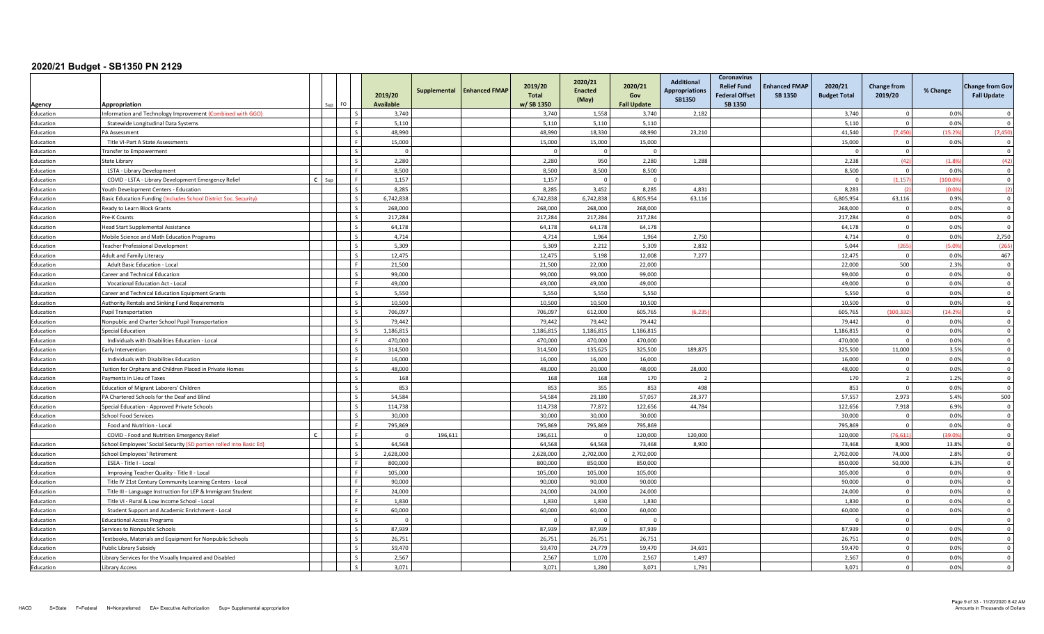# 2020/21 Budget - SB1350 PN 2129

| Agency | Appropriation | Sup | FO | | 2019/20 Available | Supplemental | Enhanced FMAP | 2019/20 Total w/ SB 1350 | 2020/21 Enacted (May) | 2020/21 Gov Fall Update | Additional Appropriations SB1350 | Coronavirus Relief Fund Federal Offset SB 1350 | Enhanced FMAP SB 1350 | 2020/21 Budget Total | Change from 2019/20 | % Change | Change from Gov Fall Update |
|---|---|---|---|---|---|---|---|---|---|---|---|---|---|---|---|---|---|
| Education | Information and Technology Improvement (Combined with GGO) | | | S | 3,740 | | | 3,740 | 1,558 | 3,740 | 2,182 | | | 3,740 | 0 | 0.0% | 0 |
| Education | Statewide Longitudinal Data Systems | | | F | 5,110 | | | 5,110 | 5,110 | 5,110 | | | | 5,110 | 0 | 0.0% | 0 |
| Education | PA Assessment | | | S | 48,990 | | | 48,990 | 18,330 | 48,990 | 23,210 | | | 41,540 | (7,450) | (15.2%) | (7,450) |
| Education | Title VI-Part A State Assessments | | | F | 15,000 | | | 15,000 | 15,000 | 15,000 | | | | 15,000 | 0 | 0.0% | 0 |
| Education | Transfer to Empowerment | | | S | 0 | | | 0 | 0 | 0 | | | | 0 | 0 | | 0 |
| Education | State Library | | | S | 2,280 | | | 2,280 | 950 | 2,280 | 1,288 | | | 2,238 | (42) | (1.8%) | (42) |
| Education | LSTA - Library Development | | | F | 8,500 | | | 8,500 | 8,500 | 8,500 | | | | 8,500 | 0 | 0.0% | 0 |
| Education | COVID - LSTA - Library Development Emergency Relief | C | Sup | F | 1,157 | | | 1,157 | 0 | 0 | | | | 0 | (1,157) | (100.0%) | 0 |
| Education | Youth Development Centers - Education | | | S | 8,285 | | | 8,285 | 3,452 | 8,285 | 4,831 | | | 8,283 | (2) | (0.0%) | (2) |
| Education | Basic Education Funding (Includes School District Soc. Security) | | | S | 6,742,838 | | | 6,742,838 | 6,742,838 | 6,805,954 | 63,116 | | | 6,805,954 | 63,116 | 0.9% | 0 |
| Education | Ready to Learn Block Grants | | | S | 268,000 | | | 268,000 | 268,000 | 268,000 | | | | 268,000 | 0 | 0.0% | 0 |
| Education | Pre-K Counts | | | S | 217,284 | | | 217,284 | 217,284 | 217,284 | | | | 217,284 | 0 | 0.0% | 0 |
| Education | Head Start Supplemental Assistance | | | S | 64,178 | | | 64,178 | 64,178 | 64,178 | | | | 64,178 | 0 | 0.0% | 0 |
| Education | Mobile Science and Math Education Programs | | | S | 4,714 | | | 4,714 | 1,964 | 1,964 | 2,750 | | | 4,714 | 0 | 0.0% | 2,750 |
| Education | Teacher Professional Development | | | S | 5,309 | | | 5,309 | 2,212 | 5,309 | 2,832 | | | 5,044 | (265) | (5.0%) | (265) |
| Education | Adult and Family Literacy | | | S | 12,475 | | | 12,475 | 5,198 | 12,008 | 7,277 | | | 12,475 | 0 | 0.0% | 467 |
| Education | Adult Basic Education - Local | | | F | 21,500 | | | 21,500 | 22,000 | 22,000 | | | | 22,000 | 500 | 2.3% | 0 |
| Education | Career and Technical Education | | | S | 99,000 | | | 99,000 | 99,000 | 99,000 | | | | 99,000 | 0 | 0.0% | 0 |
| Education | Vocational Education Act - Local | | | F | 49,000 | | | 49,000 | 49,000 | 49,000 | | | | 49,000 | 0 | 0.0% | 0 |
| Education | Career and Technical Education Equipment Grants | | | S | 5,550 | | | 5,550 | 5,550 | 5,550 | | | | 5,550 | 0 | 0.0% | 0 |
| Education | Authority Rentals and Sinking Fund Requirements | | | S | 10,500 | | | 10,500 | 10,500 | 10,500 | | | | 10,500 | 0 | 0.0% | 0 |
| Education | Pupil Transportation | | | S | 706,097 | | | 706,097 | 612,000 | 605,765 | (6,235) | | | 605,765 | (100,332) | (14.2%) | 0 |
| Education | Nonpublic and Charter School Pupil Transportation | | | S | 79,442 | | | 79,442 | 79,442 | 79,442 | | | | 79,442 | 0 | 0.0% | 0 |
| Education | Special Education | | | S | 1,186,815 | | | 1,186,815 | 1,186,815 | 1,186,815 | | | | 1,186,815 | 0 | 0.0% | 0 |
| Education | Individuals with Disabilities Education - Local | | | F | 470,000 | | | 470,000 | 470,000 | 470,000 | | | | 470,000 | 0 | 0.0% | 0 |
| Education | Early Intervention | | | S | 314,500 | | | 314,500 | 135,625 | 325,500 | 189,875 | | | 325,500 | 11,000 | 3.5% | 0 |
| Education | Individuals with Disabilities Education | | | F | 16,000 | | | 16,000 | 16,000 | 16,000 | | | | 16,000 | 0 | 0.0% | 0 |
| Education | Tuition for Orphans and Children Placed in Private Homes | | | S | 48,000 | | | 48,000 | 20,000 | 48,000 | 28,000 | | | 48,000 | 0 | 0.0% | 0 |
| Education | Payments in Lieu of Taxes | | | S | 168 | | | 168 | 168 | 170 | 2 | | | 170 | 2 | 1.2% | 0 |
| Education | Education of Migrant Laborers' Children | | | S | 853 | | | 853 | 355 | 853 | 498 | | | 853 | 0 | 0.0% | 0 |
| Education | PA Chartered Schools for the Deaf and Blind | | | S | 54,584 | | | 54,584 | 29,180 | 57,057 | 28,377 | | | 57,557 | 2,973 | 5.4% | 500 |
| Education | Special Education - Approved Private Schools | | | S | 114,738 | | | 114,738 | 77,872 | 122,656 | 44,784 | | | 122,656 | 7,918 | 6.9% | 0 |
| Education | School Food Services | | | S | 30,000 | | | 30,000 | 30,000 | 30,000 | | | | 30,000 | 0 | 0.0% | 0 |
| Education | Food and Nutrition - Local | | | F | 795,869 | | | 795,869 | 795,869 | 795,869 | | | | 795,869 | 0 | 0.0% | 0 |
| | COVID - Food and Nutrition Emergency Relief | C | | F | 0 | 196,611 | | 196,611 | 0 | 120,000 | 120,000 | | | 120,000 | (76,611) | (39.0%) | 0 |
| Education | School Employees' Social Security (SD portion rolled into Basic Ed) | | | S | 64,568 | | | 64,568 | 64,568 | 73,468 | 8,900 | | | 73,468 | 8,900 | 13.8% | 0 |
| Education | School Employees' Retirement | | | S | 2,628,000 | | | 2,628,000 | 2,702,000 | 2,702,000 | | | | 2,702,000 | 74,000 | 2.8% | 0 |
| Education | ESEA - Title I - Local | | | F | 800,000 | | | 800,000 | 850,000 | 850,000 | | | | 850,000 | 50,000 | 6.3% | 0 |
| Education | Improving Teacher Quality - Title II - Local | | | F | 105,000 | | | 105,000 | 105,000 | 105,000 | | | | 105,000 | 0 | 0.0% | 0 |
| Education | Title IV 21st Century Community Learning Centers - Local | | | F | 90,000 | | | 90,000 | 90,000 | 90,000 | | | | 90,000 | 0 | 0.0% | 0 |
| Education | Title III - Language Instruction for LEP & Immigrant Student | | | F | 24,000 | | | 24,000 | 24,000 | 24,000 | | | | 24,000 | 0 | 0.0% | 0 |
| Education | Title VI - Rural & Low Income School - Local | | | F | 1,830 | | | 1,830 | 1,830 | 1,830 | | | | 1,830 | 0 | 0.0% | 0 |
| Education | Student Support and Academic Enrichment - Local | | | F | 60,000 | | | 60,000 | 60,000 | 60,000 | | | | 60,000 | 0 | 0.0% | 0 |
| Education | Educational Access Programs | | | S | 0 | | | 0 | 0 | 0 | | | | 0 | 0 | | 0 |
| Education | Services to Nonpublic Schools | | | S | 87,939 | | | 87,939 | 87,939 | 87,939 | | | | 87,939 | 0 | 0.0% | 0 |
| Education | Textbooks, Materials and Equipment for Nonpublic Schools | | | S | 26,751 | | | 26,751 | 26,751 | 26,751 | | | | 26,751 | 0 | 0.0% | 0 |
| Education | Public Library Subsidy | | | S | 59,470 | | | 59,470 | 24,779 | 59,470 | 34,691 | | | 59,470 | 0 | 0.0% | 0 |
| Education | Library Services for the Visually Impaired and Disabled | | | S | 2,567 | | | 2,567 | 1,070 | 2,567 | 1,497 | | | 2,567 | 0 | 0.0% | 0 |
| Education | Library Access | | | S | 3,071 | | | 3,071 | 1,280 | 3,071 | 1,791 | | | 3,071 | 0 | 0.0% | 0 |

HACD S=State F=Federal N=Nonpreferred EA= Executive Authorization Sup= Supplemental appropriation

Amounts in Thousands of Dollars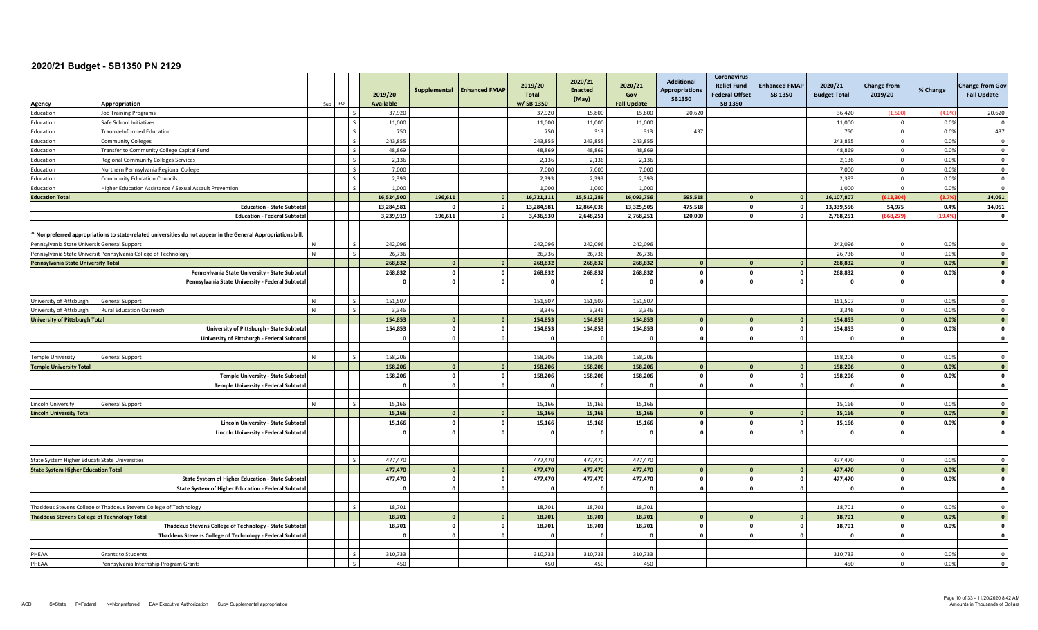# 2020/21 Budget - SB1350 PN 2129

| Agency | Appropriation | Sup | FO | | 2019/20 Available | Supplemental | Enhanced FMAP | 2019/20 Total w/ SB 1350 | 2020/21 Enacted (May) | 2020/21 Gov Fall Update | Additional Appropriations SB1350 | Coronavirus Relief Fund Federal Offset SB 1350 | Enhanced FMAP SB 1350 | 2020/21 Budget Total | Change from 2019/20 | % Change | Change from Gov Fall Update |
|---|---|---|---|---|---|---|---|---|---|---|---|---|---|---|---|---|---|
| Education | Job Training Programs | | | S | 37,920 | | | 37,920 | 15,800 | 15,800 | 20,620 | | | 36,420 | (1,500) | (4.0%) | 20,620 |
| Education | Safe School Initiatives | | | S | 11,000 | | | 11,000 | 11,000 | 11,000 | | | | 11,000 | 0 | 0.0% | 0 |
| Education | Trauma-Informed Education | | | S | 750 | | | 750 | 313 | 313 | 437 | | | 750 | 0 | 0.0% | 437 |
| Education | Community Colleges | | | S | 243,855 | | | 243,855 | 243,855 | 243,855 | | | | 243,855 | 0 | 0.0% | 0 |
| Education | Transfer to Community College Capital Fund | | | S | 48,869 | | | 48,869 | 48,869 | 48,869 | | | | 48,869 | 0 | 0.0% | 0 |
| Education | Regional Community Colleges Services | | | S | 2,136 | | | 2,136 | 2,136 | 2,136 | | | | 2,136 | 0 | 0.0% | 0 |
| Education | Northern Pennsylvania Regional College | | | S | 7,000 | | | 7,000 | 7,000 | 7,000 | | | | 7,000 | 0 | 0.0% | 0 |
| Education | Community Education Councils | | | S | 2,393 | | | 2,393 | 2,393 | 2,393 | | | | 2,393 | 0 | 0.0% | 0 |
| Education | Higher Education Assistance / Sexual Assault Prevention | | | S | 1,000 | | | 1,000 | 1,000 | 1,000 | | | | 1,000 | 0 | 0.0% | 0 |
| **Education Total** | | | | | **16,524,500** | **196,611** | **0** | **16,721,111** | **15,512,289** | **16,093,756** | **595,518** | **0** | **0** | **16,107,807** | **(613,304)** | **(3.7%)** | **14,051** |
| | **Education - State Subtotal** | | | | **13,284,581** | **0** | **0** | **13,284,581** | **12,864,038** | **13,325,505** | **475,518** | **0** | **0** | **13,339,556** | **54,975** | **0.4%** | **14,051** |
| | **Education - Federal Subtotal** | | | | **3,239,919** | **196,611** | **0** | **3,436,530** | **2,648,251** | **2,768,251** | **120,000** | **0** | **0** | **2,768,251** | **(668,279)** | **(19.4%)** | **0** |
| * Nonpreferred appropriations to state-related universities do not appear in the General Appropriations bill. | | | | | | | | | | | | | | | | | |
| Pennsylvania State University | General Support | N | | S | 242,096 | | | 242,096 | 242,096 | 242,096 | | | | 242,096 | 0 | 0.0% | 0 |
| Pennsylvania State University | Pennsylvania College of Technology | N | | S | 26,736 | | | 26,736 | 26,736 | 26,736 | | | | 26,736 | 0 | 0.0% | 0 |
| **Pennsylvania State University Total** | | | | | **268,832** | **0** | **0** | **268,832** | **268,832** | **268,832** | **0** | **0** | **0** | **268,832** | **0** | **0.0%** | **0** |
| | **Pennsylvania State University - State Subtotal** | | | | **268,832** | **0** | **0** | **268,832** | **268,832** | **268,832** | **0** | **0** | **0** | **268,832** | **0** | **0.0%** | **0** |
| | **Pennsylvania State University - Federal Subtotal** | | | | **0** | **0** | **0** | **0** | **0** | **0** | **0** | **0** | **0** | **0** | **0** | | **0** |
| University of Pittsburgh | General Support | N | | S | 151,507 | | | 151,507 | 151,507 | 151,507 | | | | 151,507 | 0 | 0.0% | 0 |
| University of Pittsburgh | Rural Education Outreach | N | | S | 3,346 | | | 3,346 | 3,346 | 3,346 | | | | 3,346 | 0 | 0.0% | 0 |
| **University of Pittsburgh Total** | | | | | **154,853** | **0** | **0** | **154,853** | **154,853** | **154,853** | **0** | **0** | **0** | **154,853** | **0** | **0.0%** | **0** |
| | **University of Pittsburgh - State Subtotal** | | | | **154,853** | **0** | **0** | **154,853** | **154,853** | **154,853** | **0** | **0** | **0** | **154,853** | **0** | **0.0%** | **0** |
| | **University of Pittsburgh - Federal Subtotal** | | | | **0** | **0** | **0** | **0** | **0** | **0** | **0** | **0** | **0** | **0** | **0** | | **0** |
| Temple University | General Support | N | | S | 158,206 | | | 158,206 | 158,206 | 158,206 | | | | 158,206 | 0 | 0.0% | 0 |
| **Temple University Total** | | | | | **158,206** | **0** | **0** | **158,206** | **158,206** | **158,206** | **0** | **0** | **0** | **158,206** | **0** | **0.0%** | **0** |
| | **Temple University - State Subtotal** | | | | **158,206** | **0** | **0** | **158,206** | **158,206** | **158,206** | **0** | **0** | **0** | **158,206** | **0** | **0.0%** | **0** |
| | **Temple University - Federal Subtotal** | | | | **0** | **0** | **0** | **0** | **0** | **0** | **0** | **0** | **0** | **0** | **0** | | **0** |
| Lincoln University | General Support | N | | S | 15,166 | | | 15,166 | 15,166 | 15,166 | | | | 15,166 | 0 | 0.0% | 0 |
| **Lincoln University Total** | | | | | **15,166** | **0** | **0** | **15,166** | **15,166** | **15,166** | **0** | **0** | **0** | **15,166** | **0** | **0.0%** | **0** |
| | **Lincoln University - State Subtotal** | | | | **15,166** | **0** | **0** | **15,166** | **15,166** | **15,166** | **0** | **0** | **0** | **15,166** | **0** | **0.0%** | **0** |
| | **Lincoln University - Federal Subtotal** | | | | **0** | **0** | **0** | **0** | **0** | **0** | **0** | **0** | **0** | **0** | **0** | | **0** |
| State System Higher Education | State Universities | | | S | 477,470 | | | 477,470 | 477,470 | 477,470 | | | | 477,470 | 0 | 0.0% | 0 |
| **State System Higher Education Total** | | | | | **477,470** | **0** | **0** | **477,470** | **477,470** | **477,470** | **0** | **0** | **0** | **477,470** | **0** | **0.0%** | **0** |
| | **State System of Higher Education - State Subtotal** | | | | **477,470** | **0** | **0** | **477,470** | **477,470** | **477,470** | **0** | **0** | **0** | **477,470** | **0** | **0.0%** | **0** |
| | **State System of Higher Education - Federal Subtotal** | | | | **0** | **0** | **0** | **0** | **0** | **0** | **0** | **0** | **0** | **0** | **0** | | **0** |
| Thaddeus Stevens College of Technology | Thaddeus Stevens College of Technology | | | S | 18,701 | | | 18,701 | 18,701 | 18,701 | | | | 18,701 | 0 | 0.0% | 0 |
| **Thaddeus Stevens College of Technology Total** | | | | | **18,701** | **0** | **0** | **18,701** | **18,701** | **18,701** | **0** | **0** | **0** | **18,701** | **0** | **0.0%** | **0** |
| | **Thaddeus Stevens College of Technology - State Subtotal** | | | | **18,701** | **0** | **0** | **18,701** | **18,701** | **18,701** | **0** | **0** | **0** | **18,701** | **0** | **0.0%** | **0** |
| | **Thaddeus Stevens College of Technology - Federal Subtotal** | | | | **0** | **0** | **0** | **0** | **0** | **0** | **0** | **0** | **0** | **0** | **0** | | **0** |
| PHEAA | Grants to Students | | | S | 310,733 | | | 310,733 | 310,733 | 310,733 | | | | 310,733 | 0 | 0.0% | 0 |
| PHEAA | Pennsylvania Internship Program Grants | | | S | 450 | | | 450 | 450 | 450 | | | | 450 | 0 | 0.0% | 0 |

HACD S=State F=Federal N=Nonpreferred EA= Executive Authorization Sup= Supplemental appropriation

Amounts in Thousands of Dollars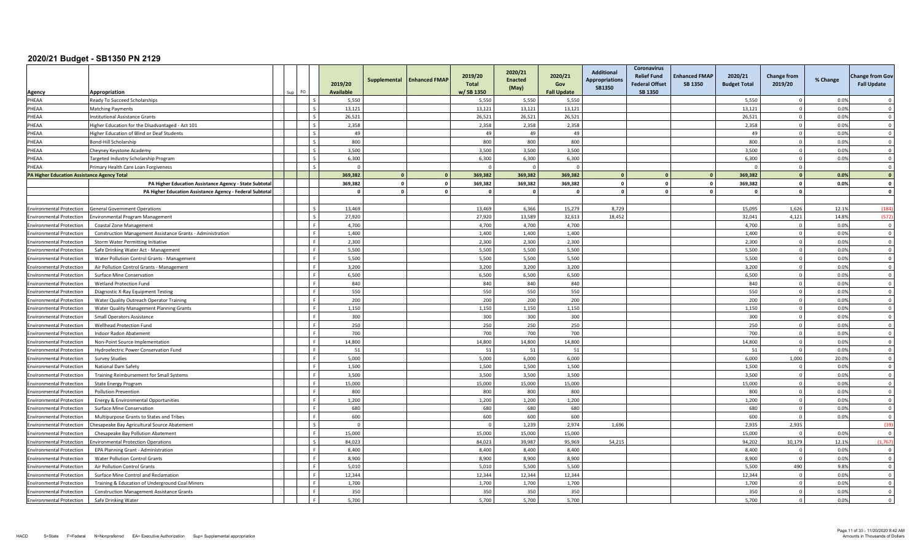# 2020/21 Budget - SB1350 PN 2129

| Agency | Appropriation | Sup | FO | 2019/20 Available | Supplemental | Enhanced FMAP | 2019/20 Total w/ SB 1350 | 2020/21 Enacted (May) | 2020/21 Gov Fall Update | Additional Appropriations SB1350 | Coronavirus Relief Fund Federal Offset SB 1350 | Enhanced FMAP SB 1350 | 2020/21 Budget Total | Change from 2019/20 | % Change | Change from Gov Fall Update |
|---|---|---|---|---|---|---|---|---|---|---|---|---|---|---|---|---|
| PHEAA | Ready To Succeed Scholarships | | S | 5,550 | | | 5,550 | 5,550 | 5,550 | | | | 5,550 | 0 | 0.0% | 0 |
| PHEAA | Matching Payments | | S | 13,121 | | | 13,121 | 13,121 | 13,121 | | | | 13,121 | 0 | 0.0% | 0 |
| PHEAA | Institutional Assistance Grants | | S | 26,521 | | | 26,521 | 26,521 | 26,521 | | | | 26,521 | 0 | 0.0% | 0 |
| PHEAA | Higher Education for the Disadvantaged - Act 101 | | S | 2,358 | | | 2,358 | 2,358 | 2,358 | | | | 2,358 | 0 | 0.0% | 0 |
| PHEAA | Higher Education of Blind or Deaf Students | | S | 49 | | | 49 | 49 | 49 | | | | 49 | 0 | 0.0% | 0 |
| PHEAA | Bond-Hill Scholarship | | S | 800 | | | 800 | 800 | 800 | | | | 800 | 0 | 0.0% | 0 |
| PHEAA | Cheyney Keystone Academy | | S | 3,500 | | | 3,500 | 3,500 | 3,500 | | | | 3,500 | 0 | 0.0% | 0 |
| PHEAA | Targeted Industry Scholarship Program | | S | 6,300 | | | 6,300 | 6,300 | 6,300 | | | | 6,300 | 0 | 0.0% | 0 |
| PHEAA | Primary Health Care Loan Forgiveness | | S | 0 | | | 0 | 0 | 0 | | | | 0 | 0 | | 0 |
| **PA Higher Education Assistance Agency Total** | | | | **369,382** | **0** | **0** | **369,382** | **369,382** | **369,382** | **0** | **0** | **0** | **369,382** | **0** | **0.0%** | **0** |
| | **PA Higher Education Assistance Agency - State Subtotal** | | | **369,382** | **0** | **0** | **369,382** | **369,382** | **369,382** | **0** | **0** | **0** | **369,382** | **0** | **0.0%** | **0** |
| | **PA Higher Education Assistance Agency - Federal Subtotal** | | | **0** | **0** | **0** | **0** | **0** | **0** | **0** | **0** | **0** | **0** | **0** | | **0** |
| | | | | | | | | | | | | | | | | |
| Environmental Protection | General Government Operations | | S | 13,469 | | | 13,469 | 6,366 | 15,279 | 8,729 | | | 15,095 | 1,626 | 12.1% | (184) |
| Environmental Protection | Environmental Program Management | | S | 27,920 | | | 27,920 | 13,589 | 32,613 | 18,452 | | | 32,041 | 4,121 | 14.8% | (572) |
| Environmental Protection | Coastal Zone Management | | F | 4,700 | | | 4,700 | 4,700 | 4,700 | | | | 4,700 | 0 | 0.0% | 0 |
| Environmental Protection | Construction Management Assistance Grants - Administration | | F | 1,400 | | | 1,400 | 1,400 | 1,400 | | | | 1,400 | 0 | 0.0% | 0 |
| Environmental Protection | Storm Water Permitting Initiative | | F | 2,300 | | | 2,300 | 2,300 | 2,300 | | | | 2,300 | 0 | 0.0% | 0 |
| Environmental Protection | Safe Drinking Water Act - Management | | F | 5,500 | | | 5,500 | 5,500 | 5,500 | | | | 5,500 | 0 | 0.0% | 0 |
| Environmental Protection | Water Pollution Control Grants - Management | | F | 5,500 | | | 5,500 | 5,500 | 5,500 | | | | 5,500 | 0 | 0.0% | 0 |
| Environmental Protection | Air Pollution Control Grants - Management | | F | 3,200 | | | 3,200 | 3,200 | 3,200 | | | | 3,200 | 0 | 0.0% | 0 |
| Environmental Protection | Surface Mine Conservation | | F | 6,500 | | | 6,500 | 6,500 | 6,500 | | | | 6,500 | 0 | 0.0% | 0 |
| Environmental Protection | Wetland Protection Fund | | F | 840 | | | 840 | 840 | 840 | | | | 840 | 0 | 0.0% | 0 |
| Environmental Protection | Diagnostic X-Ray Equipment Testing | | F | 550 | | | 550 | 550 | 550 | | | | 550 | 0 | 0.0% | 0 |
| Environmental Protection | Water Quality Outreach Operator Training | | F | 200 | | | 200 | 200 | 200 | | | | 200 | 0 | 0.0% | 0 |
| Environmental Protection | Water Quality Management Planning Grants | | F | 1,150 | | | 1,150 | 1,150 | 1,150 | | | | 1,150 | 0 | 0.0% | 0 |
| Environmental Protection | Small Operators Assistance | | F | 300 | | | 300 | 300 | 300 | | | | 300 | 0 | 0.0% | 0 |
| Environmental Protection | Wellhead Protection Fund | | F | 250 | | | 250 | 250 | 250 | | | | 250 | 0 | 0.0% | 0 |
| Environmental Protection | Indoor Radon Abatement | | F | 700 | | | 700 | 700 | 700 | | | | 700 | 0 | 0.0% | 0 |
| Environmental Protection | Non-Point Source Implementation | | F | 14,800 | | | 14,800 | 14,800 | 14,800 | | | | 14,800 | 0 | 0.0% | 0 |
| Environmental Protection | Hydroelectric Power Conservation Fund | | F | 51 | | | 51 | 51 | 51 | | | | 51 | 0 | 0.0% | 0 |
| Environmental Protection | Survey Studies | | F | 5,000 | | | 5,000 | 6,000 | 6,000 | | | | 6,000 | 1,000 | 20.0% | 0 |
| Environmental Protection | National Dam Safety | | F | 1,500 | | | 1,500 | 1,500 | 1,500 | | | | 1,500 | 0 | 0.0% | 0 |
| Environmental Protection | Training Reimbursement for Small Systems | | F | 3,500 | | | 3,500 | 3,500 | 3,500 | | | | 3,500 | 0 | 0.0% | 0 |
| Environmental Protection | State Energy Program | | F | 15,000 | | | 15,000 | 15,000 | 15,000 | | | | 15,000 | 0 | 0.0% | 0 |
| Environmental Protection | Pollution Prevention | | F | 800 | | | 800 | 800 | 800 | | | | 800 | 0 | 0.0% | 0 |
| Environmental Protection | Energy & Environmental Opportunities | | F | 1,200 | | | 1,200 | 1,200 | 1,200 | | | | 1,200 | 0 | 0.0% | 0 |
| Environmental Protection | Surface Mine Conservation | | F | 680 | | | 680 | 680 | 680 | | | | 680 | 0 | 0.0% | 0 |
| Environmental Protection | Multipurpose Grants to States and Tribes | | F | 600 | | | 600 | 600 | 600 | | | | 600 | 0 | 0.0% | 0 |
| Environmental Protection | Chesapeake Bay Agricultural Source Abatement | | S | 0 | | | 0 | 1,239 | 2,974 | 1,696 | | | 2,935 | 2,935 | | (39) |
| Environmental Protection | Chesapeake Bay Pollution Abatement | | F | 15,000 | | | 15,000 | 15,000 | 15,000 | | | | 15,000 | 0 | 0.0% | 0 |
| Environmental Protection | Environmental Protection Operations | | S | 84,023 | | | 84,023 | 39,987 | 95,969 | 54,215 | | | 94,202 | 10,179 | 12.1% | (1,767) |
| Environmental Protection | EPA Planning Grant - Administration | | F | 8,400 | | | 8,400 | 8,400 | 8,400 | | | | 8,400 | 0 | 0.0% | 0 |
| Environmental Protection | Water Pollution Control Grants | | F | 8,900 | | | 8,900 | 8,900 | 8,900 | | | | 8,900 | 0 | 0.0% | 0 |
| Environmental Protection | Air Pollution Control Grants | | F | 5,010 | | | 5,010 | 5,500 | 5,500 | | | | 5,500 | 490 | 9.8% | 0 |
| Environmental Protection | Surface Mine Control and Reclamation | | F | 12,344 | | | 12,344 | 12,344 | 12,344 | | | | 12,344 | 0 | 0.0% | 0 |
| Environmental Protection | Training & Education of Underground Coal Miners | | F | 1,700 | | | 1,700 | 1,700 | 1,700 | | | | 1,700 | 0 | 0.0% | 0 |
| Environmental Protection | Construction Management Assistance Grants | | F | 350 | | | 350 | 350 | 350 | | | | 350 | 0 | 0.0% | 0 |
| Environmental Protection | Safe Drinking Water | | F | 5,700 | | | 5,700 | 5,700 | 5,700 | | | | 5,700 | 0 | 0.0% | 0 |

HACD S=State F=Federal N=Nonpreferred EA= Executive Authorization Sup= Supplemental appropriation

Amounts in Thousands of Dollars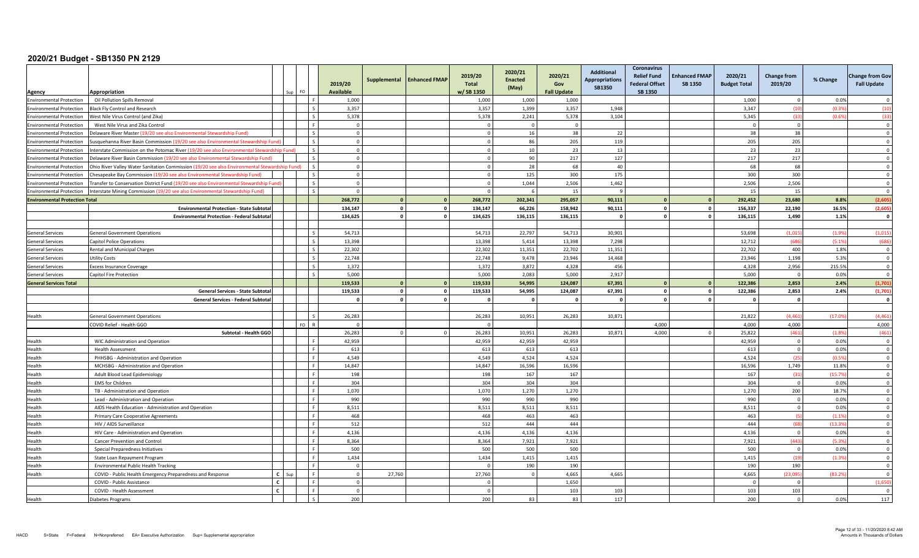# 2020/21 Budget - SB1350 PN 2129

| Agency | Appropriation | | Sup | FO | | 2019/20 Available | Supplemental | Enhanced FMAP | 2019/20 Total w/ SB 1350 | 2020/21 Enacted (May) | 2020/21 Gov Fall Update | Additional Appropriations SB1350 | Coronavirus Relief Fund Federal Offset SB 1350 | Enhanced FMAP SB 1350 | 2020/21 Budget Total | Change from 2019/20 | % Change | Change from Gov Fall Update |
|---|---|---|---|---|---|---|---|---|---|---|---|---|---|---|---|---|---|---|
| Environmental Protection | Oil Pollution Spills Removal | | | | F | 1,000 | | | 1,000 | 1,000 | 1,000 | | | | 1,000 | 0 | 0.0% | 0 |
| Environmental Protection | Black Fly Control and Research | | | | S | 3,357 | | | 3,357 | 1,399 | 3,357 | 1,948 | | | 3,347 | (10) | (0.3%) | (10) |
| Environmental Protection | West Nile Virus Control (and Zika) | | | | S | 5,378 | | | 5,378 | 2,241 | 5,378 | 3,104 | | | 5,345 | (33) | (0.6%) | (33) |
| Environmental Protection | West Nile Virus and Zika Control | | | | F | 0 | | | 0 | 0 | 0 | | | | 0 | 0 | | 0 |
| Environmental Protection | Delaware River Master (19/20 see also Environmental Stewardship Fund) | | | | S | 0 | | | 0 | 16 | 38 | 22 | | | 38 | 38 | | 0 |
| Environmental Protection | Susquehanna River Basin Commission (19/20 see also Environmental Stewardship Fund) | | | | S | 0 | | | 0 | 86 | 205 | 119 | | | 205 | 205 | | 0 |
| Environmental Protection | Interstate Commission on the Potomac River (19/20 see also Environmental Stewardship Fund) | | | | S | 0 | | | 0 | 10 | 23 | 13 | | | 23 | 23 | | 0 |
| Environmental Protection | Delaware River Basin Commission (19/20 see also Environmental Stewardship Fund) | | | | S | 0 | | | 0 | 90 | 217 | 127 | | | 217 | 217 | | 0 |
| Environmental Protection | Ohio River Valley Water Sanitation Commission (19/20 see also Environmental Stewardship Fund) | | | | S | 0 | | | 0 | 28 | 68 | 40 | | | 68 | 68 | | 0 |
| Environmental Protection | Chesapeake Bay Commission (19/20 see also Environmental Stewardship Fund) | | | | S | 0 | | | 0 | 125 | 300 | 175 | | | 300 | 300 | | 0 |
| Environmental Protection | Transfer to Conservation District Fund (19/20 see also Environmental Stewardship Fund) | | | | S | 0 | | | 0 | 1,044 | 2,506 | 1,462 | | | 2,506 | 2,506 | | 0 |
| Environmental Protection | Interstate Mining Commission (19/20 see also Environmental Stewardship Fund) | | | | S | 0 | | | 0 | 6 | 15 | 9 | | | 15 | 15 | | 0 |
| **Environmental Protection Total** | | | | | | **268,772** | **0** | **0** | **268,772** | **202,341** | **295,057** | **90,111** | **0** | **0** | **292,452** | **23,680** | **8.8%** | **(2,605)** |
| | **Environmental Protection - State Subtotal** | | | | | **134,147** | **0** | **0** | **134,147** | **66,226** | **158,942** | **90,111** | **0** | **0** | **156,337** | **22,190** | **16.5%** | **(2,605)** |
| | **Environmental Protection - Federal Subtotal** | | | | | **134,625** | **0** | **0** | **134,625** | **136,115** | **136,115** | **0** | **0** | **0** | **136,115** | **1,490** | **1.1%** | **0** |
| | | | | | | | | | | | | | | | | | | |
| General Services | General Government Operations | | | | S | 54,713 | | | 54,713 | 22,797 | 54,713 | 30,901 | | | 53,698 | (1,015) | (1.9%) | (1,015) |
| General Services | Capitol Police Operations | | | | S | 13,398 | | | 13,398 | 5,414 | 13,398 | 7,298 | | | 12,712 | (686) | (5.1%) | (686) |
| General Services | Rental and Municipal Charges | | | | S | 22,302 | | | 22,302 | 11,351 | 22,702 | 11,351 | | | 22,702 | 400 | 1.8% | 0 |
| General Services | Utility Costs | | | | S | 22,748 | | | 22,748 | 9,478 | 23,946 | 14,468 | | | 23,946 | 1,198 | 5.3% | 0 |
| General Services | Excess Insurance Coverage | | | | S | 1,372 | | | 1,372 | 3,872 | 4,328 | 456 | | | 4,328 | 2,956 | 215.5% | 0 |
| General Services | Capitol Fire Protection | | | | S | 5,000 | | | 5,000 | 2,083 | 5,000 | 2,917 | | | 5,000 | 0 | 0.0% | 0 |
| **General Services Total** | | | | | | **119,533** | **0** | **0** | **119,533** | **54,995** | **124,087** | **67,391** | **0** | **0** | **122,386** | **2,853** | **2.4%** | **(1,701)** |
| | **General Services - State Subtotal** | | | | | **119,533** | **0** | **0** | **119,533** | **54,995** | **124,087** | **67,391** | **0** | **0** | **122,386** | **2,853** | **2.4%** | **(1,701)** |
| | **General Services - Federal Subtotal** | | | | | **0** | **0** | **0** | **0** | **0** | **0** | **0** | **0** | **0** | **0** | **0** | | **0** |
| | | | | | | | | | | | | | | | | | | |
| Health | General Government Operations | | | | S | 26,283 | | | 26,283 | 10,951 | 26,283 | 10,871 | | | 21,822 | (4,461) | (17.0%) | (4,461) |
| | COVID Relief - Health GGO | | | FO | R | 0 | | | 0 | | | | 4,000 | | 4,000 | 4,000 | | 4,000 |
| | **Subtotal - Health GGO** | | | | | 26,283 | 0 | 0 | 26,283 | 10,951 | 26,283 | 10,871 | 4,000 | 0 | 25,822 | (461) | (1.8%) | (461) |
| Health | WIC Administration and Operation | | | | F | 42,959 | | | 42,959 | 42,959 | 42,959 | | | | 42,959 | 0 | 0.0% | 0 |
| Health | Health Assessment | | | | F | 613 | | | 613 | 613 | 613 | | | | 613 | 0 | 0.0% | 0 |
| Health | PHHSBG - Administration and Operation | | | | F | 4,549 | | | 4,549 | 4,524 | 4,524 | | | | 4,524 | (25) | (0.5%) | 0 |
| Health | MCHSBG - Administration and Operation | | | | F | 14,847 | | | 14,847 | 16,596 | 16,596 | | | | 16,596 | 1,749 | 11.8% | 0 |
| Health | Adult Blood Lead Epidemiology | | | | F | 198 | | | 198 | 167 | 167 | | | | 167 | (31) | (15.7%) | 0 |
| Health | EMS for Children | | | | F | 304 | | | 304 | 304 | 304 | | | | 304 | 0 | 0.0% | 0 |
| Health | TB - Administration and Operation | | | | F | 1,070 | | | 1,070 | 1,270 | 1,270 | | | | 1,270 | 200 | 18.7% | 0 |
| Health | Lead - Administration and Operation | | | | F | 990 | | | 990 | 990 | 990 | | | | 990 | 0 | 0.0% | 0 |
| Health | AIDS Health Education - Administration and Operation | | | | F | 8,511 | | | 8,511 | 8,511 | 8,511 | | | | 8,511 | 0 | 0.0% | 0 |
| Health | Primary Care Cooperative Agreements | | | | F | 468 | | | 468 | 463 | 463 | | | | 463 | (5) | (1.1%) | 0 |
| Health | HIV / AIDS Surveillance | | | | F | 512 | | | 512 | 444 | 444 | | | | 444 | (68) | (13.3%) | 0 |
| Health | HIV Care - Administration and Operation | | | | F | 4,136 | | | 4,136 | 4,136 | 4,136 | | | | 4,136 | 0 | 0.0% | 0 |
| Health | Cancer Prevention and Control | | | | F | 8,364 | | | 8,364 | 7,921 | 7,921 | | | | 7,921 | (443) | (5.3%) | 0 |
| Health | Special Preparedness Initiatives | | | | F | 500 | | | 500 | 500 | 500 | | | | 500 | 0 | 0.0% | 0 |
| Health | State Loan Repayment Program | | | | F | 1,434 | | | 1,434 | 1,415 | 1,415 | | | | 1,415 | (19) | (1.3%) | 0 |
| Health | Environmental Public Health Tracking | | | | F | 0 | | | 0 | 190 | 190 | | | | 190 | 190 | | 0 |
| Health | COVID - Public Health Emergency Preparedness and Response | C | Sup | | F | 0 | 27,760 | | 27,760 | 0 | 4,665 | 4,665 | | | 4,665 | (23,095) | (83.2%) | 0 |
| | COVID - Public Assistance | C | | | F | 0 | | | 0 | | 1,650 | | | | 0 | 0 | | (1,650) |
| | COVID - Health Assessment | C | | | F | 0 | | | 0 | | 103 | 103 | | | 103 | 103 | | 0 |
| Health | Diabetes Programs | | | | S | 200 | | | 200 | 83 | 83 | 117 | | | 200 | 0 | 0.0% | 117 |

HACD S=State F=Federal N=Nonpreferred EA= Executive Authorization Sup= Supplemental appropriation

Amounts in Thousands of Dollars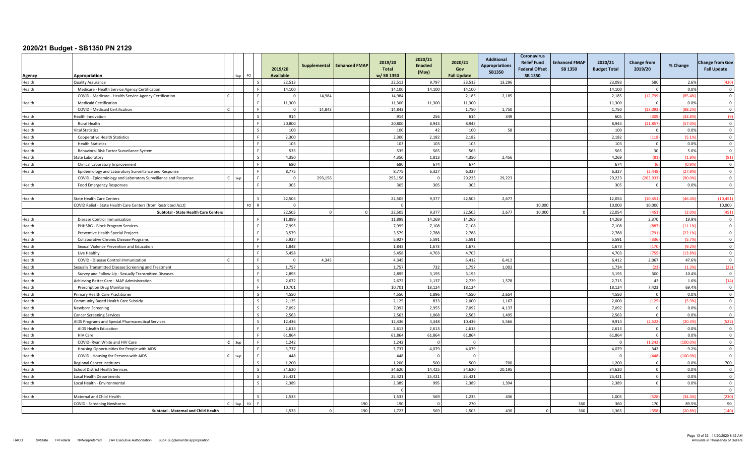# 2020/21 Budget - SB1350 PN 2129

| Agency | Appropriation | | Sup | FO | | 2019/20 Available | Supplemental | Enhanced FMAP | 2019/20 Total w/ SB 1350 | 2020/21 Enacted (May) | 2020/21 Gov Fall Update | Additional Appropriations SB1350 | Coronavirus Relief Fund Federal Offset SB 1350 | Enhanced FMAP SB 1350 | 2020/21 Budget Total | Change from 2019/20 | % Change | Change from Gov Fall Update |
|---|---|---|---|---|---|---|---|---|---|---|---|---|---|---|---|---|---|---|
| Health | Quality Assurance | | | | S | 22,513 | | | 22,513 | 9,797 | 23,513 | 13,296 | | | 23,093 | 580 | 2.6% | (420) |
| Health | Medicare - Health Service Agency Certification | | | | F | 14,100 | | | 14,100 | 14,100 | 14,100 | | | | 14,100 | 0 | 0.0% | 0 |
| | COVID - Medicare - Health Service Agency Certification | C | | | F | 0 | 14,984 | | 14,984 | | 2,185 | 2,185 | | | 2,185 | (12,799) | (85.4%) | 0 |
| Health | Medicaid Certification | | | | F | 11,300 | | | 11,300 | 11,300 | 11,300 | | | | 11,300 | 0 | 0.0% | 0 |
| | COVID - Medicaid Certification | C | | | F | 0 | 14,843 | | 14,843 | | 1,750 | 1,750 | | | 1,750 | (13,093) | (88.2%) | 0 |
| Health | Health Innovation | | | | S | 914 | | | 914 | 256 | 614 | 349 | | | 605 | (309) | (33.8%) | (9) |
| Health | Rural Health | | | | F | 20,800 | | | 20,800 | 8,943 | 8,943 | | | | 8,943 | (11,857) | (57.0%) | 0 |
| Health | Vital Statistics | | | | S | 100 | | | 100 | 42 | 100 | 58 | | | 100 | 0 | 0.0% | 0 |
| Health | Cooperative Health Statistics | | | | F | 2,300 | | | 2,300 | 2,182 | 2,182 | | | | 2,182 | (118) | (5.1%) | 0 |
| Health | Health Statistics | | | | F | 103 | | | 103 | 103 | 103 | | | | 103 | 0 | 0.0% | 0 |
| Health | Behavioral Risk Factor Surveillance System | | | | F | 535 | | | 535 | 565 | 565 | | | | 565 | 30 | 5.6% | 0 |
| Health | State Laboratory | | | | S | 4,350 | | | 4,350 | 1,813 | 4,350 | 2,456 | | | 4,269 | (81) | (1.9%) | (81) |
| Health | Clinical Laboratory Improvement | | | | F | 680 | | | 680 | 674 | 674 | | | | 674 | (6) | (0.9%) | 0 |
| Health | Epidemiology and Laboratory Surveillance and Response | | | | F | 8,775 | | | 8,775 | 6,327 | 6,327 | | | | 6,327 | (2,448) | (27.9%) | 0 |
| | COVID - Epidemiology and Laboratory Surveillance and Response | C | Sup | | F | 0 | 293,156 | | 293,156 | 0 | 29,223 | 29,223 | | | 29,223 | (263,933) | (90.0%) | 0 |
| Health | Food Emergency Responses | | | | F | 305 | | | 305 | 305 | 305 | | | | 305 | 0 | 0.0% | 0 |
| | | | | | | | | | | | | | | | | | | |
| Health | State Health Care Centers | | | | S | 22,505 | | | 22,505 | 9,377 | 22,505 | 2,677 | | | 12,054 | (10,451) | (46.4%) | (10,451) |
| | COVID Relief - State Health Care Centers (from Restricted Acct) | | | FO | R | 0 | | | 0 | | | | 10,000 | | 10,000 | 10,000 | | 10,000 |
| | **Subtotal - State Health Care Centers** | | | | | 22,505 | 0 | 0 | 22,505 | 9,377 | 22,505 | 2,677 | 10,000 | 0 | 22,054 | (451) | (2.0%) | (451) |
| Health | Disease Control Immunization | | | | F | 11,899 | | | 11,899 | 14,269 | 14,269 | | | | 14,269 | 2,370 | 19.9% | 0 |
| Health | PHHSBG - Block Program Services | | | | F | 7,995 | | | 7,995 | 7,108 | 7,108 | | | | 7,108 | (887) | (11.1%) | 0 |
| Health | Preventive Health Special Projects | | | | F | 3,579 | | | 3,579 | 2,788 | 2,788 | | | | 2,788 | (791) | (22.1%) | 0 |
| Health | Collaborative Chronic Disease Programs | | | | F | 5,927 | | | 5,927 | 5,591 | 5,591 | | | | 5,591 | (336) | (5.7%) | 0 |
| Health | Sexual Violence Prevention and Education | | | | F | 1,843 | | | 1,843 | 1,673 | 1,673 | | | | 1,673 | (170) | (9.2%) | 0 |
| Health | Live Healthy | | | | F | 5,458 | | | 5,458 | 4,703 | 4,703 | | | | 4,703 | (755) | (13.8%) | 0 |
| Health | COVID - Disease Control Immunization | C | | | F | 0 | 4,345 | | 4,345 | | 6,412 | 6,412 | | | 6,412 | 2,067 | 47.6% | 0 |
| Health | Sexually Transmitted Disease Screening and Treatment | | | | S | 1,757 | | | 1,757 | 732 | 1,757 | 1,002 | | | 1,734 | (23) | (1.3%) | (23) |
| Health | Survey and Follow-Up - Sexually Transmitted Diseases | | | | F | 2,895 | | | 2,895 | 3,195 | 3,195 | | | | 3,195 | 300 | 10.4% | 0 |
| Health | Achieving Better Care - MAP Administration | | | | S | 2,672 | | | 2,672 | 1,137 | 2,729 | 1,578 | | | 2,715 | 43 | 1.6% | (14) |
| Health | Prescription Drug Monitoring | | | | F | 10,701 | | | 10,701 | 18,124 | 18,124 | | | | 18,124 | 7,423 | 69.4% | 0 |
| Health | Primary Health Care Practitioner | | | | S | 4,550 | | | 4,550 | 1,896 | 4,550 | 2,654 | | | 4,550 | 0 | 0.0% | 0 |
| Health | Community Based Health Care Subsidy | | | | S | 2,125 | | | 2,125 | 833 | 2,000 | 1,167 | | | 2,000 | (125) | (5.9%) | 0 |
| Health | Newborn Screening | | | | S | 7,092 | | | 7,092 | 2,955 | 7,092 | 4,137 | | | 7,092 | 0 | 0.0% | 0 |
| Health | Cancer Screening Services | | | | S | 2,563 | | | 2,563 | 1,068 | 2,563 | 1,495 | | | 2,563 | 0 | 0.0% | 0 |
| Health | AIDS Programs and Special Pharmaceutical Services | | | | S | 12,436 | | | 12,436 | 4,348 | 10,436 | 5,566 | | | 9,914 | (2,522) | (20.3%) | (522) |
| Health | AIDS Health Education | | | | F | 2,613 | | | 2,613 | 2,613 | 2,613 | | | | 2,613 | 0 | 0.0% | 0 |
| Health | HIV Care | | | | F | 61,864 | | | 61,864 | 61,864 | 61,864 | | | | 61,864 | 0 | 0.0% | 0 |
| Health | COVID- Ryan White and HIV Care | C | Sup | | F | 1,242 | | | 1,242 | 0 | 0 | | | | 0 | (1,242) | (100.0%) | 0 |
| Health | Housing Opportunities for People with AIDS | | | | F | 3,737 | | | 3,737 | 4,079 | 4,079 | | | | 4,079 | 342 | 9.2% | 0 |
| Health | COVID - Housing for Persons with AIDS | C | Sup | | F | 448 | | | 448 | 0 | 0 | | | | 0 | (448) | (100.0%) | 0 |
| Health | Regional Cancer Institutes | | | | S | 1,200 | | | 1,200 | 500 | 500 | 700 | | | 1,200 | 0 | 0.0% | 700 |
| Health | School District Health Services | | | | S | 34,620 | | | 34,620 | 14,425 | 34,620 | 20,195 | | | 34,620 | 0 | 0.0% | 0 |
| Health | Local Health Departments | | | | S | 25,421 | | | 25,421 | 25,421 | 25,421 | | | | 25,421 | 0 | 0.0% | 0 |
| Health | Local Health - Environmental | | | | S | 2,389 | | | 2,389 | 995 | 2,389 | 1,394 | | | 2,389 | 0 | 0.0% | 0 |
| | | | | | | | | | 0 | | | | | | | | | 0 |
| Health | Maternal and Child Health | | | | S | 1,533 | | | 1,533 | 569 | 1,235 | 436 | | | 1,005 | (528) | (34.4%) | (230) |
| | COVID - Screening Newborns | C | Sup | FO | F | | | 190 | 190 | 0 | 270 | | | 360 | 360 | 170 | 89.5% | 90 |
| | **Subtotal - Maternal and Child Health** | | | | | 1,533 | 0 | 190 | 1,723 | 569 | 1,505 | 436 | 0 | 360 | 1,365 | (358) | (20.8%) | (140) |

HACD S=State F=Federal N=Nonpreferred EA= Executive Authorization Sup= Supplemental appropriation

Amounts in Thousands of Dollars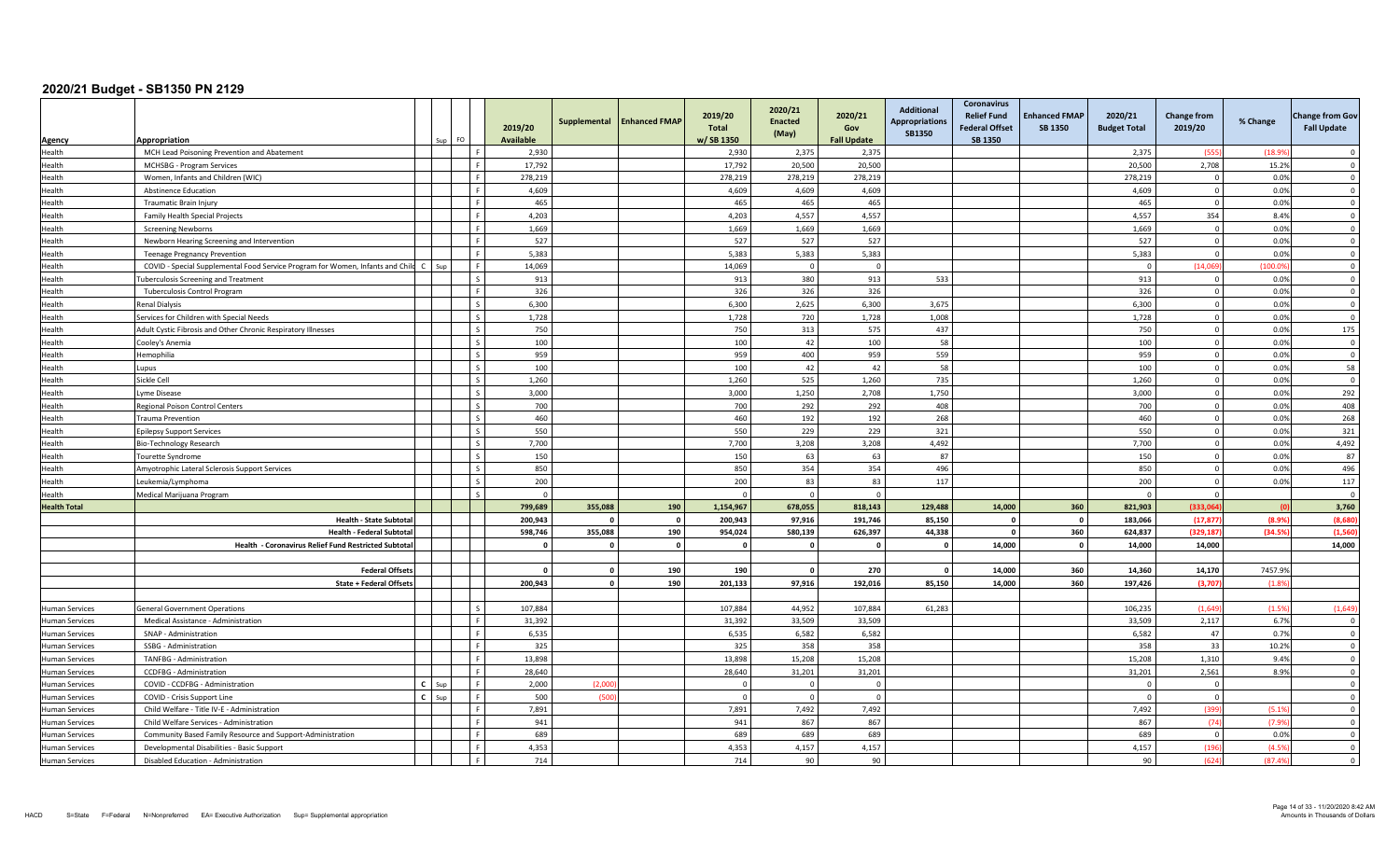# 2020/21 Budget - SB1350 PN 2129

| Agency | Appropriation | | Sup | FO | 2019/20 Available | Supplemental | Enhanced FMAP | 2019/20 Total w/ SB 1350 | 2020/21 Enacted (May) | 2020/21 Gov Fall Update | Additional Appropriations SB1350 | Coronavirus Relief Fund Federal Offset SB 1350 | Enhanced FMAP SB 1350 | 2020/21 Budget Total | Change from 2019/20 | % Change | Change from Gov Fall Update |
|---|---|---|---|---|---|---|---|---|---|---|---|---|---|---|---|---|---|
| Health | MCH Lead Poisoning Prevention and Abatement | | | F | 2,930 | | | 2,930 | 2,375 | 2,375 | | | | 2,375 | (555) | (18.9%) | 0 |
| Health | MCHSBG - Program Services | | | F | 17,792 | | | 17,792 | 20,500 | 20,500 | | | | 20,500 | 2,708 | 15.2% | 0 |
| Health | Women, Infants and Children (WIC) | | | F | 278,219 | | | 278,219 | 278,219 | 278,219 | | | | 278,219 | 0 | 0.0% | 0 |
| Health | Abstinence Education | | | F | 4,609 | | | 4,609 | 4,609 | 4,609 | | | | 4,609 | 0 | 0.0% | 0 |
| Health | Traumatic Brain Injury | | | F | 465 | | | 465 | 465 | 465 | | | | 465 | 0 | 0.0% | 0 |
| Health | Family Health Special Projects | | | F | 4,203 | | | 4,203 | 4,557 | 4,557 | | | | 4,557 | 354 | 8.4% | 0 |
| Health | Screening Newborns | | | F | 1,669 | | | 1,669 | 1,669 | 1,669 | | | | 1,669 | 0 | 0.0% | 0 |
| Health | Newborn Hearing Screening and Intervention | | | F | 527 | | | 527 | 527 | 527 | | | | 527 | 0 | 0.0% | 0 |
| Health | Teenage Pregnancy Prevention | | | F | 5,383 | | | 5,383 | 5,383 | 5,383 | | | | 5,383 | 0 | 0.0% | 0 |
| Health | COVID - Special Supplemental Food Service Program for Women, Infants and Child | C | Sup | F | 14,069 | | | 14,069 | 0 | 0 | | | | 0 | (14,069) | (100.0%) | 0 |
| Health | Tuberculosis Screening and Treatment | | | S | 913 | | | 913 | 380 | 913 | 533 | | | 913 | 0 | 0.0% | 0 |
| Health | Tuberculosis Control Program | | | F | 326 | | | 326 | 326 | 326 | | | | 326 | 0 | 0.0% | 0 |
| Health | Renal Dialysis | | | S | 6,300 | | | 6,300 | 2,625 | 6,300 | 3,675 | | | 6,300 | 0 | 0.0% | 0 |
| Health | Services for Children with Special Needs | | | S | 1,728 | | | 1,728 | 720 | 1,728 | 1,008 | | | 1,728 | 0 | 0.0% | 0 |
| Health | Adult Cystic Fibrosis and Other Chronic Respiratory Illnesses | | | S | 750 | | | 750 | 313 | 575 | 437 | | | 750 | 0 | 0.0% | 175 |
| Health | Cooley's Anemia | | | S | 100 | | | 100 | 42 | 100 | 58 | | | 100 | 0 | 0.0% | 0 |
| Health | Hemophilia | | | S | 959 | | | 959 | 400 | 959 | 559 | | | 959 | 0 | 0.0% | 0 |
| Health | Lupus | | | S | 100 | | | 100 | 42 | 42 | 58 | | | 100 | 0 | 0.0% | 58 |
| Health | Sickle Cell | | | S | 1,260 | | | 1,260 | 525 | 1,260 | 735 | | | 1,260 | 0 | 0.0% | 0 |
| Health | Lyme Disease | | | S | 3,000 | | | 3,000 | 1,250 | 2,708 | 1,750 | | | 3,000 | 0 | 0.0% | 292 |
| Health | Regional Poison Control Centers | | | S | 700 | | | 700 | 292 | 292 | 408 | | | 700 | 0 | 0.0% | 408 |
| Health | Trauma Prevention | | | S | 460 | | | 460 | 192 | 192 | 268 | | | 460 | 0 | 0.0% | 268 |
| Health | Epilepsy Support Services | | | S | 550 | | | 550 | 229 | 229 | 321 | | | 550 | 0 | 0.0% | 321 |
| Health | Bio-Technology Research | | | S | 7,700 | | | 7,700 | 3,208 | 3,208 | 4,492 | | | 7,700 | 0 | 0.0% | 4,492 |
| Health | Tourette Syndrome | | | S | 150 | | | 150 | 63 | 63 | 87 | | | 150 | 0 | 0.0% | 87 |
| Health | Amyotrophic Lateral Sclerosis Support Services | | | S | 850 | | | 850 | 354 | 354 | 496 | | | 850 | 0 | 0.0% | 496 |
| Health | Leukemia/Lymphoma | | | S | 200 | | | 200 | 83 | 83 | 117 | | | 200 | 0 | 0.0% | 117 |
| Health | Medical Marijuana Program | | | S | 0 | | | 0 | 0 | 0 | | | | 0 | 0 | | 0 |
| **Health Total** | | | | | 799,689 | 355,088 | 190 | 1,154,967 | 678,055 | 818,143 | 129,488 | 14,000 | 360 | 821,903 | (333,064) | (0) | 3,760 |
| | **Health - State Subtotal** | | | | 200,943 | 0 | 0 | 200,943 | 97,916 | 191,746 | 85,150 | 0 | 0 | 183,066 | (17,877) | (8.9%) | (8,680) |
| | **Health - Federal Subtotal** | | | | 598,746 | 355,088 | 190 | 954,024 | 580,139 | 626,397 | 44,338 | 0 | 360 | 624,837 | (329,187) | (34.5%) | (1,560) |
| | **Health - Coronavirus Relief Fund Restricted Subtotal** | | | | 0 | 0 | 0 | 0 | 0 | 0 | 0 | 14,000 | 0 | 14,000 | 14,000 | | 14,000 |
| | | | | | | | | | | | | | | | | | |
| | **Federal Offsets** | | | | 0 | 0 | 190 | 190 | 0 | 270 | 0 | 14,000 | 360 | 14,360 | 14,170 | 7457.9% | |
| | **State + Federal Offsets** | | | | 200,943 | 0 | 190 | 201,133 | 97,916 | 192,016 | 85,150 | 14,000 | 360 | 197,426 | (3,707) | (1.8%) | |
| | | | | | | | | | | | | | | | | | |
| Human Services | General Government Operations | | | S | 107,884 | | | 107,884 | 44,952 | 107,884 | 61,283 | | | 106,235 | (1,649) | (1.5%) | (1,649) |
| Human Services | Medical Assistance - Administration | | | F | 31,392 | | | 31,392 | 33,509 | 33,509 | | | | 33,509 | 2,117 | 6.7% | 0 |
| Human Services | SNAP - Administration | | | F | 6,535 | | | 6,535 | 6,582 | 6,582 | | | | 6,582 | 47 | 0.7% | 0 |
| Human Services | SSBG - Administration | | | F | 325 | | | 325 | 358 | 358 | | | | 358 | 33 | 10.2% | 0 |
| Human Services | TANFBG - Administration | | | F | 13,898 | | | 13,898 | 15,208 | 15,208 | | | | 15,208 | 1,310 | 9.4% | 0 |
| Human Services | CCDFBG - Administration | | | F | 28,640 | | | 28,640 | 31,201 | 31,201 | | | | 31,201 | 2,561 | 8.9% | 0 |
| Human Services | COVID - CCDFBG - Administration | C | Sup | F | 2,000 | (2,000) | | 0 | 0 | 0 | | | | 0 | 0 | | 0 |
| Human Services | COVID - Crisis Support Line | C | Sup | F | 500 | (500) | | 0 | 0 | 0 | | | | 0 | 0 | | 0 |
| Human Services | Child Welfare - Title IV-E - Administration | | | F | 7,891 | | | 7,891 | 7,492 | 7,492 | | | | 7,492 | (399) | (5.1%) | 0 |
| Human Services | Child Welfare Services - Administration | | | F | 941 | | | 941 | 867 | 867 | | | | 867 | (74) | (7.9%) | 0 |
| Human Services | Community Based Family Resource and Support-Administration | | | F | 689 | | | 689 | 689 | 689 | | | | 689 | 0 | 0.0% | 0 |
| Human Services | Developmental Disabilities - Basic Support | | | F | 4,353 | | | 4,353 | 4,157 | 4,157 | | | | 4,157 | (196) | (4.5%) | 0 |
| Human Services | Disabled Education - Administration | | | F | 714 | | | 714 | 90 | 90 | | | | 90 | (624) | (87.4%) | 0 |

HACD S=State F=Federal N=Nonpreferred EA= Executive Authorization Sup= Supplemental appropriation

Amounts in Thousands of Dollars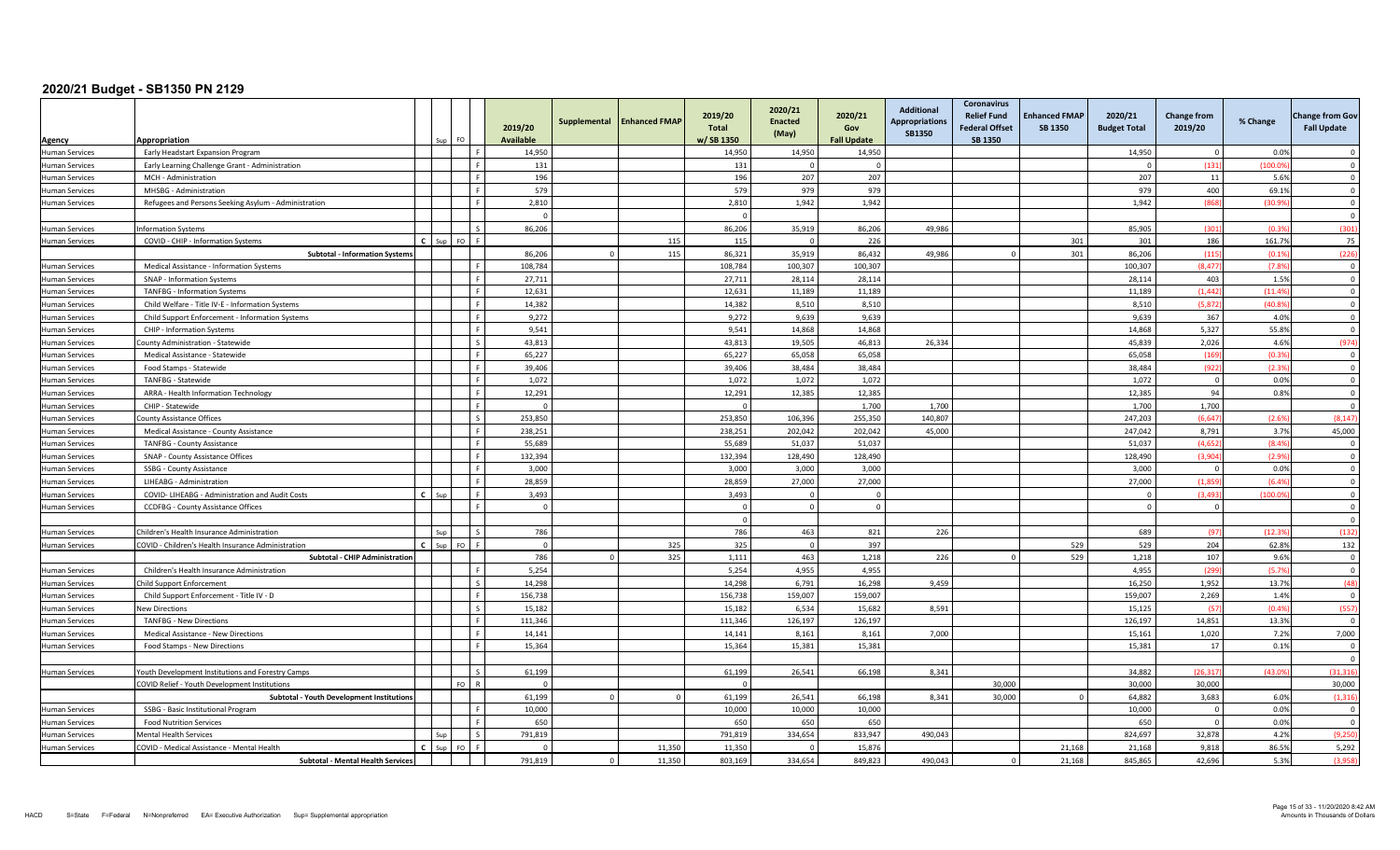# 2020/21 Budget - SB1350 PN 2129

| Agency | Appropriation | | Sup | FO | | 2019/20 Available | Supplemental | Enhanced FMAP | 2019/20 Total w/ SB 1350 | 2020/21 Enacted (May) | 2020/21 Gov Fall Update | Additional Appropriations SB1350 | Coronavirus Relief Fund Federal Offset SB 1350 | Enhanced FMAP SB 1350 | 2020/21 Budget Total | Change from 2019/20 | % Change | Change from Gov Fall Update |
|---|---|---|---|---|---|---|---|---|---|---|---|---|---|---|---|---|---|---|
| Human Services | Early Headstart Expansion Program | | | | F | 14,950 | | | 14,950 | 14,950 | 14,950 | | | | 14,950 | 0 | 0.0% | 0 |
| Human Services | Early Learning Challenge Grant - Administration | | | | F | 131 | | | 131 | 0 | 0 | | | | 0 | (131) | (100.0%) | 0 |
| Human Services | MCH - Administration | | | | F | 196 | | | 196 | 207 | 207 | | | | 207 | 11 | 5.6% | 0 |
| Human Services | MHSBG - Administration | | | | F | 579 | | | 579 | 979 | 979 | | | | 979 | 400 | 69.1% | 0 |
| Human Services | Refugees and Persons Seeking Asylum - Administration | | | | F | 2,810 | | | 2,810 | 1,942 | 1,942 | | | | 1,942 | (868) | (30.9%) | 0 |
| | | | | | | 0 | | | 0 | | | | | | | | | 0 |
| Human Services | Information Systems | | | | S | 86,206 | | | 86,206 | 35,919 | 86,206 | 49,986 | | | 85,905 | (301) | (0.3%) | (301) |
| Human Services | COVID - CHIP - Information Systems | C | Sup | FO | F | | | 115 | 115 | 0 | 226 | | | 301 | 301 | 186 | 161.7% | 75 |
| | **Subtotal - Information Systems** | | | | | 86,206 | 0 | 115 | 86,321 | 35,919 | 86,432 | 49,986 | 0 | 301 | 86,206 | (115) | (0.1%) | (226) |
| Human Services | Medical Assistance - Information Systems | | | | F | 108,784 | | | 108,784 | 100,307 | 100,307 | | | | 100,307 | (8,477) | (7.8%) | 0 |
| Human Services | SNAP - Information Systems | | | | F | 27,711 | | | 27,711 | 28,114 | 28,114 | | | | 28,114 | 403 | 1.5% | 0 |
| Human Services | TANFBG - Information Systems | | | | F | 12,631 | | | 12,631 | 11,189 | 11,189 | | | | 11,189 | (1,442) | (11.4%) | 0 |
| Human Services | Child Welfare - Title IV-E - Information Systems | | | | F | 14,382 | | | 14,382 | 8,510 | 8,510 | | | | 8,510 | (5,872) | (40.8%) | 0 |
| Human Services | Child Support Enforcement - Information Systems | | | | F | 9,272 | | | 9,272 | 9,639 | 9,639 | | | | 9,639 | 367 | 4.0% | 0 |
| Human Services | CHIP - Information Systems | | | | F | 9,541 | | | 9,541 | 14,868 | 14,868 | | | | 14,868 | 5,327 | 55.8% | 0 |
| Human Services | County Administration - Statewide | | | | S | 43,813 | | | 43,813 | 19,505 | 46,813 | 26,334 | | | 45,839 | 2,026 | 4.6% | (974) |
| Human Services | Medical Assistance - Statewide | | | | F | 65,227 | | | 65,227 | 65,058 | 65,058 | | | | 65,058 | (169) | (0.3%) | 0 |
| Human Services | Food Stamps - Statewide | | | | F | 39,406 | | | 39,406 | 38,484 | 38,484 | | | | 38,484 | (922) | (2.3%) | 0 |
| Human Services | TANFBG - Statewide | | | | F | 1,072 | | | 1,072 | 1,072 | 1,072 | | | | 1,072 | 0 | 0.0% | 0 |
| Human Services | ARRA - Health Information Technology | | | | F | 12,291 | | | 12,291 | 12,385 | 12,385 | | | | 12,385 | 94 | 0.8% | 0 |
| Human Services | CHIP - Statewide | | | | F | 0 | | | 0 | | 1,700 | 1,700 | | | 1,700 | 1,700 | | 0 |
| Human Services | County Assistance Offices | | | | S | 253,850 | | | 253,850 | 106,396 | 255,350 | 140,807 | | | 247,203 | (6,647) | (2.6%) | (8,147) |
| Human Services | Medical Assistance - County Assistance | | | | F | 238,251 | | | 238,251 | 202,042 | 202,042 | 45,000 | | | 247,042 | 8,791 | 3.7% | 45,000 |
| Human Services | TANFBG - County Assistance | | | | F | 55,689 | | | 55,689 | 51,037 | 51,037 | | | | 51,037 | (4,652) | (8.4%) | 0 |
| Human Services | SNAP - County Assistance Offices | | | | F | 132,394 | | | 132,394 | 128,490 | 128,490 | | | | 128,490 | (3,904) | (2.9%) | 0 |
| Human Services | SSBG - County Assistance | | | | F | 3,000 | | | 3,000 | 3,000 | 3,000 | | | | 3,000 | 0 | 0.0% | 0 |
| Human Services | LIHEABG - Administration | | | | F | 28,859 | | | 28,859 | 27,000 | 27,000 | | | | 27,000 | (1,859) | (6.4%) | 0 |
| Human Services | COVID- LIHEABG - Administration and Audit Costs | C | Sup | | F | 3,493 | | | 3,493 | 0 | 0 | | | | 0 | (3,493) | (100.0%) | 0 |
| Human Services | CCDFBG - County Assistance Offices | | | | F | 0 | | | 0 | 0 | 0 | | | | 0 | 0 | | 0 |
| | | | | | | | | | 0 | | | | | | | | | 0 |
| Human Services | Children's Health Insurance Administration | | Sup | | S | 786 | | | 786 | 463 | 821 | 226 | | | 689 | (97) | (12.3%) | (132) |
| Human Services | COVID - Children's Health Insurance Administration | C | Sup | FO | F | 0 | | 325 | 325 | 0 | 397 | | | 529 | 529 | 204 | 62.8% | 132 |
| | **Subtotal - CHIP Administration** | | | | | 786 | 0 | 325 | 1,111 | 463 | 1,218 | 226 | 0 | 529 | 1,218 | 107 | 9.6% | 0 |
| Human Services | Children's Health Insurance Administration | | | | F | 5,254 | | | 5,254 | 4,955 | 4,955 | | | | 4,955 | (299) | (5.7%) | 0 |
| Human Services | Child Support Enforcement | | | | S | 14,298 | | | 14,298 | 6,791 | 16,298 | 9,459 | | | 16,250 | 1,952 | 13.7% | (48) |
| Human Services | Child Support Enforcement - Title IV - D | | | | F | 156,738 | | | 156,738 | 159,007 | 159,007 | | | | 159,007 | 2,269 | 1.4% | 0 |
| Human Services | New Directions | | | | S | 15,182 | | | 15,182 | 6,534 | 15,682 | 8,591 | | | 15,125 | (57) | (0.4%) | (557) |
| Human Services | TANFBG - New Directions | | | | F | 111,346 | | | 111,346 | 126,197 | 126,197 | | | | 126,197 | 14,851 | 13.3% | 0 |
| Human Services | Medical Assistance - New Directions | | | | F | 14,141 | | | 14,141 | 8,161 | 8,161 | 7,000 | | | 15,161 | 1,020 | 7.2% | 7,000 |
| Human Services | Food Stamps - New Directions | | | | F | 15,364 | | | 15,364 | 15,381 | 15,381 | | | | 15,381 | 17 | 0.1% | 0 |
| | | | | | | | | | | | | | | | | | | 0 |
| Human Services | Youth Development Institutions and Forestry Camps | | | | S | 61,199 | | | 61,199 | 26,541 | 66,198 | 8,341 | | | 34,882 | (26,317) | (43.0%) | (31,316) |
| | COVID Relief - Youth Development Institutions | | | FO | R | 0 | | | 0 | | | | 30,000 | | 30,000 | 30,000 | | 30,000 |
| | **Subtotal - Youth Development Institutions** | | | | | 61,199 | 0 | 0 | 61,199 | 26,541 | 66,198 | 8,341 | 30,000 | 0 | 64,882 | 3,683 | 6.0% | (1,316) |
| Human Services | SSBG - Basic Institutional Program | | | | F | 10,000 | | | 10,000 | 10,000 | 10,000 | | | | 10,000 | 0 | 0.0% | 0 |
| Human Services | Food Nutrition Services | | | | F | 650 | | | 650 | 650 | 650 | | | | 650 | 0 | 0.0% | 0 |
| Human Services | Mental Health Services | | Sup | | S | 791,819 | | | 791,819 | 334,654 | 833,947 | 490,043 | | | 824,697 | 32,878 | 4.2% | (9,250) |
| Human Services | COVID - Medical Assistance - Mental Health | C | Sup | FO | F | 0 | | 11,350 | 11,350 | 0 | 15,876 | | | 21,168 | 21,168 | 9,818 | 86.5% | 5,292 |
| | **Subtotal - Mental Health Services** | | | | | 791,819 | 0 | 11,350 | 803,169 | 334,654 | 849,823 | 490,043 | 0 | 21,168 | 845,865 | 42,696 | 5.3% | (3,958) |

HACD S=State F=Federal N=Nonpreferred EA= Executive Authorization Sup= Supplemental appropriation

Amounts in Thousands of Dollars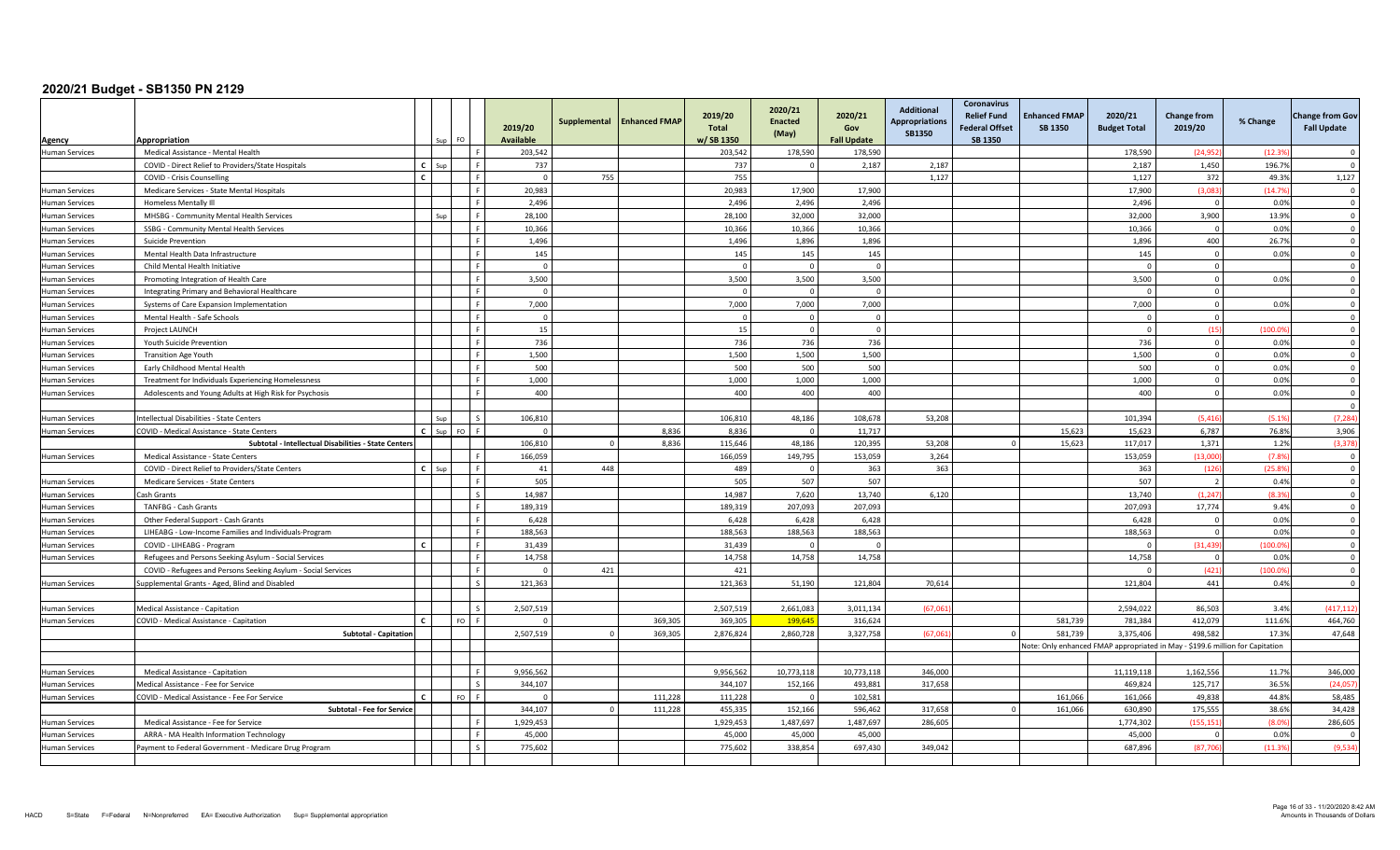# 2020/21 Budget - SB1350 PN 2129

| Agency | Appropriation | | Sup | FO | | 2019/20 Available | Supplemental | Enhanced FMAP | 2019/20 Total w/ SB 1350 | 2020/21 Enacted (May) | 2020/21 Gov Fall Update | Additional Appropriations SB1350 | Coronavirus Relief Fund Federal Offset SB 1350 | Enhanced FMAP SB 1350 | 2020/21 Budget Total | Change from 2019/20 | % Change | Change from Gov Fall Update |
|---|---|---|---|---|---|---|---|---|---|---|---|---|---|---|---|---|---|---|
| Human Services | Medical Assistance - Mental Health | | | | F | 203,542 | | | 203,542 | 178,590 | 178,590 | | | | 178,590 | (24,952) | (12.3%) | 0 |
| | COVID - Direct Relief to Providers/State Hospitals | C | Sup | | F | 737 | | | 737 | 0 | 2,187 | 2,187 | | | 2,187 | 1,450 | 196.7% | 0 |
| | COVID - Crisis Counselling | C | | | F | 0 | 755 | | 755 | | | 1,127 | | | 1,127 | 372 | 49.3% | 1,127 |
| Human Services | Medicare Services - State Mental Hospitals | | | | F | 20,983 | | | 20,983 | 17,900 | 17,900 | | | | 17,900 | (3,083) | (14.7%) | 0 |
| Human Services | Homeless Mentally Ill | | | | F | 2,496 | | | 2,496 | 2,496 | 2,496 | | | | 2,496 | 0 | 0.0% | 0 |
| Human Services | MHSBG - Community Mental Health Services | | Sup | | F | 28,100 | | | 28,100 | 32,000 | 32,000 | | | | 32,000 | 3,900 | 13.9% | 0 |
| Human Services | SSBG - Community Mental Health Services | | | | F | 10,366 | | | 10,366 | 10,366 | 10,366 | | | | 10,366 | 0 | 0.0% | 0 |
| Human Services | Suicide Prevention | | | | F | 1,496 | | | 1,496 | 1,896 | 1,896 | | | | 1,896 | 400 | 26.7% | 0 |
| Human Services | Mental Health Data Infrastructure | | | | F | 145 | | | 145 | 145 | 145 | | | | 145 | 0 | 0.0% | 0 |
| Human Services | Child Mental Health Initiative | | | | F | 0 | | | 0 | 0 | 0 | | | | 0 | 0 | | 0 |
| Human Services | Promoting Integration of Health Care | | | | F | 3,500 | | | 3,500 | 3,500 | 3,500 | | | | 3,500 | 0 | 0.0% | 0 |
| Human Services | Integrating Primary and Behavioral Healthcare | | | | F | 0 | | | 0 | 0 | 0 | | | | 0 | 0 | | 0 |
| Human Services | Systems of Care Expansion Implementation | | | | F | 7,000 | | | 7,000 | 7,000 | 7,000 | | | | 7,000 | 0 | 0.0% | 0 |
| Human Services | Mental Health - Safe Schools | | | | F | 0 | | | 0 | 0 | 0 | | | | 0 | 0 | | 0 |
| Human Services | Project LAUNCH | | | | F | 15 | | | 15 | 0 | 0 | | | | 0 | (15) | (100.0%) | 0 |
| Human Services | Youth Suicide Prevention | | | | F | 736 | | | 736 | 736 | 736 | | | | 736 | 0 | 0.0% | 0 |
| Human Services | Transition Age Youth | | | | F | 1,500 | | | 1,500 | 1,500 | 1,500 | | | | 1,500 | 0 | 0.0% | 0 |
| Human Services | Early Childhood Mental Health | | | | F | 500 | | | 500 | 500 | 500 | | | | 500 | 0 | 0.0% | 0 |
| Human Services | Treatment for Individuals Experiencing Homelessness | | | | F | 1,000 | | | 1,000 | 1,000 | 1,000 | | | | 1,000 | 0 | 0.0% | 0 |
| Human Services | Adolescents and Young Adults at High Risk for Psychosis | | | | F | 400 | | | 400 | 400 | 400 | | | | 400 | 0 | 0.0% | 0 |
| | | | | | | | | | | | | | | | | | | 0 |
| Human Services | Intellectual Disabilities - State Centers | | Sup | | S | 106,810 | | | 106,810 | 48,186 | 108,678 | 53,208 | | | 101,394 | (5,416) | (5.1%) | (7,284) |
| Human Services | COVID - Medical Assistance - State Centers | C | Sup | FO | F | 0 | | 8,836 | 8,836 | 0 | 11,717 | | | 15,623 | 15,623 | 6,787 | 76.8% | 3,906 |
| | **Subtotal - Intellectual Disabilities - State Centers** | | | | | 106,810 | 0 | 8,836 | 115,646 | 48,186 | 120,395 | 53,208 | 0 | 15,623 | 117,017 | 1,371 | 1.2% | (3,378) |
| Human Services | Medical Assistance - State Centers | | | | F | 166,059 | | | 166,059 | 149,795 | 153,059 | 3,264 | | | 153,059 | (13,000) | (7.8%) | 0 |
| | COVID - Direct Relief to Providers/State Centers | C | Sup | | F | 41 | 448 | | 489 | 0 | 363 | 363 | | | 363 | (126) | (25.8%) | 0 |
| Human Services | Medicare Services - State Centers | | | | F | 505 | | | 505 | 507 | 507 | | | | 507 | 2 | 0.4% | 0 |
| Human Services | Cash Grants | | | | S | 14,987 | | | 14,987 | 7,620 | 13,740 | 6,120 | | | 13,740 | (1,247) | (8.3%) | 0 |
| Human Services | TANFBG - Cash Grants | | | | F | 189,319 | | | 189,319 | 207,093 | 207,093 | | | | 207,093 | 17,774 | 9.4% | 0 |
| Human Services | Other Federal Support - Cash Grants | | | | F | 6,428 | | | 6,428 | 6,428 | 6,428 | | | | 6,428 | 0 | 0.0% | 0 |
| Human Services | LIHEABG - Low-Income Families and Individuals-Program | | | | F | 188,563 | | | 188,563 | 188,563 | 188,563 | | | | 188,563 | 0 | 0.0% | 0 |
| Human Services | COVID - LIHEABG - Program | C | | | F | 31,439 | | | 31,439 | 0 | 0 | | | | 0 | (31,439) | (100.0%) | 0 |
| Human Services | Refugees and Persons Seeking Asylum - Social Services | | | | F | 14,758 | | | 14,758 | 14,758 | 14,758 | | | | 14,758 | 0 | 0.0% | 0 |
| | COVID - Refugees and Persons Seeking Asylum - Social Services | | | | F | 0 | 421 | | 421 | | | | | | 0 | (421) | (100.0%) | 0 |
| Human Services | Supplemental Grants - Aged, Blind and Disabled | | | | S | 121,363 | | | 121,363 | 51,190 | 121,804 | 70,614 | | | 121,804 | 441 | 0.4% | 0 |
| | | | | | | | | | | | | | | | | | | |
| Human Services | Medical Assistance - Capitation | | | | S | 2,507,519 | | | 2,507,519 | 2,661,083 | 3,011,134 | (67,061) | | | 2,594,022 | 86,503 | 3.4% | (417,112) |
| Human Services | COVID - Medical Assistance - Capitation | C | | FO | F | 0 | | 369,305 | 369,305 | 199,645 | 316,624 | | | 581,739 | 781,384 | 412,079 | 111.6% | 464,760 |
| | **Subtotal - Capitation** | | | | | 2,507,519 | 0 | 369,305 | 2,876,824 | 2,860,728 | 3,327,758 | (67,061) | 0 | 581,739 | 3,375,406 | 498,582 | 17.3% | 47,648 |
| | | | | | | | | | | | | | | Note: Only enhanced FMAP appropriated in May - $199.6 million for Capitation | | | | |
| | | | | | | | | | | | | | | | | | | |
| Human Services | Medical Assistance - Capitation | | | | F | 9,956,562 | | | 9,956,562 | 10,773,118 | 10,773,118 | 346,000 | | | 11,119,118 | 1,162,556 | 11.7% | 346,000 |
| Human Services | Medical Assistance - Fee for Service | | | | S | 344,107 | | | 344,107 | 152,166 | 493,881 | 317,658 | | | 469,824 | 125,717 | 36.5% | (24,057) |
| Human Services | COVID - Medical Assistance - Fee For Service | C | | FO | F | 0 | | 111,228 | 111,228 | 0 | 102,581 | | | 161,066 | 161,066 | 49,838 | 44.8% | 58,485 |
| | **Subtotal - Fee for Service** | | | | | 344,107 | 0 | 111,228 | 455,335 | 152,166 | 596,462 | 317,658 | 0 | 161,066 | 630,890 | 175,555 | 38.6% | 34,428 |
| Human Services | Medical Assistance - Fee for Service | | | | F | 1,929,453 | | | 1,929,453 | 1,487,697 | 1,487,697 | 286,605 | | | 1,774,302 | (155,151) | (8.0%) | 286,605 |
| Human Services | ARRA - MA Health Information Technology | | | | F | 45,000 | | | 45,000 | 45,000 | 45,000 | | | | 45,000 | 0 | 0.0% | 0 |
| Human Services | Payment to Federal Government - Medicare Drug Program | | | | S | 775,602 | | | 775,602 | 338,854 | 697,430 | 349,042 | | | 687,896 | (87,706) | (11.3%) | (9,534) |

HACD S=State F=Federal N=Nonpreferred EA= Executive Authorization Sup= Supplemental appropriation

Amounts in Thousands of Dollars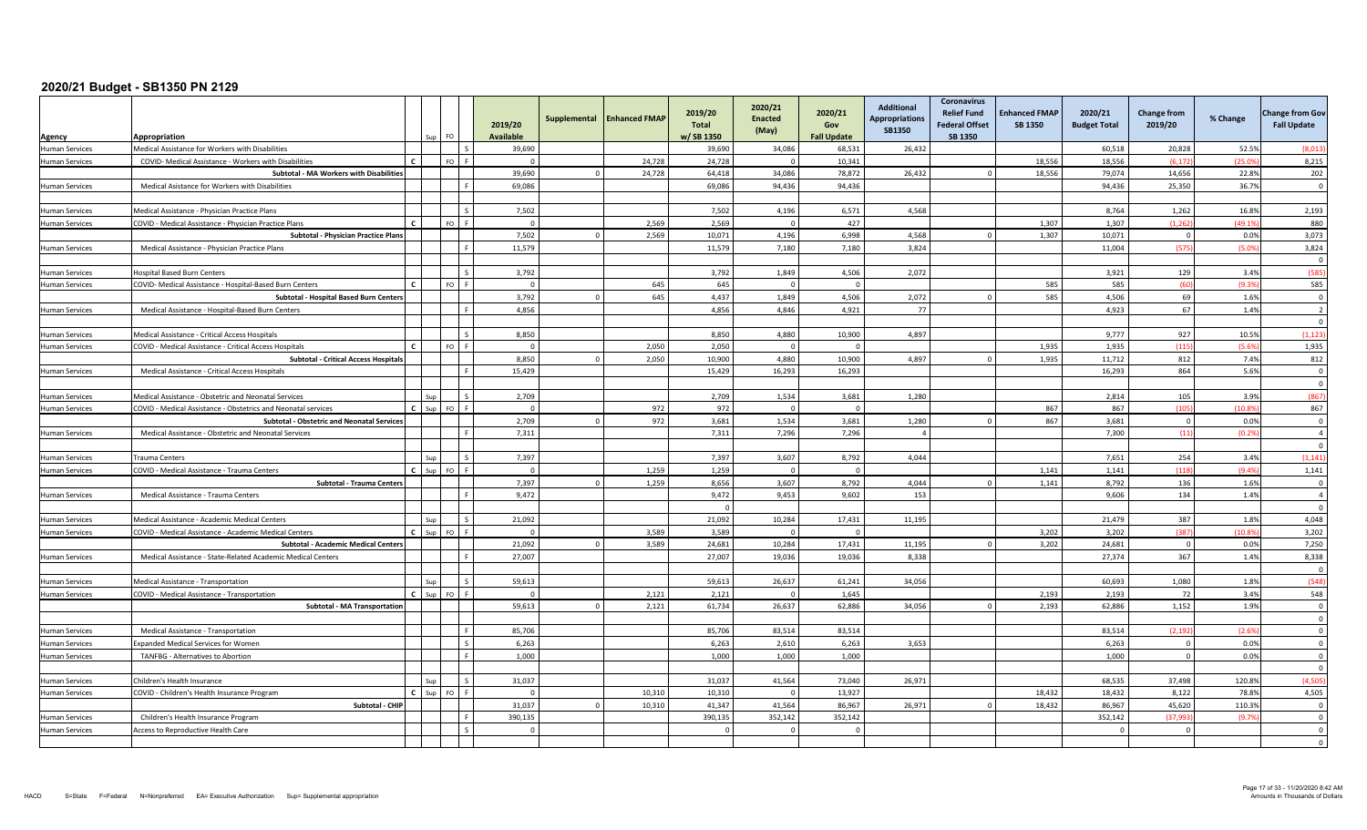## 2020/21 Budget - SB1350 PN 2129

| Agency | Appropriation | | Sup | FO | | 2019/20 Available | Supplemental | Enhanced FMAP | 2019/20 Total w/ SB 1350 | 2020/21 Enacted (May) | 2020/21 Gov Fall Update | Additional Appropriations SB1350 | Coronavirus Relief Fund Federal Offset SB 1350 | Enhanced FMAP SB 1350 | 2020/21 Budget Total | Change from 2019/20 | % Change | Change from Gov Fall Update |
|---|---|---|---|---|---|---|---|---|---|---|---|---|---|---|---|---|---|---|
| Human Services | Medical Assistance for Workers with Disabilities | | | | S | 39,690 | | | 39,690 | 34,086 | 68,531 | 26,432 | | | 60,518 | 20,828 | 52.5% | (8,013) |
| Human Services | COVID- Medical Assistance - Workers with Disabilities | C | | FO | F | 0 | | 24,728 | 24,728 | 0 | 10,341 | | | 18,556 | 18,556 | (6,172) | (25.0%) | 8,215 |
| | Subtotal - MA Workers with Disabilities | | | | | 39,690 | 0 | 24,728 | 64,418 | 34,086 | 78,872 | 26,432 | 0 | 18,556 | 79,074 | 14,656 | 22.8% | 202 |
| Human Services | Medical Aistance for Workers with Disabilities | | | | F | 69,086 | | | 69,086 | 94,436 | 94,436 | | | | 94,436 | 25,350 | 36.7% | 0 |
| | | | | | | | | | | | | | | | | | | |
| Human Services | Medical Assistance - Physician Practice Plans | | | | S | 7,502 | | | 7,502 | 4,196 | 6,571 | 4,568 | | | 8,764 | 1,262 | 16.8% | 2,193 |
| Human Services | COVID - Medical Assistance - Physician Practice Plans | C | | FO | F | 0 | | 2,569 | 2,569 | 0 | 427 | | | 1,307 | 1,307 | (1,262) | (49.1%) | 880 |
| | Subtotal - Physician Practice Plans | | | | | 7,502 | 0 | 2,569 | 10,071 | 4,196 | 6,998 | 4,568 | 0 | 1,307 | 10,071 | 0 | 0.0% | 3,073 |
| Human Services | Medical Assistance - Physician Practice Plans | | | | F | 11,579 | | | 11,579 | 7,180 | 7,180 | 3,824 | | | 11,004 | (575) | (5.0%) | 3,824 |
| | | | | | | | | | | | | | | | | | | 0 |
| Human Services | Hospital Based Burn Centers | | | | S | 3,792 | | | 3,792 | 1,849 | 4,506 | 2,072 | | | 3,921 | 129 | 3.4% | (585) |
| Human Services | COVID- Medical Assistance - Hospital-Based Burn Centers | C | | FO | F | 0 | | 645 | 645 | 0 | 0 | | | 585 | 585 | (60) | (9.3%) | 585 |
| | Subtotal - Hospital Based Burn Centers | | | | | 3,792 | 0 | 645 | 4,437 | 1,849 | 4,506 | 2,072 | 0 | 585 | 4,506 | 69 | 1.6% | 0 |
| Human Services | Medical Assistance - Hospital-Based Burn Centers | | | | F | 4,856 | | | 4,856 | 4,846 | 4,921 | 77 | | | 4,923 | 67 | 1.4% | 2 |
| | | | | | | | | | | | | | | | | | | 0 |
| Human Services | Medical Assistance - Critical Access Hospitals | | | | S | 8,850 | | | 8,850 | 4,880 | 10,900 | 4,897 | | | 9,777 | 927 | 10.5% | (1,123) |
| Human Services | COVID - Medical Assistance - Critical Access Hospitals | C | | FO | F | 0 | | 2,050 | 2,050 | 0 | 0 | | | 1,935 | 1,935 | (115) | (5.6%) | 1,935 |
| | Subtotal - Critical Access Hospitals | | | | | 8,850 | 0 | 2,050 | 10,900 | 4,880 | 10,900 | 4,897 | 0 | 1,935 | 11,712 | 812 | 7.4% | 812 |
| Human Services | Medical Assistance - Critical Access Hospitals | | | | F | 15,429 | | | 15,429 | 16,293 | 16,293 | | | | 16,293 | 864 | 5.6% | 0 |
| | | | | | | | | | | | | | | | | | | 0 |
| Human Services | Medical Assistance - Obstetric and Neonatal Services | | Sup | | S | 2,709 | | | 2,709 | 1,534 | 3,681 | 1,280 | | | 2,814 | 105 | 3.9% | (867) |
| Human Services | COVID - Medical Assistance - Obstetrics and Neonatal services | C | Sup | FO | F | 0 | | 972 | 972 | 0 | 0 | | | 867 | 867 | (105) | (10.8%) | 867 |
| | Subtotal - Obstetric and Neonatal Services | | | | | 2,709 | 0 | 972 | 3,681 | 1,534 | 3,681 | 1,280 | 0 | 867 | 3,681 | 0 | 0.0% | 0 |
| Human Services | Medical Assistance - Obstetric and Neonatal Services | | | | F | 7,311 | | | 7,311 | 7,296 | 7,296 | 4 | | | 7,300 | (11) | (0.2%) | 4 |
| | | | | | | | | | | | | | | | | | | 0 |
| Human Services | Trauma Centers | | Sup | | S | 7,397 | | | 7,397 | 3,607 | 8,792 | 4,044 | | | 7,651 | 254 | 3.4% | (1,141) |
| Human Services | COVID - Medical Assistance - Trauma Centers | C | Sup | FO | F | 0 | | 1,259 | 1,259 | 0 | 0 | | | 1,141 | 1,141 | (118) | (9.4%) | 1,141 |
| | Subtotal - Trauma Centers | | | | | 7,397 | 0 | 1,259 | 8,656 | 3,607 | 8,792 | 4,044 | 0 | 1,141 | 8,792 | 136 | 1.6% | 0 |
| Human Services | Medical Assistance - Trauma Centers | | | | F | 9,472 | | | 9,472 | 9,453 | 9,602 | 153 | | | 9,606 | 134 | 1.4% | 4 |
| | | | | | | | | | 0 | | | | | | | | | 0 |
| Human Services | Medical Assistance - Academic Medical Centers | | Sup | | S | 21,092 | | | 21,092 | 10,284 | 17,431 | 11,195 | | | 21,479 | 387 | 1.8% | 4,048 |
| Human Services | COVID - Medical Assistance - Academic Medical Centers | C | Sup | FO | F | 0 | | 3,589 | 3,589 | 0 | 0 | | | 3,202 | 3,202 | (387) | (10.8%) | 3,202 |
| | Subtotal - Academic Medical Centers | | | | | 21,092 | 0 | 3,589 | 24,681 | 10,284 | 17,431 | 11,195 | 0 | 3,202 | 24,681 | 0 | 0.0% | 7,250 |
| Human Services | Medical Assistance - State-Related Academic Medical Centers | | | | F | 27,007 | | | 27,007 | 19,036 | 19,036 | 8,338 | | | 27,374 | 367 | 1.4% | 8,338 |
| | | | | | | | | | | | | | | | | | | 0 |
| Human Services | Medical Assistance - Transportation | | Sup | | S | 59,613 | | | 59,613 | 26,637 | 61,241 | 34,056 | | | 60,693 | 1,080 | 1.8% | (548) |
| Human Services | COVID - Medical Assistance - Transportation | C | Sup | FO | F | 0 | | 2,121 | 2,121 | 0 | 1,645 | | | 2,193 | 2,193 | 72 | 3.4% | 548 |
| | Subtotal - MA Transportation | | | | | 59,613 | 0 | 2,121 | 61,734 | 26,637 | 62,886 | 34,056 | 0 | 2,193 | 62,886 | 1,152 | 1.9% | 0 |
| | | | | | | | | | | | | | | | | | | 0 |
| Human Services | Medical Assistance - Transportation | | | | F | 85,706 | | | 85,706 | 83,514 | 83,514 | | | | 83,514 | (2,192) | (2.6%) | 0 |
| Human Services | Expanded Medical Services for Women | | | | S | 6,263 | | | 6,263 | 2,610 | 6,263 | 3,653 | | | 6,263 | 0 | 0.0% | 0 |
| Human Services | TANFBG - Alternatives to Abortion | | | | F | 1,000 | | | 1,000 | 1,000 | 1,000 | | | | 1,000 | 0 | 0.0% | 0 |
| | | | | | | | | | | | | | | | | | | 0 |
| Human Services | Children's Health Insurance | | Sup | | S | 31,037 | | | 31,037 | 41,564 | 73,040 | 26,971 | | | 68,535 | 37,498 | 120.8% | (4,505) |
| Human Services | COVID - Children's Health Insurance Program | C | Sup | FO | F | 0 | | 10,310 | 10,310 | 0 | 13,927 | | | 18,432 | 18,432 | 8,122 | 78.8% | 4,505 |
| | Subtotal - CHIP | | | | | 31,037 | 0 | 10,310 | 41,347 | 41,564 | 86,967 | 26,971 | 0 | 18,432 | 86,967 | 45,620 | 110.3% | 0 |
| Human Services | Children's Health Insurance Program | | | | F | 390,135 | | | 390,135 | 352,142 | 352,142 | | | | 352,142 | (37,993) | (9.7%) | 0 |
| Human Services | Access to Reproductive Health Care | | | | S | 0 | | | 0 | 0 | 0 | | | | 0 | 0 | | 0 |
| | | | | | | | | | | | | | | | | | | 0 |

HACD S=State F=Federal N=Nonpreferred EA= Executive Authorization Sup= Supplemental appropriation

Amounts in Thousands of Dollars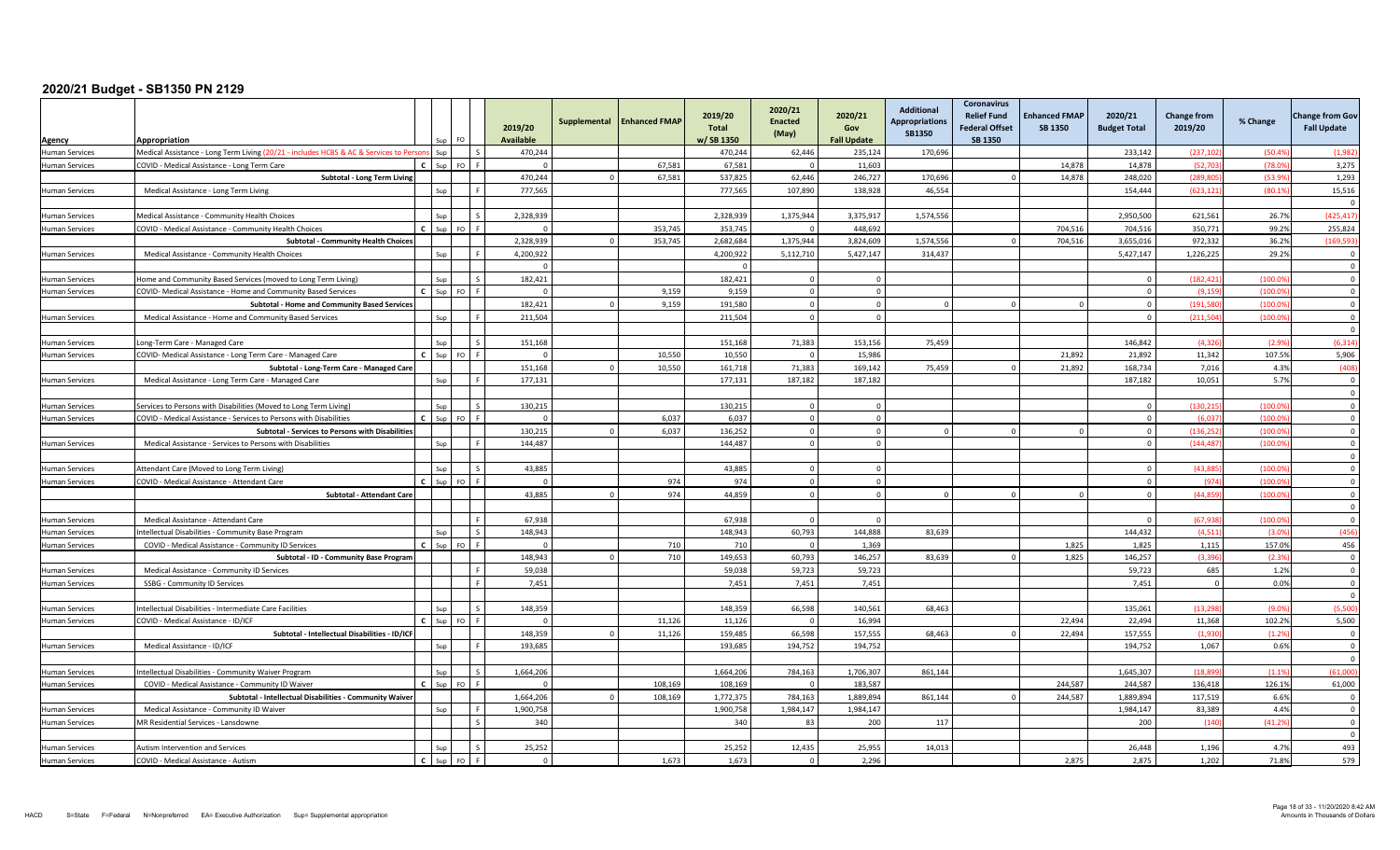## 2020/21 Budget - SB1350 PN 2129

| Agency | Appropriation | | Sup | FO | | 2019/20 Available | Supplemental | Enhanced FMAP | 2019/20 Total w/ SB 1350 | 2020/21 Enacted (May) | 2020/21 Gov Fall Update | Additional Appropriations SB1350 | Coronavirus Relief Fund Federal Offset SB 1350 | Enhanced FMAP SB 1350 | 2020/21 Budget Total | Change from 2019/20 | % Change | Change from Gov Fall Update |
|---|---|---|---|---|---|---|---|---|---|---|---|---|---|---|---|---|---|---|
| Human Services | Medical Assistance - Long Term Living (20/21 - includes HCBS & AC & Services to Persons | | Sup | | S | 470,244 | | | 470,244 | 62,446 | 235,124 | 170,696 | | | 233,142 | (237,102) | (50.4%) | (1,982) |
| Human Services | COVID - Medical Assistance - Long Term Care | C | Sup | FO | F | 0 | | 67,581 | 67,581 | 0 | 11,603 | | | 14,878 | 14,878 | (52,703) | (78.0%) | 3,275 |
| | Subtotal - Long Term Living | | | | | 470,244 | 0 | 67,581 | 537,825 | 62,446 | 246,727 | 170,696 | 0 | 14,878 | 248,020 | (289,805) | (53.9%) | 1,293 |
| Human Services | Medical Assistance - Long Term Living | | Sup | | F | 777,565 | | | 777,565 | 107,890 | 138,928 | 46,554 | | | 154,444 | (623,121) | (80.1%) | 15,516 |
| | | | | | | | | | | | | | | | | | | 0 |
| Human Services | Medical Assistance - Community Health Choices | | Sup | | S | 2,328,939 | | | 2,328,939 | 1,375,944 | 3,375,917 | 1,574,556 | | | 2,950,500 | 621,561 | 26.7% | (425,417) |
| Human Services | COVID - Medical Assistance - Community Health Choices | C | Sup | FO | F | 0 | | 353,745 | 353,745 | 0 | 448,692 | | | 704,516 | 704,516 | 350,771 | 99.2% | 255,824 |
| | Subtotal - Community Health Choices | | | | | 2,328,939 | 0 | 353,745 | 2,682,684 | 1,375,944 | 3,824,609 | 1,574,556 | 0 | 704,516 | 3,655,016 | 972,332 | 36.2% | (169,593) |
| Human Services | Medical Assistance - Community Health Choices | | Sup | | F | 4,200,922 | | | 4,200,922 | 5,112,710 | 5,427,147 | 314,437 | | | 5,427,147 | 1,226,225 | 29.2% | 0 |
| | | | | | | 0 | | | 0 | | | | | | | | | 0 |
| Human Services | Home and Community Based Services (moved to Long Term Living) | | Sup | | S | 182,421 | | | 182,421 | 0 | 0 | | | | 0 | (182,421) | (100.0%) | 0 |
| Human Services | COVID- Medical Assistance - Home and Community Based Services | C | Sup | FO | F | 0 | | 9,159 | 9,159 | 0 | 0 | | | | 0 | (9,159) | (100.0%) | 0 |
| | Subtotal - Home and Community Based Services | | | | | 182,421 | 0 | 9,159 | 191,580 | 0 | 0 | 0 | 0 | 0 | 0 | (191,580) | (100.0%) | 0 |
| Human Services | Medical Assistance - Home and Community Based Services | | Sup | | F | 211,504 | | | 211,504 | 0 | 0 | | | | 0 | (211,504) | (100.0%) | 0 |
| | | | | | | | | | | | | | | | | | | 0 |
| Human Services | Long-Term Care - Managed Care | | Sup | | S | 151,168 | | | 151,168 | 71,383 | 153,156 | 75,459 | | | 146,842 | (4,326) | (2.9%) | (6,314) |
| Human Services | COVID- Medical Assistance - Long Term Care - Managed Care | C | Sup | FO | F | 0 | | 10,550 | 10,550 | 0 | 15,986 | | | 21,892 | 21,892 | 11,342 | 107.5% | 5,906 |
| | Subtotal - Long-Term Care - Managed Care | | | | | 151,168 | 0 | 10,550 | 161,718 | 71,383 | 169,142 | 75,459 | 0 | 21,892 | 168,734 | 7,016 | 4.3% | (408) |
| Human Services | Medical Assistance - Long Term Care - Managed Care | | Sup | | F | 177,131 | | | 177,131 | 187,182 | 187,182 | | | | 187,182 | 10,051 | 5.7% | 0 |
| | | | | | | | | | | | | | | | | | | 0 |
| Human Services | Services to Persons with Disabilities (Moved to Long Term Living) | | Sup | | S | 130,215 | | | 130,215 | 0 | 0 | | | | 0 | (130,215) | (100.0%) | 0 |
| Human Services | COVID - Medical Assistance - Services to Persons with Disabilities | C | Sup | FO | F | 0 | | 6,037 | 6,037 | 0 | 0 | | | | 0 | (6,037) | (100.0%) | 0 |
| | Subtotal - Services to Persons with Disabilities | | | | | 130,215 | 0 | 6,037 | 136,252 | 0 | 0 | 0 | 0 | 0 | 0 | (136,252) | (100.0%) | 0 |
| Human Services | Medical Assistance - Services to Persons with Disabilities | | Sup | | F | 144,487 | | | 144,487 | 0 | 0 | | | | 0 | (144,487) | (100.0%) | 0 |
| | | | | | | | | | | | | | | | | | | 0 |
| Human Services | Attendant Care (Moved to Long Term Living) | | Sup | | S | 43,885 | | | 43,885 | 0 | 0 | | | | 0 | (43,885) | (100.0%) | 0 |
| Human Services | COVID - Medical Assistance - Attendant Care | C | Sup | FO | F | 0 | | 974 | 974 | 0 | 0 | | | | 0 | (974) | (100.0%) | 0 |
| | Subtotal - Attendant Care | | | | | 43,885 | 0 | 974 | 44,859 | 0 | 0 | 0 | 0 | 0 | 0 | (44,859) | (100.0%) | 0 |
| | | | | | | | | | | | | | | | | | | 0 |
| Human Services | Medical Assistance - Attendant Care | | | | F | 67,938 | | | 67,938 | 0 | 0 | | | | 0 | (67,938) | (100.0%) | 0 |
| Human Services | Intellectual Disabilities - Community Base Program | | Sup | | S | 148,943 | | | 148,943 | 60,793 | 144,888 | 83,639 | | | 144,432 | (4,511) | (3.0%) | (456) |
| Human Services | COVID - Medical Assistance - Community ID Services | C | Sup | FO | F | 0 | | 710 | 710 | 0 | 1,369 | | | 1,825 | 1,825 | 1,115 | 157.0% | 456 |
| | Subtotal - ID - Community Base Program | | | | | 148,943 | 0 | 710 | 149,653 | 60,793 | 146,257 | 83,639 | 0 | 1,825 | 146,257 | (3,396) | (2.3%) | 0 |
| Human Services | Medical Assistance - Community ID Services | | | | F | 59,038 | | | 59,038 | 59,723 | 59,723 | | | | 59,723 | 685 | 1.2% | 0 |
| Human Services | SSBG - Community ID Services | | | | F | 7,451 | | | 7,451 | 7,451 | 7,451 | | | | 7,451 | 0 | 0.0% | 0 |
| | | | | | | | | | | | | | | | | | | 0 |
| Human Services | Intellectual Disabilities - Intermediate Care Facilities | | Sup | | S | 148,359 | | | 148,359 | 66,598 | 140,561 | 68,463 | | | 135,061 | (13,298) | (9.0%) | (5,500) |
| Human Services | COVID - Medical Assistance - ID/ICF | C | Sup | FO | F | 0 | | 11,126 | 11,126 | 0 | 16,994 | | | 22,494 | 22,494 | 11,368 | 102.2% | 5,500 |
| | Subtotal - Intellectual Disabilities - ID/ICF | | | | | 148,359 | 0 | 11,126 | 159,485 | 66,598 | 157,555 | 68,463 | 0 | 22,494 | 157,555 | (1,930) | (1.2%) | 0 |
| Human Services | Medical Assistance - ID/ICF | | Sup | | F | 193,685 | | | 193,685 | 194,752 | 194,752 | | | | 194,752 | 1,067 | 0.6% | 0 |
| | | | | | | | | | | | | | | | | | | 0 |
| Human Services | Intellectual Disabilities - Community Waiver Program | | Sup | | S | 1,664,206 | | | 1,664,206 | 784,163 | 1,706,307 | 861,144 | | | 1,645,307 | (18,899) | (1.1%) | (61,000) |
| Human Services | COVID - Medical Assistance - Community ID Waiver | C | Sup | FO | F | 0 | | 108,169 | 108,169 | 0 | 183,587 | | | 244,587 | 244,587 | 136,418 | 126.1% | 61,000 |
| | Subtotal - Intellectual Disabilities - Community Waiver | | | | | 1,664,206 | 0 | 108,169 | 1,772,375 | 784,163 | 1,889,894 | 861,144 | 0 | 244,587 | 1,889,894 | 117,519 | 6.6% | 0 |
| Human Services | Medical Assistance - Community ID Waiver | | Sup | | F | 1,900,758 | | | 1,900,758 | 1,984,147 | 1,984,147 | | | | 1,984,147 | 83,389 | 4.4% | 0 |
| Human Services | MR Residential Services - Lansdowne | | | | S | 340 | | | 340 | 83 | 200 | 117 | | | 200 | (140) | (41.2%) | 0 |
| | | | | | | | | | | | | | | | | | | 0 |
| Human Services | Autism Intervention and Services | | Sup | | S | 25,252 | | | 25,252 | 12,435 | 25,955 | 14,013 | | | 26,448 | 1,196 | 4.7% | 493 |
| Human Services | COVID - Medical Assistance - Autism | C | Sup | FO | F | 0 | | 1,673 | 1,673 | 0 | 2,296 | | | 2,875 | 2,875 | 1,202 | 71.8% | 579 |

HACD S=State F=Federal N=Nonpreferred EA= Executive Authorization Sup= Supplemental appropriation

Amounts in Thousands of Dollars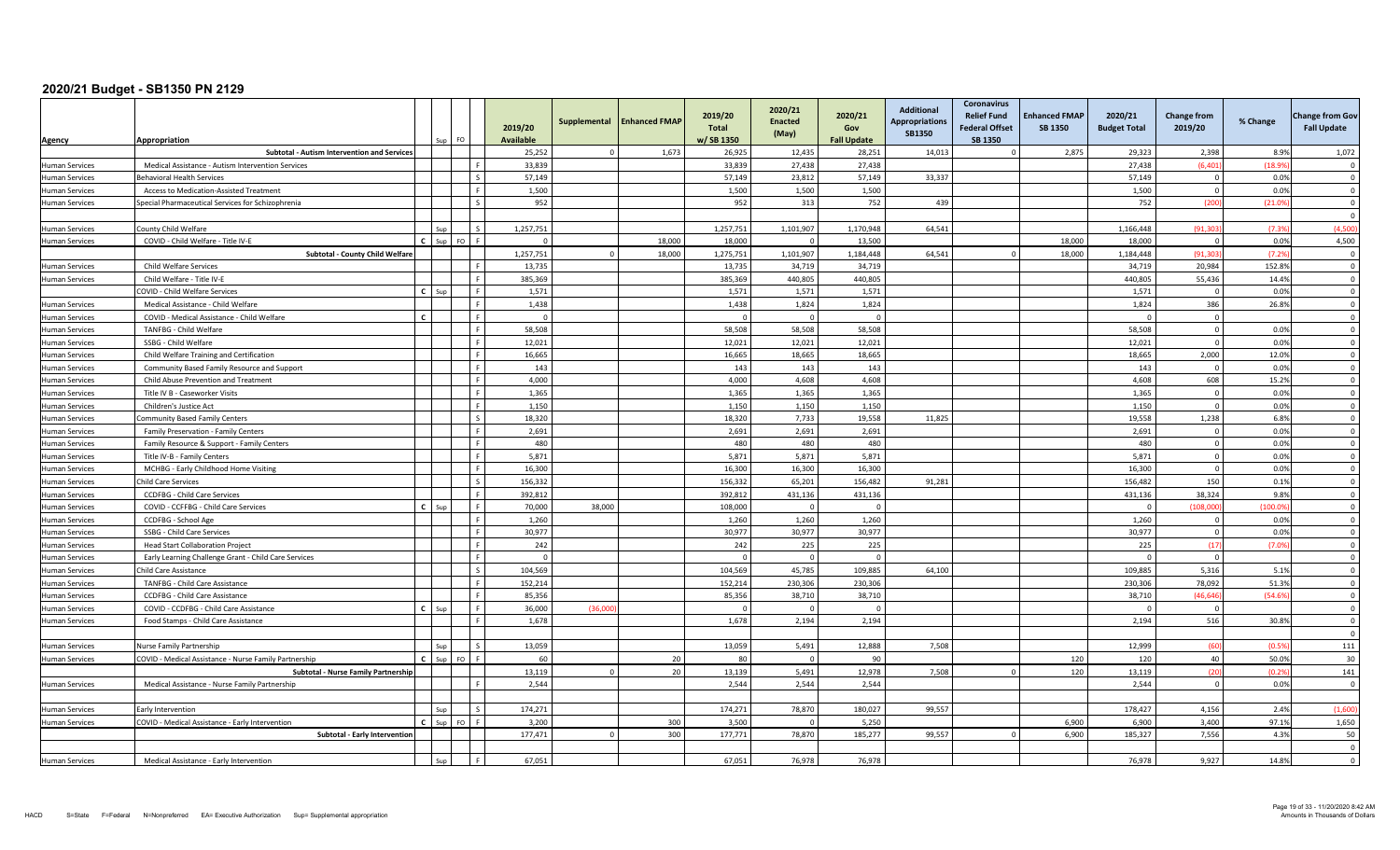# 2020/21 Budget - SB1350 PN 2129

| Agency | Appropriation | | Sup | FO | | 2019/20 Available | Supplemental | Enhanced FMAP | 2019/20 Total w/ SB 1350 | 2020/21 Enacted (May) | 2020/21 Gov Fall Update | Additional Appropriations SB1350 | Coronavirus Relief Fund Federal Offset SB 1350 | Enhanced FMAP SB 1350 | 2020/21 Budget Total | Change from 2019/20 | % Change | Change from Gov Fall Update |
|---|---|---|---|---|---|---|---|---|---|---|---|---|---|---|---|---|---|---|
| | Subtotal - Autism Intervention and Services | | | | | 25,252 | 0 | 1,673 | 26,925 | 12,435 | 28,251 | 14,013 | 0 | 2,875 | 29,323 | 2,398 | 8.9% | 1,072 |
| Human Services | Medical Assistance - Autism Intervention Services | | | | F | 33,839 | | | 33,839 | 27,438 | 27,438 | | | | 27,438 | (6,401) | (18.9%) | 0 |
| Human Services | Behavioral Health Services | | | | S | 57,149 | | | 57,149 | 23,812 | 57,149 | 33,337 | | | 57,149 | 0 | 0.0% | 0 |
| Human Services | Access to Medication-Assisted Treatment | | | | F | 1,500 | | | 1,500 | 1,500 | 1,500 | | | | 1,500 | 0 | 0.0% | 0 |
| Human Services | Special Pharmaceutical Services for Schizophrenia | | | | S | 952 | | | 952 | 313 | 752 | 439 | | | 752 | (200) | (21.0%) | 0 |
| | | | | | | | | | | | | | | | | | | 0 |
| Human Services | County Child Welfare | | Sup | | S | 1,257,751 | | | 1,257,751 | 1,101,907 | 1,170,948 | 64,541 | | | 1,166,448 | (91,303) | (7.3%) | (4,500) |
| Human Services | COVID - Child Welfare - Title IV-E | C | Sup | FO | F | 0 | | 18,000 | 18,000 | 0 | 13,500 | | | 18,000 | 18,000 | 0 | 0.0% | 4,500 |
| | Subtotal - County Child Welfare | | | | | 1,257,751 | 0 | 18,000 | 1,275,751 | 1,101,907 | 1,184,448 | 64,541 | 0 | 18,000 | 1,184,448 | (91,303) | (7.2%) | 0 |
| Human Services | Child Welfare Services | | | | F | 13,735 | | | 13,735 | 34,719 | 34,719 | | | | 34,719 | 20,984 | 152.8% | 0 |
| Human Services | Child Welfare - Title IV-E | | | | F | 385,369 | | | 385,369 | 440,805 | 440,805 | | | | 440,805 | 55,436 | 14.4% | 0 |
| | COVID - Child Welfare Services | C | Sup | | F | 1,571 | | | 1,571 | 1,571 | 1,571 | | | | 1,571 | 0 | 0.0% | 0 |
| Human Services | Medical Assistance - Child Welfare | | | | F | 1,438 | | | 1,438 | 1,824 | 1,824 | | | | 1,824 | 386 | 26.8% | 0 |
| Human Services | COVID - Medical Assistance - Child Welfare | C | | | F | 0 | | | 0 | 0 | 0 | | | | 0 | 0 | | 0 |
| Human Services | TANFBG - Child Welfare | | | | F | 58,508 | | | 58,508 | 58,508 | 58,508 | | | | 58,508 | 0 | 0.0% | 0 |
| Human Services | SSBG - Child Welfare | | | | F | 12,021 | | | 12,021 | 12,021 | 12,021 | | | | 12,021 | 0 | 0.0% | 0 |
| Human Services | Child Welfare Training and Certification | | | | F | 16,665 | | | 16,665 | 18,665 | 18,665 | | | | 18,665 | 2,000 | 12.0% | 0 |
| Human Services | Community Based Family Resource and Support | | | | F | 143 | | | 143 | 143 | 143 | | | | 143 | 0 | 0.0% | 0 |
| Human Services | Child Abuse Prevention and Treatment | | | | F | 4,000 | | | 4,000 | 4,608 | 4,608 | | | | 4,608 | 608 | 15.2% | 0 |
| Human Services | Title IV B - Caseworker Visits | | | | F | 1,365 | | | 1,365 | 1,365 | 1,365 | | | | 1,365 | 0 | 0.0% | 0 |
| Human Services | Children's Justice Act | | | | F | 1,150 | | | 1,150 | 1,150 | 1,150 | | | | 1,150 | 0 | 0.0% | 0 |
| Human Services | Community Based Family Centers | | | | S | 18,320 | | | 18,320 | 7,733 | 19,558 | 11,825 | | | 19,558 | 1,238 | 6.8% | 0 |
| Human Services | Family Preservation - Family Centers | | | | F | 2,691 | | | 2,691 | 2,691 | 2,691 | | | | 2,691 | 0 | 0.0% | 0 |
| Human Services | Family Resource & Support - Family Centers | | | | F | 480 | | | 480 | 480 | 480 | | | | 480 | 0 | 0.0% | 0 |
| Human Services | Title IV-B - Family Centers | | | | F | 5,871 | | | 5,871 | 5,871 | 5,871 | | | | 5,871 | 0 | 0.0% | 0 |
| Human Services | MCHBG - Early Childhood Home Visiting | | | | F | 16,300 | | | 16,300 | 16,300 | 16,300 | | | | 16,300 | 0 | 0.0% | 0 |
| Human Services | Child Care Services | | | | S | 156,332 | | | 156,332 | 65,201 | 156,482 | 91,281 | | | 156,482 | 150 | 0.1% | 0 |
| Human Services | CCDFBG - Child Care Services | | | | F | 392,812 | | | 392,812 | 431,136 | 431,136 | | | | 431,136 | 38,324 | 9.8% | 0 |
| Human Services | COVID - CCFFBG - Child Care Services | C | Sup | | F | 70,000 | 38,000 | | 108,000 | 0 | 0 | | | | 0 | (108,000) | (100.0%) | 0 |
| Human Services | CCDFBG - School Age | | | | F | 1,260 | | | 1,260 | 1,260 | 1,260 | | | | 1,260 | 0 | 0.0% | 0 |
| Human Services | SSBG - Child Care Services | | | | F | 30,977 | | | 30,977 | 30,977 | 30,977 | | | | 30,977 | 0 | 0.0% | 0 |
| Human Services | Head Start Collaboration Project | | | | F | 242 | | | 242 | 225 | 225 | | | | 225 | (17) | (7.0%) | 0 |
| Human Services | Early Learning Challenge Grant - Child Care Services | | | | F | 0 | | | 0 | 0 | 0 | | | | 0 | 0 | | 0 |
| Human Services | Child Care Assistance | | | | S | 104,569 | | | 104,569 | 45,785 | 109,885 | 64,100 | | | 109,885 | 5,316 | 5.1% | 0 |
| Human Services | TANFBG - Child Care Assistance | | | | F | 152,214 | | | 152,214 | 230,306 | 230,306 | | | | 230,306 | 78,092 | 51.3% | 0 |
| Human Services | CCDFBG - Child Care Assistance | | | | F | 85,356 | | | 85,356 | 38,710 | 38,710 | | | | 38,710 | (46,646) | (54.6%) | 0 |
| Human Services | COVID - CCDFBG - Child Care Assistance | C | Sup | | F | 36,000 | (36,000) | | 0 | 0 | 0 | | | | 0 | 0 | | 0 |
| Human Services | Food Stamps - Child Care Assistance | | | | F | 1,678 | | | 1,678 | 2,194 | 2,194 | | | | 2,194 | 516 | 30.8% | 0 |
| | | | | | | | | | | | | | | | | | | 0 |
| Human Services | Nurse Family Partnership | | Sup | | S | 13,059 | | | 13,059 | 5,491 | 12,888 | 7,508 | | | 12,999 | (60) | (0.5%) | 111 |
| Human Services | COVID - Medical Assistance - Nurse Family Partnership | C | Sup | FO | F | 60 | | 20 | 80 | 0 | 90 | | | 120 | 120 | 40 | 50.0% | 30 |
| | Subtotal - Nurse Family Partnership | | | | | 13,119 | 0 | 20 | 13,139 | 5,491 | 12,978 | 7,508 | 0 | 120 | 13,119 | (20) | (0.2%) | 141 |
| Human Services | Medical Assistance - Nurse Family Partnership | | | | F | 2,544 | | | 2,544 | 2,544 | 2,544 | | | | 2,544 | 0 | 0.0% | 0 |
| | | | | | | | | | | | | | | | | | | |
| Human Services | Early Intervention | | Sup | | S | 174,271 | | | 174,271 | 78,870 | 180,027 | 99,557 | | | 178,427 | 4,156 | 2.4% | (1,600) |
| Human Services | COVID - Medical Assistance - Early Intervention | C | Sup | FO | F | 3,200 | | 300 | 3,500 | 0 | 5,250 | | | 6,900 | 6,900 | 3,400 | 97.1% | 1,650 |
| | Subtotal - Early Intervention | | | | | 177,471 | 0 | 300 | 177,771 | 78,870 | 185,277 | 99,557 | 0 | 6,900 | 185,327 | 7,556 | 4.3% | 50 |
| | | | | | | | | | | | | | | | | | | 0 |
| Human Services | Medical Assistance - Early Intervention | | Sup | | F | 67,051 | | | 67,051 | 76,978 | 76,978 | | | | 76,978 | 9,927 | 14.8% | 0 |

HACD S=State F=Federal N=Nonpreferred EA= Executive Authorization Sup= Supplemental appropriation

Amounts in Thousands of Dollars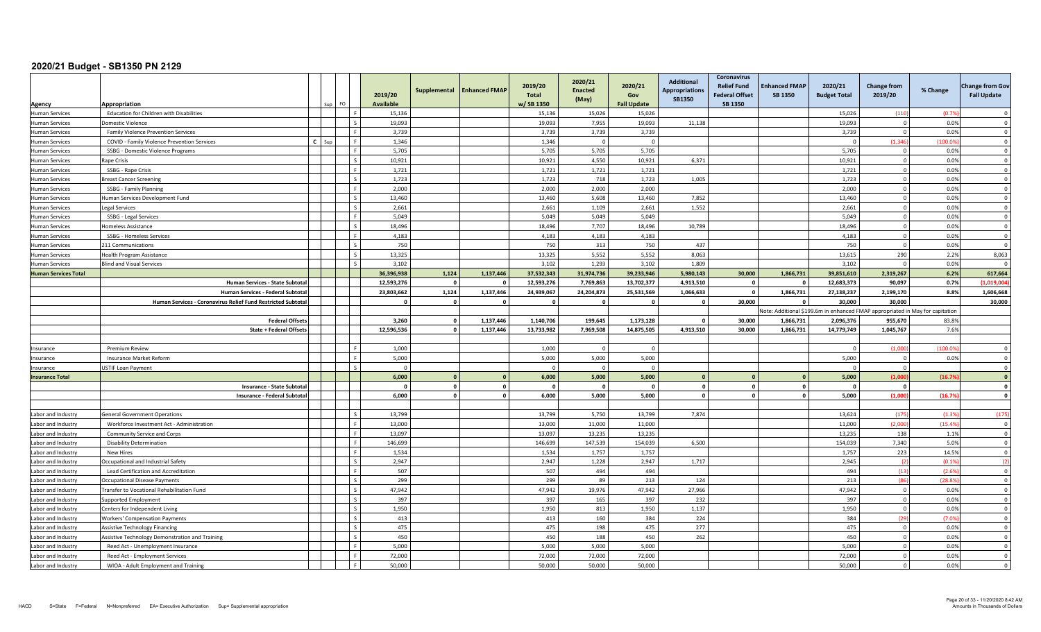# 2020/21 Budget - SB1350 PN 2129

| Agency | Appropriation | Sup | FO | 2019/20 Available | Supplemental | Enhanced FMAP | 2019/20 Total w/ SB 1350 | 2020/21 Enacted (May) | 2020/21 Gov Fall Update | Additional Appropriations SB1350 | Coronavirus Relief Fund Federal Offset SB 1350 | Enhanced FMAP SB 1350 | 2020/21 Budget Total | Change from 2019/20 | % Change | Change from Gov Fall Update |
|---|---|---|---|---|---|---|---|---|---|---|---|---|---|---|---|---|
| Human Services | Education for Children with Disabilities | | F | 15,136 | | | 15,136 | 15,026 | 15,026 | | | | 15,026 | (110) | (0.7%) | 0 |
| Human Services | Domestic Violence | | S | 19,093 | | | 19,093 | 7,955 | 19,093 | 11,138 | | | 19,093 | 0 | 0.0% | 0 |
| Human Services | Family Violence Prevention Services | | F | 3,739 | | | 3,739 | 3,739 | 3,739 | | | | 3,739 | 0 | 0.0% | 0 |
| Human Services | COVID - Family Violence Prevention Services | C Sup | F | 1,346 | | | 1,346 | 0 | 0 | | | | 0 | (1,346) | (100.0%) | 0 |
| Human Services | SSBG - Domestic Violence Programs | | F | 5,705 | | | 5,705 | 5,705 | 5,705 | | | | 5,705 | 0 | 0.0% | 0 |
| Human Services | Rape Crisis | | S | 10,921 | | | 10,921 | 4,550 | 10,921 | 6,371 | | | 10,921 | 0 | 0.0% | 0 |
| Human Services | SSBG - Rape Crisis | | F | 1,721 | | | 1,721 | 1,721 | 1,721 | | | | 1,721 | 0 | 0.0% | 0 |
| Human Services | Breast Cancer Screening | | S | 1,723 | | | 1,723 | 718 | 1,723 | 1,005 | | | 1,723 | 0 | 0.0% | 0 |
| Human Services | SSBG - Family Planning | | F | 2,000 | | | 2,000 | 2,000 | 2,000 | | | | 2,000 | 0 | 0.0% | 0 |
| Human Services | Human Services Development Fund | | S | 13,460 | | | 13,460 | 5,608 | 13,460 | 7,852 | | | 13,460 | 0 | 0.0% | 0 |
| Human Services | Legal Services | | S | 2,661 | | | 2,661 | 1,109 | 2,661 | 1,552 | | | 2,661 | 0 | 0.0% | 0 |
| Human Services | SSBG - Legal Services | | F | 5,049 | | | 5,049 | 5,049 | 5,049 | | | | 5,049 | 0 | 0.0% | 0 |
| Human Services | Homeless Assistance | | S | 18,496 | | | 18,496 | 7,707 | 18,496 | 10,789 | | | 18,496 | 0 | 0.0% | 0 |
| Human Services | SSBG - Homeless Services | | F | 4,183 | | | 4,183 | 4,183 | 4,183 | | | | 4,183 | 0 | 0.0% | 0 |
| Human Services | 211 Communications | | S | 750 | | | 750 | 313 | 750 | 437 | | | 750 | 0 | 0.0% | 0 |
| Human Services | Health Program Assistance | | S | 13,325 | | | 13,325 | 5,552 | 5,552 | 8,063 | | | 13,615 | 290 | 2.2% | 8,063 |
| Human Services | Blind and Visual Services | | S | 3,102 | | | 3,102 | 1,293 | 3,102 | 1,809 | | | 3,102 | 0 | 0.0% | 0 |
| **Human Services Total** | | | | **36,396,938** | **1,124** | **1,137,446** | **37,532,343** | **31,974,736** | **39,233,946** | **5,980,143** | **30,000** | **1,866,731** | **39,851,610** | **2,319,267** | **6.2%** | **617,664** |
| | **Human Services - State Subtotal** | | | **12,593,276** | **0** | **0** | **12,593,276** | **7,769,863** | **13,702,377** | **4,913,510** | **0** | **0** | **12,683,373** | **90,097** | **0.7%** | **(1,019,004)** |
| | **Human Services - Federal Subtotal** | | | **23,803,662** | **1,124** | **1,137,446** | **24,939,067** | **24,204,873** | **25,531,569** | **1,066,633** | **0** | **1,866,731** | **27,138,237** | **2,199,170** | **8.8%** | **1,606,668** |
| | **Human Services - Coronavirus Relief Fund Restricted Subtotal** | | | **0** | **0** | **0** | **0** | **0** | **0** | **0** | **30,000** | **0** | **30,000** | **30,000** | | **30,000** |
| | | | | | | | | | | | | Note: Additional $199.6m in enhanced FMAP appropriated in May for capitation | | | | |
| | **Federal Offsets** | | | **3,260** | **0** | **1,137,446** | **1,140,706** | **199,645** | **1,173,128** | **0** | **30,000** | **1,866,731** | **2,096,376** | **955,670** | **83.8%** | |
| | **State + Federal Offsets** | | | **12,596,536** | **0** | **1,137,446** | **13,733,982** | **7,969,508** | **14,875,505** | **4,913,510** | **30,000** | **1,866,731** | **14,779,749** | **1,045,767** | **7.6%** | |
| Insurance | Premium Review | | F | 1,000 | | | 1,000 | 0 | 0 | | | | 0 | (1,000) | (100.0%) | 0 |
| Insurance | Insurance Market Reform | | F | 5,000 | | | 5,000 | 5,000 | 5,000 | | | | 5,000 | 0 | 0.0% | 0 |
| Insurance | USTIF Loan Payment | | S | 0 | | | 0 | 0 | 0 | | | | 0 | 0 | | 0 |
| **Insurance Total** | | | | **6,000** | **0** | **0** | **6,000** | **5,000** | **5,000** | **0** | **0** | **0** | **5,000** | **(1,000)** | **(16.7%)** | **0** |
| | **Insurance - State Subtotal** | | | **0** | **0** | **0** | **0** | **0** | **0** | **0** | **0** | **0** | **0** | **0** | | **0** |
| | **Insurance - Federal Subtotal** | | | **6,000** | **0** | **0** | **6,000** | **5,000** | **5,000** | **0** | **0** | **0** | **5,000** | **(1,000)** | **(16.7%)** | **0** |
| Labor and Industry | General Government Operations | | S | 13,799 | | | 13,799 | 5,750 | 13,799 | 7,874 | | | 13,624 | (175) | (1.3%) | (175) |
| Labor and Industry | Workforce Investment Act - Administration | | F | 13,000 | | | 13,000 | 11,000 | 11,000 | | | | 11,000 | (2,000) | (15.4%) | 0 |
| Labor and Industry | Community Service and Corps | | F | 13,097 | | | 13,097 | 13,235 | 13,235 | | | | 13,235 | 138 | 1.1% | 0 |
| Labor and Industry | Disability Determination | | F | 146,699 | | | 146,699 | 147,539 | 154,039 | 6,500 | | | 154,039 | 7,340 | 5.0% | 0 |
| Labor and Industry | New Hires | | F | 1,534 | | | 1,534 | 1,757 | 1,757 | | | | 1,757 | 223 | 14.5% | 0 |
| Labor and Industry | Occupational and Industrial Safety | | S | 2,947 | | | 2,947 | 1,228 | 2,947 | 1,717 | | | 2,945 | (2) | (0.1%) | (2) |
| Labor and Industry | Lead Certification and Accreditation | | F | 507 | | | 507 | 494 | 494 | | | | 494 | (13) | (2.6%) | 0 |
| Labor and Industry | Occupational Disease Payments | | S | 299 | | | 299 | 89 | 213 | 124 | | | 213 | (86) | (28.8%) | 0 |
| Labor and Industry | Transfer to Vocational Rehabilitation Fund | | S | 47,942 | | | 47,942 | 19,976 | 47,942 | 27,966 | | | 47,942 | 0 | 0.0% | 0 |
| Labor and Industry | Supported Employment | | S | 397 | | | 397 | 165 | 397 | 232 | | | 397 | 0 | 0.0% | 0 |
| Labor and Industry | Centers for Independent Living | | S | 1,950 | | | 1,950 | 813 | 1,950 | 1,137 | | | 1,950 | 0 | 0.0% | 0 |
| Labor and Industry | Workers' Compensation Payments | | S | 413 | | | 413 | 160 | 384 | 224 | | | 384 | (29) | (7.0%) | 0 |
| Labor and Industry | Assistive Technology Financing | | S | 475 | | | 475 | 198 | 475 | 277 | | | 475 | 0 | 0.0% | 0 |
| Labor and Industry | Assistive Technology Demonstration and Training | | S | 450 | | | 450 | 188 | 450 | 262 | | | 450 | 0 | 0.0% | 0 |
| Labor and Industry | Reed Act - Unemployment Insurance | | F | 5,000 | | | 5,000 | 5,000 | 5,000 | | | | 5,000 | 0 | 0.0% | 0 |
| Labor and Industry | Reed Act - Employment Services | | F | 72,000 | | | 72,000 | 72,000 | 72,000 | | | | 72,000 | 0 | 0.0% | 0 |
| Labor and Industry | WIOA - Adult Employment and Training | | F | 50,000 | | | 50,000 | 50,000 | 50,000 | | | | 50,000 | 0 | 0.0% | 0 |

HACD   S=State   F=Federal   N=Nonpreferred   EA= Executive Authorization   Sup= Supplemental appropriation

Amounts in Thousands of Dollars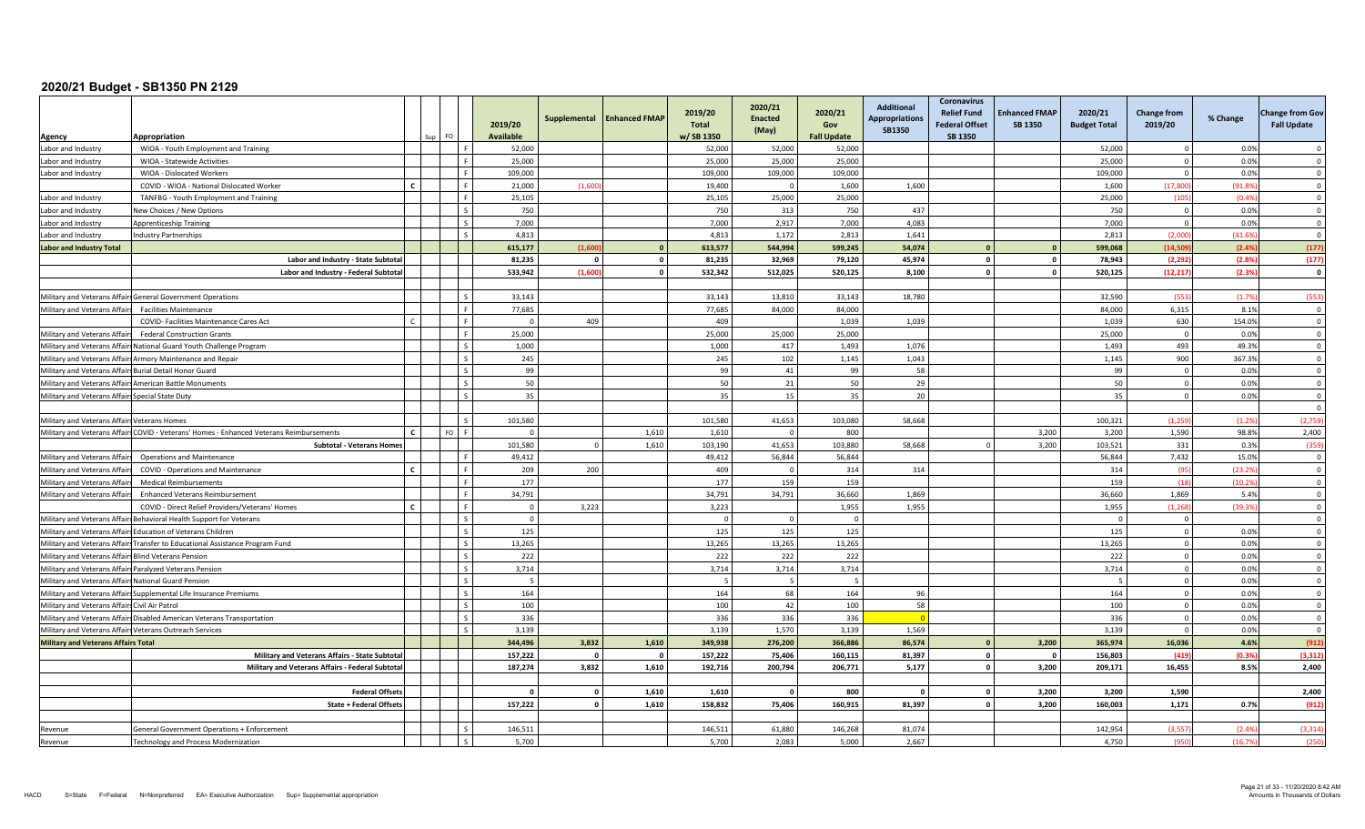# 2020/21 Budget - SB1350 PN 2129

| Agency | Appropriation | Sup | FO | | 2019/20 Available | Supplemental | Enhanced FMAP | 2019/20 Total w/ SB 1350 | 2020/21 Enacted (May) | 2020/21 Gov Fall Update | Additional Appropriations SB1350 | Coronavirus Relief Fund Federal Offset SB 1350 | Enhanced FMAP SB 1350 | 2020/21 Budget Total | Change from 2019/20 | % Change | Change from Gov Fall Update |
|---|---|---|---|---|---|---|---|---|---|---|---|---|---|---|---|---|---|
| Labor and Industry | WIOA - Youth Employment and Training | | | F | 52,000 | | | 52,000 | 52,000 | 52,000 | | | | 52,000 | 0 | 0.0% | 0 |
| Labor and Industry | WIOA - Statewide Activities | | | F | 25,000 | | | 25,000 | 25,000 | 25,000 | | | | 25,000 | 0 | 0.0% | 0 |
| Labor and Industry | WIOA - Dislocated Workers | | | F | 109,000 | | | 109,000 | 109,000 | 109,000 | | | | 109,000 | 0 | 0.0% | 0 |
| | COVID - WIOA - National Dislocated Worker | C | | F | 21,000 | (1,600) | | 19,400 | 0 | 1,600 | 1,600 | | | 1,600 | (17,800) | (91.8%) | 0 |
| Labor and Industry | TANFBG - Youth Employment and Training | | | F | 25,105 | | | 25,105 | 25,000 | 25,000 | | | | 25,000 | (105) | (0.4%) | 0 |
| Labor and Industry | New Choices / New Options | | | S | 750 | | | 750 | 313 | 750 | 437 | | | 750 | 0 | 0.0% | 0 |
| Labor and Industry | Apprenticeship Training | | | S | 7,000 | | | 7,000 | 2,917 | 7,000 | 4,083 | | | 7,000 | 0 | 0.0% | 0 |
| Labor and Industry | Industry Partnerships | | | S | 4,813 | | | 4,813 | 1,172 | 2,813 | 1,641 | | | 2,813 | (2,000) | (41.6%) | 0 |
| **Labor and Industry Total** | | | | | **615,177** | **(1,600)** | **0** | **613,577** | **544,994** | **599,245** | **54,074** | **0** | **0** | **599,068** | **(14,509)** | **(2.4%)** | **(177)** |
| | **Labor and Industry - State Subtotal** | | | | **81,235** | **0** | **0** | **81,235** | **32,969** | **79,120** | **45,974** | **0** | **0** | **78,943** | **(2,292)** | **(2.8%)** | **(177)** |
| | **Labor and Industry - Federal Subtotal** | | | | **533,942** | **(1,600)** | **0** | **532,342** | **512,025** | **520,125** | **8,100** | **0** | **0** | **520,125** | **(12,217)** | **(2.3%)** | **0** |
| | | | | | | | | | | | | | | | | | |
| Military and Veterans Affairs | General Government Operations | | | S | 33,143 | | | 33,143 | 13,810 | 33,143 | 18,780 | | | 32,590 | (553) | (1.7%) | (553) |
| Military and Veterans Affairs | Facilities Maintenance | | | F | 77,685 | | | 77,685 | 84,000 | 84,000 | | | | 84,000 | 6,315 | 8.1% | 0 |
| | COVID- Facilities Maintenance Cares Act | C | | F | 0 | 409 | | 409 | | 1,039 | 1,039 | | | 1,039 | 630 | 154.0% | 0 |
| Military and Veterans Affairs | Federal Construction Grants | | | F | 25,000 | | | 25,000 | 25,000 | 25,000 | | | | 25,000 | 0 | 0.0% | 0 |
| Military and Veterans Affairs | National Guard Youth Challenge Program | | | S | 1,000 | | | 1,000 | 417 | 1,493 | 1,076 | | | 1,493 | 493 | 49.3% | 0 |
| Military and Veterans Affairs | Armory Maintenance and Repair | | | S | 245 | | | 245 | 102 | 1,145 | 1,043 | | | 1,145 | 900 | 367.3% | 0 |
| Military and Veterans Affairs | Burial Detail Honor Guard | | | S | 99 | | | 99 | 41 | 99 | 58 | | | 99 | 0 | 0.0% | 0 |
| Military and Veterans Affairs | American Battle Monuments | | | S | 50 | | | 50 | 21 | 50 | 29 | | | 50 | 0 | 0.0% | 0 |
| Military and Veterans Affairs | Special State Duty | | | S | 35 | | | 35 | 15 | 35 | 20 | | | 35 | 0 | 0.0% | 0 |
| | | | | | | | | | | | | | | | | | 0 |
| Military and Veterans Affairs | Veterans Homes | | | S | 101,580 | | | 101,580 | 41,653 | 103,080 | 58,668 | | | 100,321 | (1,259) | (1.2%) | (2,759) |
| Military and Veterans Affairs | COVID - Veterans' Homes - Enhanced Veterans Reimbursements | C | FO | F | 0 | | 1,610 | 1,610 | 0 | 800 | | | 3,200 | 3,200 | 1,590 | 98.8% | 2,400 |
| | **Subtotal - Veterans Homes** | | | | 101,580 | 0 | 1,610 | 103,190 | 41,653 | 103,880 | 58,668 | 0 | 3,200 | 103,521 | 331 | 0.3% | (359) |
| Military and Veterans Affairs | Operations and Maintenance | | | F | 49,412 | | | 49,412 | 56,844 | 56,844 | | | | 56,844 | 7,432 | 15.0% | 0 |
| Military and Veterans Affairs | COVID - Operations and Maintenance | C | | F | 209 | 200 | | 409 | 0 | 314 | 314 | | | 314 | (95) | (23.2%) | 0 |
| Military and Veterans Affairs | Medical Reimbursements | | | F | 177 | | | 177 | 159 | 159 | | | | 159 | (18) | (10.2%) | 0 |
| Military and Veterans Affairs | Enhanced Veterans Reimbursement | | | F | 34,791 | | | 34,791 | 34,791 | 36,660 | 1,869 | | | 36,660 | 1,869 | 5.4% | 0 |
| | COVID - Direct Relief Providers/Veterans' Homes | C | | F | 0 | 3,223 | | 3,223 | | 1,955 | 1,955 | | | 1,955 | (1,268) | (39.3%) | 0 |
| Military and Veterans Affairs | Behavioral Health Support for Veterans | | | S | 0 | | | 0 | 0 | 0 | | | | 0 | 0 | | 0 |
| Military and Veterans Affairs | Education of Veterans Children | | | S | 125 | | | 125 | 125 | 125 | | | | 125 | 0 | 0.0% | 0 |
| Military and Veterans Affairs | Transfer to Educational Assistance Program Fund | | | S | 13,265 | | | 13,265 | 13,265 | 13,265 | | | | 13,265 | 0 | 0.0% | 0 |
| Military and Veterans Affairs | Blind Veterans Pension | | | S | 222 | | | 222 | 222 | 222 | | | | 222 | 0 | 0.0% | 0 |
| Military and Veterans Affairs | Paralyzed Veterans Pension | | | S | 3,714 | | | 3,714 | 3,714 | 3,714 | | | | 3,714 | 0 | 0.0% | 0 |
| Military and Veterans Affairs | National Guard Pension | | | S | 5 | | | 5 | 5 | 5 | | | | 5 | 0 | 0.0% | 0 |
| Military and Veterans Affairs | Supplemental Life Insurance Premiums | | | S | 164 | | | 164 | 68 | 164 | 96 | | | 164 | 0 | 0.0% | 0 |
| Military and Veterans Affairs | Civil Air Patrol | | | S | 100 | | | 100 | 42 | 100 | 58 | | | 100 | 0 | 0.0% | 0 |
| Military and Veterans Affairs | Disabled American Veterans Transportation | | | S | 336 | | | 336 | 336 | 336 | 0 | | | 336 | 0 | 0.0% | 0 |
| Military and Veterans Affairs | Veterans Outreach Services | | | S | 3,139 | | | 3,139 | 1,570 | 3,139 | 1,569 | | | 3,139 | 0 | 0.0% | 0 |
| **Military and Veterans Affairs Total** | | | | | **344,496** | **3,832** | **1,610** | **349,938** | **276,200** | **366,886** | **86,574** | **0** | **3,200** | **365,974** | **16,036** | **4.6%** | **(912)** |
| | **Military and Veterans Affairs - State Subtotal** | | | | **157,222** | **0** | **0** | **157,222** | **75,406** | **160,115** | **81,397** | **0** | **0** | **156,803** | **(419)** | **(0.3%)** | **(3,312)** |
| | **Military and Veterans Affairs - Federal Subtotal** | | | | **187,274** | **3,832** | **1,610** | **192,716** | **200,794** | **206,771** | **5,177** | **0** | **3,200** | **209,171** | **16,455** | **8.5%** | **2,400** |
| | | | | | | | | | | | | | | | | | |
| | **Federal Offsets** | | | | **0** | **0** | **1,610** | **1,610** | **0** | **800** | **0** | **0** | **3,200** | **3,200** | **1,590** | | **2,400** |
| | **State + Federal Offsets** | | | | **157,222** | **0** | **1,610** | **158,832** | **75,406** | **160,915** | **81,397** | **0** | **3,200** | **160,003** | **1,171** | **0.7%** | **(912)** |
| | | | | | | | | | | | | | | | | | |
| Revenue | General Government Operations + Enforcement | | | S | 146,511 | | | 146,511 | 61,880 | 146,268 | 81,074 | | | 142,954 | (3,557) | (2.4%) | (3,314) |
| Revenue | Technology and Process Modernization | | | S | 5,700 | | | 5,700 | 2,083 | 5,000 | 2,667 | | | 4,750 | (950) | (16.7%) | (250) |

HACD S=State F=Federal N=Nonpreferred EA= Executive Authorization Sup= Supplemental appropriation

Amounts in Thousands of Dollars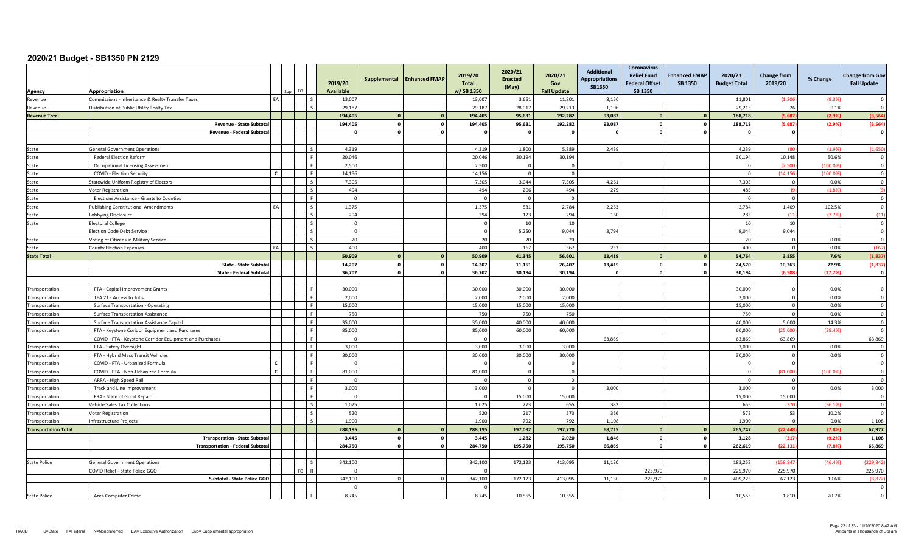# 2020/21 Budget - SB1350 PN 2129

| Agency | Appropriation | | Sup | FO | | 2019/20 Available | Supplemental | Enhanced FMAP | 2019/20 Total w/ SB 1350 | 2020/21 Enacted (May) | 2020/21 Gov Fall Update | Additional Appropriations SB1350 | Coronavirus Relief Fund Federal Offset SB 1350 | Enhanced FMAP SB 1350 | 2020/21 Budget Total | Change from 2019/20 | % Change | Change from Gov Fall Update |
|---|---|---|---|---|---|---|---|---|---|---|---|---|---|---|---|---|---|---|
| Revenue | Commissions - Inheritance & Realty Transfer Taxes | EA | | | S | 13,007 | | | 13,007 | 3,651 | 11,801 | 8,150 | | | 11,801 | (1,206) | (9.3%) | 0 |
| Revenue | Distribution of Public Utility Realty Tax | | | | S | 29,187 | | | 29,187 | 28,017 | 29,213 | 1,196 | | | 29,213 | 26 | 0.1% | 0 |
| **Revenue Total** | | | | | | **194,405** | **0** | **0** | **194,405** | **95,631** | **192,282** | **93,087** | **0** | **0** | **188,718** | **(5,687)** | **(2.9%)** | **(3,564)** |
| | **Revenue - State Subtotal** | | | | | **194,405** | **0** | **0** | **194,405** | **95,631** | **192,282** | **93,087** | **0** | **0** | **188,718** | **(5,687)** | **(2.9%)** | **(3,564)** |
| | **Revenue - Federal Subtotal** | | | | | **0** | **0** | **0** | **0** | **0** | **0** | **0** | **0** | **0** | **0** | **0** | | **0** |
| | | | | | | | | | | | | | | | | | | |
| State | General Government Operations | | | | S | 4,319 | | | 4,319 | 1,800 | 5,889 | 2,439 | | | 4,239 | (80) | (1.9%) | (1,650) |
| State | Federal Election Reform | | | | F | 20,046 | | | 20,046 | 30,194 | 30,194 | | | | 30,194 | 10,148 | 50.6% | 0 |
| State | Occupational Licensing Assessment | | | | F | 2,500 | | | 2,500 | 0 | 0 | | | | 0 | (2,500) | (100.0%) | 0 |
| State | COVID - Election Security | C | | | F | 14,156 | | | 14,156 | 0 | 0 | | | | 0 | (14,156) | (100.0%) | 0 |
| State | Statewide Uniform Registry of Electors | | | | S | 7,305 | | | 7,305 | 3,044 | 7,305 | 4,261 | | | 7,305 | 0 | 0.0% | 0 |
| State | Voter Registration | | | | S | 494 | | | 494 | 206 | 494 | 279 | | | 485 | (9) | (1.8%) | (9) |
| State | Elections Assistance - Grants to Counties | | | | F | 0 | | | 0 | 0 | 0 | | | | 0 | 0 | | 0 |
| State | Publishing Constitutional Amendments | EA | | | S | 1,375 | | | 1,375 | 531 | 2,784 | 2,253 | | | 2,784 | 1,409 | 102.5% | 0 |
| State | Lobbying Disclosure | | | | S | 294 | | | 294 | 123 | 294 | 160 | | | 283 | (11) | (3.7%) | (11) |
| State | Electoral College | | | | S | 0 | | | 0 | 10 | 10 | | | | 10 | 10 | | 0 |
| | Election Code Debt Service | | | | S | 0 | | | 0 | 5,250 | 9,044 | 3,794 | | | 9,044 | 9,044 | | 0 |
| State | Voting of Citizens in Military Service | | | | S | 20 | | | 20 | 20 | 20 | | | | 20 | 0 | 0.0% | 0 |
| State | County Election Expenses | EA | | | S | 400 | | | 400 | 167 | 567 | 233 | | | 400 | 0 | 0.0% | (167) |
| **State Total** | | | | | | **50,909** | **0** | **0** | **50,909** | **41,345** | **56,601** | **13,419** | **0** | **0** | **54,764** | **3,855** | **7.6%** | **(1,837)** |
| | **State - State Subtotal** | | | | | **14,207** | **0** | **0** | **14,207** | **11,151** | **26,407** | **13,419** | **0** | **0** | **24,570** | **10,363** | **72.9%** | **(1,837)** |
| | **State - Federal Subtotal** | | | | | **36,702** | **0** | **0** | **36,702** | **30,194** | **30,194** | **0** | **0** | **0** | **30,194** | **(6,508)** | **(17.7%)** | **0** |
| | | | | | | | | | | | | | | | | | | |
| Transportation | FTA - Capital Improvement Grants | | | | F | 30,000 | | | 30,000 | 30,000 | 30,000 | | | | 30,000 | 0 | 0.0% | 0 |
| Transportation | TEA 21 - Access to Jobs | | | | F | 2,000 | | | 2,000 | 2,000 | 2,000 | | | | 2,000 | 0 | 0.0% | 0 |
| Transportation | Surface Transportation - Operating | | | | F | 15,000 | | | 15,000 | 15,000 | 15,000 | | | | 15,000 | 0 | 0.0% | 0 |
| Transportation | Surface Transportation Assistance | | | | F | 750 | | | 750 | 750 | 750 | | | | 750 | 0 | 0.0% | 0 |
| Transportation | Surface Transportation Assistance Capital | | | | F | 35,000 | | | 35,000 | 40,000 | 40,000 | | | | 40,000 | 5,000 | 14.3% | 0 |
| Transportation | FTA - Keystone Coridor Equipment and Purchases | | | | F | 85,000 | | | 85,000 | 60,000 | 60,000 | | | | 60,000 | (25,000) | (29.4%) | 0 |
| | COVID - FTA - Keystone Corridor Equipment and Purchases | | | | F | 0 | | | 0 | | | 63,869 | | | 63,869 | 63,869 | | 63,869 |
| Transportation | FTA - Safety Oversight | | | | F | 3,000 | | | 3,000 | 3,000 | 3,000 | | | | 3,000 | 0 | 0.0% | 0 |
| Transportation | FTA - Hybrid Mass Transit Vehicles | | | | F | 30,000 | | | 30,000 | 30,000 | 30,000 | | | | 30,000 | 0 | 0.0% | 0 |
| Transportation | COVID - FTA - Urbanized Formula | C | | | F | 0 | | | 0 | 0 | 0 | | | | 0 | 0 | | 0 |
| Transportation | COVID - FTA - Non-Urbanized Formula | C | | | F | 81,000 | | | 81,000 | 0 | 0 | | | | 0 | (81,000) | (100.0%) | 0 |
| Transportation | ARRA - High Speed Rail | | | | F | 0 | | | 0 | 0 | 0 | | | | 0 | 0 | | 0 |
| Transportation | Track and Line Improvement | | | | F | 3,000 | | | 3,000 | 0 | 0 | 3,000 | | | 3,000 | 0 | 0.0% | 3,000 |
| Transportation | FRA - State of Good Repair | | | | F | 0 | | | 0 | 15,000 | 15,000 | | | | 15,000 | 15,000 | | 0 |
| Transportation | Vehicle Sales Tax Collections | | | | S | 1,025 | | | 1,025 | 273 | 655 | 382 | | | 655 | (370) | (36.1%) | 0 |
| Transportation | Voter Registration | | | | S | 520 | | | 520 | 217 | 573 | 356 | | | 573 | 53 | 10.2% | 0 |
| Transportation | Infrastructure Projects | | | | S | 1,900 | | | 1,900 | 792 | 792 | 1,108 | | | 1,900 | 0 | 0.0% | 1,108 |
| **Transportation Total** | | | | | | **288,195** | **0** | **0** | **288,195** | **197,032** | **197,770** | **68,715** | **0** | **0** | **265,747** | **(22,448)** | **(7.8%)** | **67,977** |
| | **Transportation - State Subtotal** | | | | | **3,445** | **0** | **0** | **3,445** | **1,282** | **2,020** | **1,846** | **0** | **0** | **3,128** | **(317)** | **(9.2%)** | **1,108** |
| | **Transportation - Federal Subtotal** | | | | | **284,750** | **0** | **0** | **284,750** | **195,750** | **195,750** | **66,869** | **0** | **0** | **262,619** | **(22,131)** | **(7.8%)** | **66,869** |
| | | | | | | | | | | | | | | | | | | |
| State Police | General Government Operations | | | | S | 342,100 | | | 342,100 | 172,123 | 413,095 | 11,130 | | | 183,253 | (158,847) | (46.4%) | (229,842) |
| | COVID Relief - State Police GGO | | | FO | R | 0 | | | 0 | | | | 225,970 | | 225,970 | 225,970 | | 225,970 |
| | **Subtotal - State Police GGO** | | | | | 342,100 | 0 | 0 | 342,100 | 172,123 | 413,095 | 11,130 | 225,970 | 0 | 409,223 | 67,123 | 19.6% | (3,872) |
| | | | | | | 0 | | | 0 | | | | | | | | | 0 |
| State Police | Area Computer Crime | | | | F | 8,745 | | | 8,745 | 10,555 | 10,555 | | | | 10,555 | 1,810 | 20.7% | 0 |

HACD S=State F=Federal N=Nonpreferred EA= Executive Authorization Sup= Supplemental appropriation

Amounts in Thousands of Dollars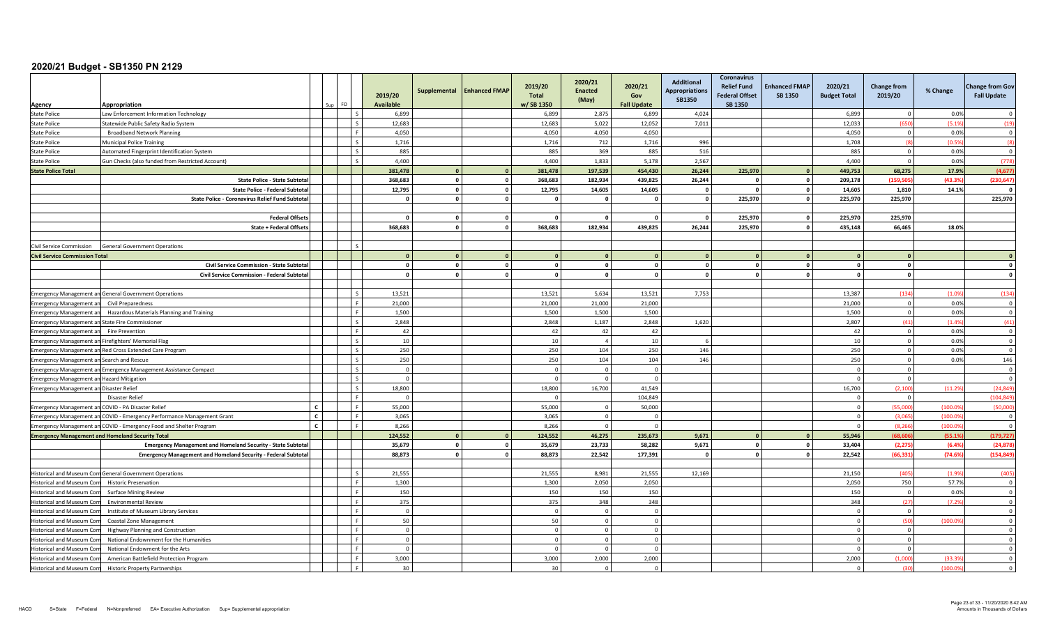# 2020/21 Budget - SB1350 PN 2129

| Agency | Appropriation | Sup | FO | | 2019/20 Available | Supplemental | Enhanced FMAP | 2019/20 Total w/ SB 1350 | 2020/21 Enacted (May) | 2020/21 Gov Fall Update | Additional Appropriations SB1350 | Coronavirus Relief Fund Federal Offset SB 1350 | Enhanced FMAP SB 1350 | 2020/21 Budget Total | Change from 2019/20 | % Change | Change from Gov Fall Update |
|---|---|---|---|---|---|---|---|---|---|---|---|---|---|---|---|---|---|
| State Police | Law Enforcement Information Technology | | | S | 6,899 | | | 6,899 | 2,875 | 6,899 | 4,024 | | | 6,899 | 0 | 0.0% | 0 |
| State Police | Statewide Public Safety Radio System | | | S | 12,683 | | | 12,683 | 5,022 | 12,052 | 7,011 | | | 12,033 | (650) | (5.1%) | (19) |
| State Police | Broadband Network Planning | | | F | 4,050 | | | 4,050 | 4,050 | 4,050 | | | | 4,050 | 0 | 0.0% | 0 |
| State Police | Municipal Police Training | | | S | 1,716 | | | 1,716 | 712 | 1,716 | 996 | | | 1,708 | (8) | (0.5%) | (8) |
| State Police | Automated Fingerprint Identification System | | | S | 885 | | | 885 | 369 | 885 | 516 | | | 885 | 0 | 0.0% | 0 |
| State Police | Gun Checks (also funded from Restricted Account) | | | S | 4,400 | | | 4,400 | 1,833 | 5,178 | 2,567 | | | 4,400 | 0 | 0.0% | (778) |
| **State Police Total** | | | | | **381,478** | **0** | **0** | **381,478** | **197,539** | **454,430** | **26,244** | **225,970** | **0** | **449,753** | **68,275** | **17.9%** | **(4,677)** |
| | **State Police - State Subtotal** | | | | **368,683** | **0** | **0** | **368,683** | **182,934** | **439,825** | **26,244** | **0** | **0** | **209,178** | **(159,505)** | **(43.3%)** | **(230,647)** |
| | **State Police - Federal Subtotal** | | | | **12,795** | **0** | **0** | **12,795** | **14,605** | **14,605** | **0** | **0** | **0** | **14,605** | **1,810** | **14.1%** | **0** |
| | **State Police - Coronavirus Relief Fund Subtotal** | | | | **0** | **0** | **0** | **0** | **0** | **0** | **0** | **225,970** | **0** | **225,970** | **225,970** | | **225,970** |
| | **Federal Offsets** | | | | **0** | **0** | **0** | **0** | **0** | **0** | **0** | **225,970** | **0** | **225,970** | **225,970** | | |
| | **State + Federal Offsets** | | | | **368,683** | **0** | **0** | **368,683** | **182,934** | **439,825** | **26,244** | **225,970** | **0** | **435,148** | **66,465** | **18.0%** | |
| Civil Service Commission | General Government Operations | | | S | | | | | | | | | | | | | |
| **Civil Service Commission Total** | | | | | **0** | **0** | **0** | **0** | **0** | **0** | **0** | **0** | **0** | **0** | **0** | | **0** |
| | **Civil Service Commission - State Subtotal** | | | | **0** | **0** | **0** | **0** | **0** | **0** | **0** | **0** | **0** | **0** | **0** | | **0** |
| | **Civil Service Commission - Federal Subtotal** | | | | **0** | **0** | **0** | **0** | **0** | **0** | **0** | **0** | **0** | **0** | **0** | | **0** |
| Emergency Management an | General Government Operations | | | S | 13,521 | | | 13,521 | 5,634 | 13,521 | 7,753 | | | 13,387 | (134) | (1.0%) | (134) |
| Emergency Management an | Civil Preparedness | | | F | 21,000 | | | 21,000 | 21,000 | 21,000 | | | | 21,000 | 0 | 0.0% | 0 |
| Emergency Management an | Hazardous Materials Planning and Training | | | F | 1,500 | | | 1,500 | 1,500 | 1,500 | | | | 1,500 | 0 | 0.0% | 0 |
| Emergency Management an | State Fire Commissioner | | | S | 2,848 | | | 2,848 | 1,187 | 2,848 | 1,620 | | | 2,807 | (41) | (1.4%) | (41) |
| Emergency Management an | Fire Prevention | | | F | 42 | | | 42 | 42 | 42 | | | | 42 | 0 | 0.0% | 0 |
| Emergency Management an | Firefighters' Memorial Flag | | | S | 10 | | | 10 | 4 | 10 | 6 | | | 10 | 0 | 0.0% | 0 |
| Emergency Management an | Red Cross Extended Care Program | | | S | 250 | | | 250 | 104 | 250 | 146 | | | 250 | 0 | 0.0% | 0 |
| Emergency Management an | Search and Rescue | | | S | 250 | | | 250 | 104 | 104 | 146 | | | 250 | 0 | 0.0% | 146 |
| Emergency Management an | Emergency Management Assistance Compact | | | S | 0 | | | 0 | 0 | 0 | | | | 0 | 0 | | 0 |
| Emergency Management an | Hazard Mitigation | | | S | 0 | | | 0 | 0 | 0 | | | | 0 | 0 | | 0 |
| Emergency Management an | Disaster Relief | | | S | 18,800 | | | 18,800 | 16,700 | 41,549 | | | | 16,700 | (2,100) | (11.2%) | (24,849) |
| | Disaster Relief | | | F | 0 | | | 0 | | 104,849 | | | | 0 | 0 | | (104,849) |
| Emergency Management an | COVID - PA Disaster Relief | C | | F | 55,000 | | | 55,000 | 0 | 50,000 | | | | 0 | (55,000) | (100.0%) | (50,000) |
| Emergency Management an | COVID - Emergency Performance Management Grant | C | | F | 3,065 | | | 3,065 | 0 | 0 | | | | 0 | (3,065) | (100.0%) | 0 |
| Emergency Management an | COVID - Emergency Food and Shelter Program | C | | F | 8,266 | | | 8,266 | 0 | 0 | | | | 0 | (8,266) | (100.0%) | 0 |
| **Emergency Management and Homeland Security Total** | | | | | **124,552** | **0** | **0** | **124,552** | **46,275** | **235,673** | **9,671** | **0** | **0** | **55,946** | **(68,606)** | **(55.1%)** | **(179,727)** |
| | **Emergency Management and Homeland Security - State Subtotal** | | | | **35,679** | **0** | **0** | **35,679** | **23,733** | **58,282** | **9,671** | **0** | **0** | **33,404** | **(2,275)** | **(6.4%)** | **(24,878)** |
| | **Emergency Management and Homeland Security - Federal Subtotal** | | | | **88,873** | **0** | **0** | **88,873** | **22,542** | **177,391** | **0** | **0** | **0** | **22,542** | **(66,331)** | **(74.6%)** | **(154,849)** |
| Historical and Museum Com | General Government Operations | | | S | 21,555 | | | 21,555 | 8,981 | 21,555 | 12,169 | | | 21,150 | (405) | (1.9%) | (405) |
| Historical and Museum Com | Historic Preservation | | | F | 1,300 | | | 1,300 | 2,050 | 2,050 | | | | 2,050 | 750 | 57.7% | 0 |
| Historical and Museum Com | Surface Mining Review | | | F | 150 | | | 150 | 150 | 150 | | | | 150 | 0 | 0.0% | 0 |
| Historical and Museum Com | Environmental Review | | | F | 375 | | | 375 | 348 | 348 | | | | 348 | (27) | (7.2%) | 0 |
| Historical and Museum Com | Institute of Museum Library Services | | | F | 0 | | | 0 | 0 | 0 | | | | 0 | 0 | | 0 |
| Historical and Museum Com | Coastal Zone Management | | | F | 50 | | | 50 | 0 | 0 | | | | 0 | (50) | (100.0%) | 0 |
| Historical and Museum Com | Highway Planning and Construction | | | F | 0 | | | 0 | 0 | 0 | | | | 0 | 0 | | 0 |
| Historical and Museum Com | National Endowment for the Humanities | | | F | 0 | | | 0 | 0 | 0 | | | | 0 | 0 | | 0 |
| Historical and Museum Com | National Endowment for the Arts | | | F | 0 | | | 0 | 0 | 0 | | | | 0 | 0 | | 0 |
| Historical and Museum Com | American Battlefield Protection Program | | | F | 3,000 | | | 3,000 | 2,000 | 2,000 | | | | 2,000 | (1,000) | (33.3%) | 0 |
| Historical and Museum Com | Historic Property Partnerships | | | F | 30 | | | 30 | 0 | 0 | | | | 0 | (30) | (100.0%) | 0 |

HACD S=State F=Federal N=Nonpreferred EA= Executive Authorization Sup= Supplemental appropriation

Amounts in Thousands of Dollars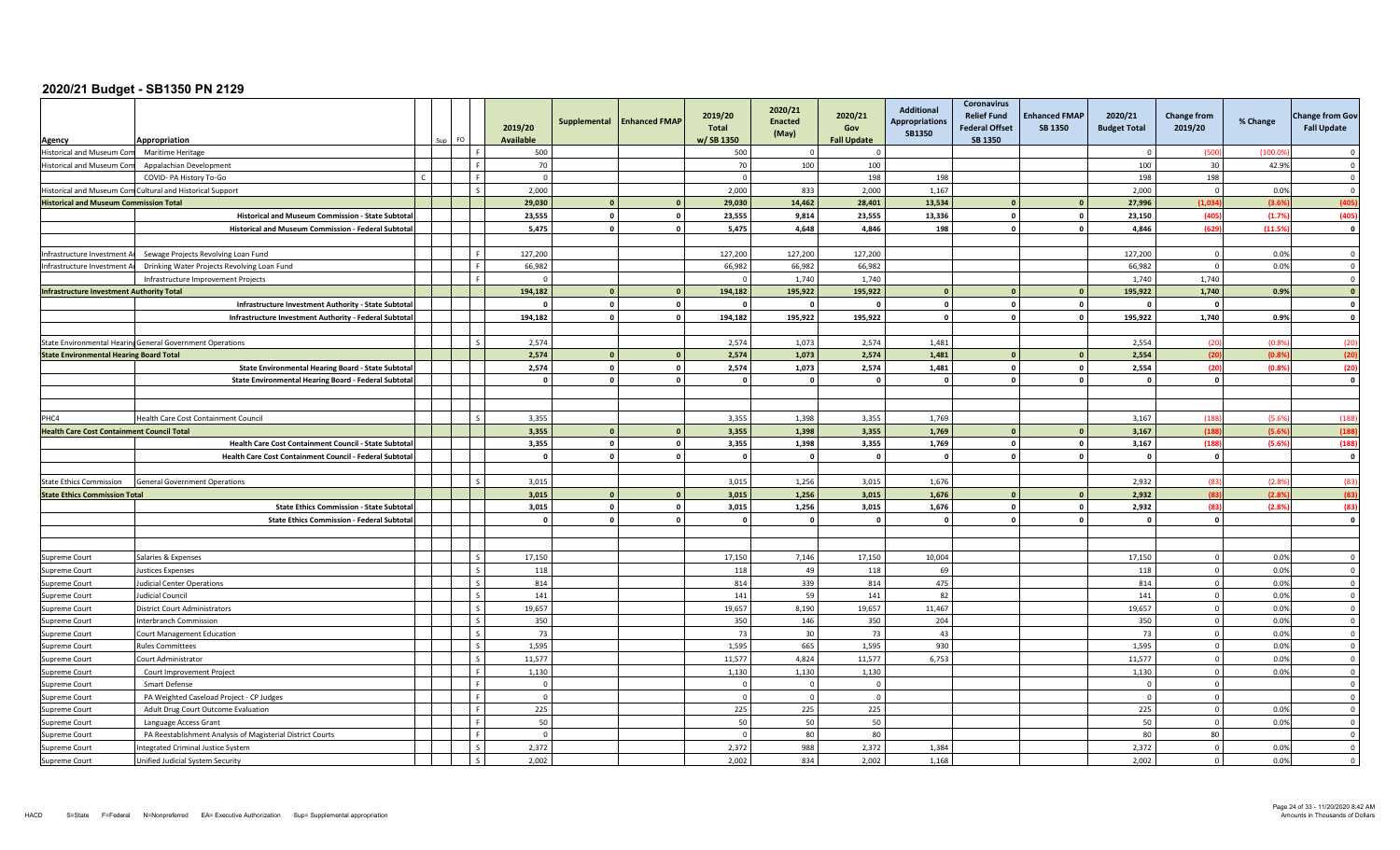# 2020/21 Budget - SB1350 PN 2129

| Agency | Appropriation | Sup | FO | | 2019/20 Available | Supplemental | Enhanced FMAP | 2019/20 Total w/ SB 1350 | 2020/21 Enacted (May) | 2020/21 Gov Fall Update | Additional Appropriations SB1350 | Coronavirus Relief Fund Federal Offset SB 1350 | Enhanced FMAP SB 1350 | 2020/21 Budget Total | Change from 2019/20 | % Change | Change from Gov Fall Update |
|---|---|---|---|---|---|---|---|---|---|---|---|---|---|---|---|---|---|
| Historical and Museum Com | Maritime Heritage | | | F | 500 | | | 500 | 0 | 0 | | | | 0 | (500) | (100.0%) | 0 |
| Historical and Museum Com | Appalachian Development | | | F | 70 | | | 70 | 100 | 100 | | | | 100 | 30 | 42.9% | 0 |
| | COVID- PA History To-Go | C | | F | 0 | | | 0 | | 198 | 198 | | | 198 | 198 | | 0 |
| Historical and Museum Com | Cultural and Historical Support | | | S | 2,000 | | | 2,000 | 833 | 2,000 | 1,167 | | | 2,000 | 0 | 0.0% | 0 |
| **Historical and Museum Commission Total** | | | | | **29,030** | **0** | **0** | **29,030** | **14,462** | **28,401** | **13,534** | **0** | **0** | **27,996** | **(1,034)** | **(3.6%)** | **(405)** |
| | **Historical and Museum Commission - State Subtotal** | | | | **23,555** | **0** | **0** | **23,555** | **9,814** | **23,555** | **13,336** | **0** | **0** | **23,150** | **(405)** | **(1.7%)** | **(405)** |
| | **Historical and Museum Commission - Federal Subtotal** | | | | **5,475** | **0** | **0** | **5,475** | **4,648** | **4,846** | **198** | **0** | **0** | **4,846** | **(629)** | **(11.5%)** | **0** |
| | | | | | | | | | | | | | | | | | |
| Infrastructure Investment A | Sewage Projects Revolving Loan Fund | | | F | 127,200 | | | 127,200 | 127,200 | 127,200 | | | | 127,200 | 0 | 0.0% | 0 |
| Infrastructure Investment A | Drinking Water Projects Revolving Loan Fund | | | F | 66,982 | | | 66,982 | 66,982 | 66,982 | | | | 66,982 | 0 | 0.0% | 0 |
| | Infrastructure Improvement Projects | | | F | 0 | | | 0 | 1,740 | 1,740 | | | | 1,740 | 1,740 | | 0 |
| **Infrastructure Investment Authority Total** | | | | | **194,182** | **0** | **0** | **194,182** | **195,922** | **195,922** | **0** | **0** | **0** | **195,922** | **1,740** | **0.9%** | **0** |
| | **Infrastructure Investment Authority - State Subtotal** | | | | **0** | **0** | **0** | **0** | **0** | **0** | **0** | **0** | **0** | **0** | **0** | | **0** |
| | **Infrastructure Investment Authority - Federal Subtotal** | | | | **194,182** | **0** | **0** | **194,182** | **195,922** | **195,922** | **0** | **0** | **0** | **195,922** | **1,740** | **0.9%** | **0** |
| | | | | | | | | | | | | | | | | | |
| State Environmental Hearing | General Government Operations | | | S | 2,574 | | | 2,574 | 1,073 | 2,574 | 1,481 | | | 2,554 | (20) | (0.8%) | (20) |
| **State Environmental Hearing Board Total** | | | | | **2,574** | **0** | **0** | **2,574** | **1,073** | **2,574** | **1,481** | **0** | **0** | **2,554** | **(20)** | **(0.8%)** | **(20)** |
| | **State Environmental Hearing Board - State Subtotal** | | | | **2,574** | **0** | **0** | **2,574** | **1,073** | **2,574** | **1,481** | **0** | **0** | **2,554** | **(20)** | **(0.8%)** | **(20)** |
| | **State Environmental Hearing Board - Federal Subtotal** | | | | **0** | **0** | **0** | **0** | **0** | **0** | **0** | **0** | **0** | **0** | **0** | | **0** |
| | | | | | | | | | | | | | | | | | |
| PHC4 | Health Care Cost Containment Council | | | S | 3,355 | | | 3,355 | 1,398 | 3,355 | 1,769 | | | 3,167 | (188) | (5.6%) | (188) |
| **Health Care Cost Containment Council Total** | | | | | **3,355** | **0** | **0** | **3,355** | **1,398** | **3,355** | **1,769** | **0** | **0** | **3,167** | **(188)** | **(5.6%)** | **(188)** |
| | **Health Care Cost Containment Council - State Subtotal** | | | | **3,355** | **0** | **0** | **3,355** | **1,398** | **3,355** | **1,769** | **0** | **0** | **3,167** | **(188)** | **(5.6%)** | **(188)** |
| | **Health Care Cost Containment Council - Federal Subtotal** | | | | **0** | **0** | **0** | **0** | **0** | **0** | **0** | **0** | **0** | **0** | **0** | | **0** |
| | | | | | | | | | | | | | | | | | |
| State Ethics Commission | General Government Operations | | | S | 3,015 | | | 3,015 | 1,256 | 3,015 | 1,676 | | | 2,932 | (83) | (2.8%) | (83) |
| **State Ethics Commission Total** | | | | | **3,015** | **0** | **0** | **3,015** | **1,256** | **3,015** | **1,676** | **0** | **0** | **2,932** | **(83)** | **(2.8%)** | **(83)** |
| | **State Ethics Commission - State Subtotal** | | | | **3,015** | **0** | **0** | **3,015** | **1,256** | **3,015** | **1,676** | **0** | **0** | **2,932** | **(83)** | **(2.8%)** | **(83)** |
| | **State Ethics Commission - Federal Subtotal** | | | | **0** | **0** | **0** | **0** | **0** | **0** | **0** | **0** | **0** | **0** | **0** | | **0** |
| | | | | | | | | | | | | | | | | | |
| Supreme Court | Salaries & Expenses | | | S | 17,150 | | | 17,150 | 7,146 | 17,150 | 10,004 | | | 17,150 | 0 | 0.0% | 0 |
| Supreme Court | Justices Expenses | | | S | 118 | | | 118 | 49 | 118 | 69 | | | 118 | 0 | 0.0% | 0 |
| Supreme Court | Judicial Center Operations | | | S | 814 | | | 814 | 339 | 814 | 475 | | | 814 | 0 | 0.0% | 0 |
| Supreme Court | Judicial Council | | | S | 141 | | | 141 | 59 | 141 | 82 | | | 141 | 0 | 0.0% | 0 |
| Supreme Court | District Court Administrators | | | S | 19,657 | | | 19,657 | 8,190 | 19,657 | 11,467 | | | 19,657 | 0 | 0.0% | 0 |
| Supreme Court | Interbranch Commission | | | S | 350 | | | 350 | 146 | 350 | 204 | | | 350 | 0 | 0.0% | 0 |
| Supreme Court | Court Management Education | | | S | 73 | | | 73 | 30 | 73 | 43 | | | 73 | 0 | 0.0% | 0 |
| Supreme Court | Rules Committees | | | S | 1,595 | | | 1,595 | 665 | 1,595 | 930 | | | 1,595 | 0 | 0.0% | 0 |
| Supreme Court | Court Administrator | | | S | 11,577 | | | 11,577 | 4,824 | 11,577 | 6,753 | | | 11,577 | 0 | 0.0% | 0 |
| Supreme Court | Court Improvement Project | | | F | 1,130 | | | 1,130 | 1,130 | 1,130 | | | | 1,130 | 0 | 0.0% | 0 |
| Supreme Court | Smart Defense | | | F | 0 | | | 0 | 0 | 0 | | | | 0 | 0 | | 0 |
| Supreme Court | PA Weighted Caseload Project - CP Judges | | | F | 0 | | | 0 | 0 | 0 | | | | 0 | 0 | | 0 |
| Supreme Court | Adult Drug Court Outcome Evaluation | | | F | 225 | | | 225 | 225 | 225 | | | | 225 | 0 | 0.0% | 0 |
| Supreme Court | Language Access Grant | | | F | 50 | | | 50 | 50 | 50 | | | | 50 | 0 | 0.0% | 0 |
| Supreme Court | PA Reestablishment Analysis of Magisterial District Courts | | | F | 0 | | | 0 | 80 | 80 | | | | 80 | 80 | | 0 |
| Supreme Court | Integrated Criminal Justice System | | | S | 2,372 | | | 2,372 | 988 | 2,372 | 1,384 | | | 2,372 | 0 | 0.0% | 0 |
| Supreme Court | Unified Judicial System Security | | | S | 2,002 | | | 2,002 | 834 | 2,002 | 1,168 | | | 2,002 | 0 | 0.0% | 0 |

HACD S=State F=Federal N=Nonpreferred EA= Executive Authorization Sup= Supplemental appropriation

Amounts in Thousands of Dollars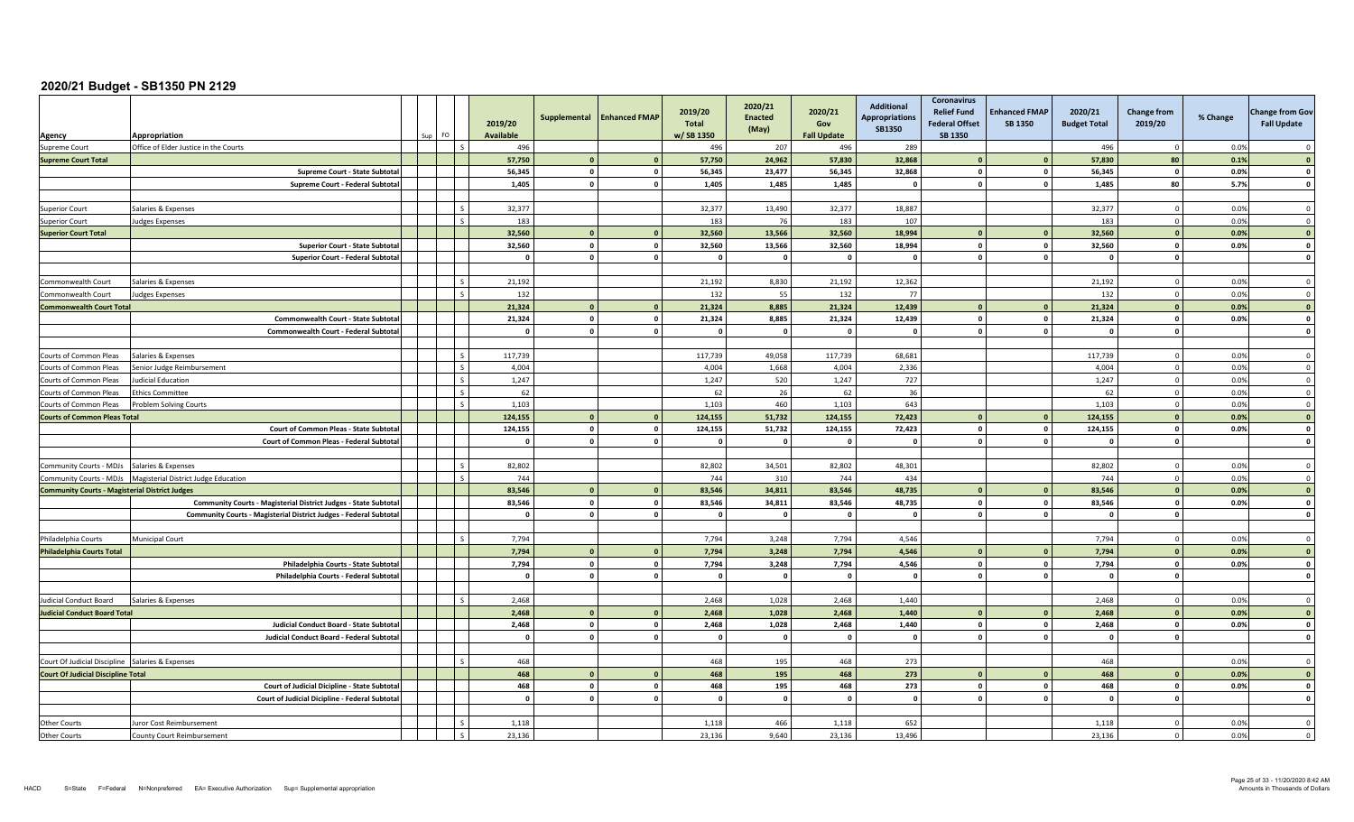# 2020/21 Budget - SB1350 PN 2129

| Agency | Appropriation | Sup | FO | | 2019/20 Available | Supplemental | Enhanced FMAP | 2019/20 Total w/ SB 1350 | 2020/21 Enacted (May) | 2020/21 Gov Fall Update | Additional Appropriations SB1350 | Coronavirus Relief Fund Federal Offset SB 1350 | Enhanced FMAP SB 1350 | 2020/21 Budget Total | Change from 2019/20 | % Change | Change from Gov Fall Update |
|---|---|---|---|---|---|---|---|---|---|---|---|---|---|---|---|---|---|
| Supreme Court | Office of Elder Justice in the Courts | | | S | 496 | | | 496 | 207 | 496 | 289 | | | 496 | 0 | 0.0% | 0 |
| **Supreme Court Total** | | | | | **57,750** | **0** | **0** | **57,750** | **24,962** | **57,830** | **32,868** | **0** | **0** | **57,830** | **80** | **0.1%** | **0** |
| | **Supreme Court - State Subtotal** | | | | **56,345** | **0** | **0** | **56,345** | **23,477** | **56,345** | **32,868** | **0** | **0** | **56,345** | **0** | **0.0%** | **0** |
| | **Supreme Court - Federal Subtotal** | | | | **1,405** | **0** | **0** | **1,405** | **1,485** | **1,485** | **0** | **0** | **0** | **1,485** | **80** | **5.7%** | **0** |
| | | | | | | | | | | | | | | | | | |
| Superior Court | Salaries & Expenses | | | S | 32,377 | | | 32,377 | 13,490 | 32,377 | 18,887 | | | 32,377 | 0 | 0.0% | 0 |
| Superior Court | Judges Expenses | | | S | 183 | | | 183 | 76 | 183 | 107 | | | 183 | 0 | 0.0% | 0 |
| **Superior Court Total** | | | | | **32,560** | **0** | **0** | **32,560** | **13,566** | **32,560** | **18,994** | **0** | **0** | **32,560** | **0** | **0.0%** | **0** |
| | **Superior Court - State Subtotal** | | | | **32,560** | **0** | **0** | **32,560** | **13,566** | **32,560** | **18,994** | **0** | **0** | **32,560** | **0** | **0.0%** | **0** |
| | **Superior Court - Federal Subtotal** | | | | **0** | **0** | **0** | **0** | **0** | **0** | **0** | **0** | **0** | **0** | **0** | | **0** |
| | | | | | | | | | | | | | | | | | |
| Commonwealth Court | Salaries & Expenses | | | S | 21,192 | | | 21,192 | 8,830 | 21,192 | 12,362 | | | 21,192 | 0 | 0.0% | 0 |
| Commonwealth Court | Judges Expenses | | | S | 132 | | | 132 | 55 | 132 | 77 | | | 132 | 0 | 0.0% | 0 |
| **Commonwealth Court Total** | | | | | **21,324** | **0** | **0** | **21,324** | **8,885** | **21,324** | **12,439** | **0** | **0** | **21,324** | **0** | **0.0%** | **0** |
| | **Commonwealth Court - State Subtotal** | | | | **21,324** | **0** | **0** | **21,324** | **8,885** | **21,324** | **12,439** | **0** | **0** | **21,324** | **0** | **0.0%** | **0** |
| | **Commonwealth Court - Federal Subtotal** | | | | **0** | **0** | **0** | **0** | **0** | **0** | **0** | **0** | **0** | **0** | **0** | | **0** |
| | | | | | | | | | | | | | | | | | |
| Courts of Common Pleas | Salaries & Expenses | | | S | 117,739 | | | 117,739 | 49,058 | 117,739 | 68,681 | | | 117,739 | 0 | 0.0% | 0 |
| Courts of Common Pleas | Senior Judge Reimbursement | | | S | 4,004 | | | 4,004 | 1,668 | 4,004 | 2,336 | | | 4,004 | 0 | 0.0% | 0 |
| Courts of Common Pleas | Judicial Education | | | S | 1,247 | | | 1,247 | 520 | 1,247 | 727 | | | 1,247 | 0 | 0.0% | 0 |
| Courts of Common Pleas | Ethics Committee | | | S | 62 | | | 62 | 26 | 62 | 36 | | | 62 | 0 | 0.0% | 0 |
| Courts of Common Pleas | Problem Solving Courts | | | S | 1,103 | | | 1,103 | 460 | 1,103 | 643 | | | 1,103 | 0 | 0.0% | 0 |
| **Courts of Common Pleas Total** | | | | | **124,155** | **0** | **0** | **124,155** | **51,732** | **124,155** | **72,423** | **0** | **0** | **124,155** | **0** | **0.0%** | **0** |
| | **Court of Common Pleas - State Subtotal** | | | | **124,155** | **0** | **0** | **124,155** | **51,732** | **124,155** | **72,423** | **0** | **0** | **124,155** | **0** | **0.0%** | **0** |
| | **Court of Common Pleas - Federal Subtotal** | | | | **0** | **0** | **0** | **0** | **0** | **0** | **0** | **0** | **0** | **0** | **0** | | **0** |
| | | | | | | | | | | | | | | | | | |
| Community Courts - MDJs | Salaries & Expenses | | | S | 82,802 | | | 82,802 | 34,501 | 82,802 | 48,301 | | | 82,802 | 0 | 0.0% | 0 |
| Community Courts - MDJs | Magisterial District Judge Education | | | S | 744 | | | 744 | 310 | 744 | 434 | | | 744 | 0 | 0.0% | 0 |
| **Community Courts - Magisterial District Judges** | | | | | **83,546** | **0** | **0** | **83,546** | **34,811** | **83,546** | **48,735** | **0** | **0** | **83,546** | **0** | **0.0%** | **0** |
| | **Community Courts - Magisterial District Judges - State Subtotal** | | | | **83,546** | **0** | **0** | **83,546** | **34,811** | **83,546** | **48,735** | **0** | **0** | **83,546** | **0** | **0.0%** | **0** |
| | **Community Courts - Magisterial District Judges - Federal Subtotal** | | | | **0** | **0** | **0** | **0** | **0** | **0** | **0** | **0** | **0** | **0** | **0** | | **0** |
| | | | | | | | | | | | | | | | | | |
| Philadelphia Courts | Municipal Court | | | S | 7,794 | | | 7,794 | 3,248 | 7,794 | 4,546 | | | 7,794 | 0 | 0.0% | 0 |
| **Philadelphia Courts Total** | | | | | **7,794** | **0** | **0** | **7,794** | **3,248** | **7,794** | **4,546** | **0** | **0** | **7,794** | **0** | **0.0%** | **0** |
| | **Philadelphia Courts - State Subtotal** | | | | **7,794** | **0** | **0** | **7,794** | **3,248** | **7,794** | **4,546** | **0** | **0** | **7,794** | **0** | **0.0%** | **0** |
| | **Philadelphia Courts - Federal Subtotal** | | | | **0** | **0** | **0** | **0** | **0** | **0** | **0** | **0** | **0** | **0** | **0** | | **0** |
| | | | | | | | | | | | | | | | | | |
| Judicial Conduct Board | Salaries & Expenses | | | S | 2,468 | | | 2,468 | 1,028 | 2,468 | 1,440 | | | 2,468 | 0 | 0.0% | 0 |
| **Judicial Conduct Board Total** | | | | | **2,468** | **0** | **0** | **2,468** | **1,028** | **2,468** | **1,440** | **0** | **0** | **2,468** | **0** | **0.0%** | **0** |
| | **Judicial Conduct Board - State Subtotal** | | | | **2,468** | **0** | **0** | **2,468** | **1,028** | **2,468** | **1,440** | **0** | **0** | **2,468** | **0** | **0.0%** | **0** |
| | **Judicial Conduct Board - Federal Subtotal** | | | | **0** | **0** | **0** | **0** | **0** | **0** | **0** | **0** | **0** | **0** | **0** | | **0** |
| | | | | | | | | | | | | | | | | | |
| Court Of Judicial Discipline | Salaries & Expenses | | | S | 468 | | | 468 | 195 | 468 | 273 | | | 468 | | 0.0% | 0 |
| **Court Of Judicial Discipline Total** | | | | | **468** | **0** | **0** | **468** | **195** | **468** | **273** | **0** | **0** | **468** | **0** | **0.0%** | **0** |
| | **Court of Judicial Dicipline - State Subtotal** | | | | **468** | **0** | **0** | **468** | **195** | **468** | **273** | **0** | **0** | **468** | **0** | **0.0%** | **0** |
| | **Court of Judicial Dicipline - Federal Subtotal** | | | | **0** | **0** | **0** | **0** | **0** | **0** | **0** | **0** | **0** | **0** | **0** | | **0** |
| | | | | | | | | | | | | | | | | | |
| Other Courts | Juror Cost Reimbursement | | | S | 1,118 | | | 1,118 | 466 | 1,118 | 652 | | | 1,118 | 0 | 0.0% | 0 |
| Other Courts | County Court Reimbursement | | | S | 23,136 | | | 23,136 | 9,640 | 23,136 | 13,496 | | | 23,136 | 0 | 0.0% | 0 |

HACD S=State F=Federal N=Nonpreferred EA= Executive Authorization Sup= Supplemental appropriation

Amounts in Thousands of Dollars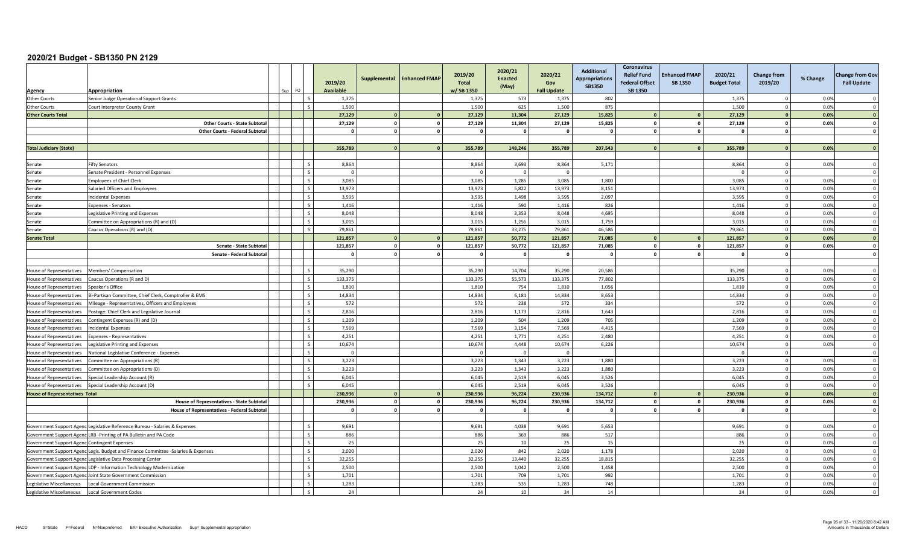# 2020/21 Budget - SB1350 PN 2129

| Agency | Appropriation | Sup | FO | | 2019/20 Available | Supplemental | Enhanced FMAP | 2019/20 Total w/ SB 1350 | 2020/21 Enacted (May) | 2020/21 Gov Fall Update | Additional Appropriations SB1350 | Coronavirus Relief Fund Federal Offset SB 1350 | Enhanced FMAP SB 1350 | 2020/21 Budget Total | Change from 2019/20 | % Change | Change from Gov Fall Update |
|---|---|---|---|---|---|---|---|---|---|---|---|---|---|---|---|---|---|
| Other Courts | Senior Judge Operational Support Grants | | | S | 1,375 | | | 1,375 | 573 | 1,375 | 802 | | | 1,375 | 0 | 0.0% | 0 |
| Other Courts | Court Interpreter County Grant | | | S | 1,500 | | | 1,500 | 625 | 1,500 | 875 | | | 1,500 | 0 | 0.0% | 0 |
| **Other Courts Total** | | | | | **27,129** | **0** | **0** | **27,129** | **11,304** | **27,129** | **15,825** | **0** | **0** | **27,129** | **0** | **0.0%** | **0** |
| | **Other Courts - State Subtotal** | | | | **27,129** | **0** | **0** | **27,129** | **11,304** | **27,129** | **15,825** | **0** | **0** | **27,129** | **0** | **0.0%** | **0** |
| | **Other Courts - Federal Subtotal** | | | | **0** | **0** | **0** | **0** | **0** | **0** | **0** | **0** | **0** | **0** | **0** | | **0** |
| **Total Judiciary (State)** | | | | | **355,789** | **0** | **0** | **355,789** | **148,246** | **355,789** | **207,543** | **0** | **0** | **355,789** | **0** | **0.0%** | **0** |
| Senate | Fifty Senators | | | S | 8,864 | | | 8,864 | 3,693 | 8,864 | 5,171 | | | 8,864 | 0 | 0.0% | 0 |
| Senate | Senate President - Personnel Expenses | | | S | 0 | | | 0 | 0 | 0 | | | | 0 | 0 | | 0 |
| Senate | Employees of Chief Clerk | | | S | 3,085 | | | 3,085 | 1,285 | 3,085 | 1,800 | | | 3,085 | 0 | 0.0% | 0 |
| Senate | Salaried Officers and Employees | | | S | 13,973 | | | 13,973 | 5,822 | 13,973 | 8,151 | | | 13,973 | 0 | 0.0% | 0 |
| Senate | Incidental Expenses | | | S | 3,595 | | | 3,595 | 1,498 | 3,595 | 2,097 | | | 3,595 | 0 | 0.0% | 0 |
| Senate | Expenses - Senators | | | S | 1,416 | | | 1,416 | 590 | 1,416 | 826 | | | 1,416 | 0 | 0.0% | 0 |
| Senate | Legislative Printing and Expenses | | | S | 8,048 | | | 8,048 | 3,353 | 8,048 | 4,695 | | | 8,048 | 0 | 0.0% | 0 |
| Senate | Committee on Appropriations (R) and (D) | | | S | 3,015 | | | 3,015 | 1,256 | 3,015 | 1,759 | | | 3,015 | 0 | 0.0% | 0 |
| Senate | Caucus Operations (R) and (D) | | | S | 79,861 | | | 79,861 | 33,275 | 79,861 | 46,586 | | | 79,861 | 0 | 0.0% | 0 |
| **Senate Total** | | | | | **121,857** | **0** | **0** | **121,857** | **50,772** | **121,857** | **71,085** | **0** | **0** | **121,857** | **0** | **0.0%** | **0** |
| | **Senate - State Subtotal** | | | | **121,857** | **0** | **0** | **121,857** | **50,772** | **121,857** | **71,085** | **0** | **0** | **121,857** | **0** | **0.0%** | **0** |
| | **Senate - Federal Subtotal** | | | | **0** | **0** | **0** | **0** | **0** | **0** | **0** | **0** | **0** | **0** | **0** | | **0** |
| House of Representatives | Members' Compensation | | | S | 35,290 | | | 35,290 | 14,704 | 35,290 | 20,586 | | | 35,290 | 0 | 0.0% | 0 |
| House of Representatives | Caucus Operations (R and D) | | | S | 133,375 | | | 133,375 | 55,573 | 133,375 | 77,802 | | | 133,375 | 0 | 0.0% | 0 |
| House of Representatives | Speaker's Office | | | S | 1,810 | | | 1,810 | 754 | 1,810 | 1,056 | | | 1,810 | 0 | 0.0% | 0 |
| House of Representatives | Bi-Partisan Committee, Chief Clerk, Comptroller & EMS | | | S | 14,834 | | | 14,834 | 6,181 | 14,834 | 8,653 | | | 14,834 | 0 | 0.0% | 0 |
| House of Representatives | Mileage - Representatives, Officers and Employees | | | S | 572 | | | 572 | 238 | 572 | 334 | | | 572 | 0 | 0.0% | 0 |
| House of Representatives | Postage: Chief Clerk and Legislative Journal | | | S | 2,816 | | | 2,816 | 1,173 | 2,816 | 1,643 | | | 2,816 | 0 | 0.0% | 0 |
| House of Representatives | Contingent Expenses (R) and (D) | | | S | 1,209 | | | 1,209 | 504 | 1,209 | 705 | | | 1,209 | 0 | 0.0% | 0 |
| House of Representatives | Incidental Expenses | | | S | 7,569 | | | 7,569 | 3,154 | 7,569 | 4,415 | | | 7,569 | 0 | 0.0% | 0 |
| House of Representatives | Expenses - Representatives | | | S | 4,251 | | | 4,251 | 1,771 | 4,251 | 2,480 | | | 4,251 | 0 | 0.0% | 0 |
| House of Representatives | Legislative Printing and Expenses | | | S | 10,674 | | | 10,674 | 4,448 | 10,674 | 6,226 | | | 10,674 | 0 | 0.0% | 0 |
| House of Representatives | National Legislative Conference - Expenses | | | S | 0 | | | 0 | 0 | 0 | | | | 0 | 0 | | 0 |
| House of Representatives | Committee on Appropriations (R) | | | S | 3,223 | | | 3,223 | 1,343 | 3,223 | 1,880 | | | 3,223 | 0 | 0.0% | 0 |
| House of Representatives | Committee on Appropriations (D) | | | S | 3,223 | | | 3,223 | 1,343 | 3,223 | 1,880 | | | 3,223 | 0 | 0.0% | 0 |
| House of Representatives | Special Leadership Account (R) | | | S | 6,045 | | | 6,045 | 2,519 | 6,045 | 3,526 | | | 6,045 | 0 | 0.0% | 0 |
| House of Representatives | Special Leadership Account (D) | | | S | 6,045 | | | 6,045 | 2,519 | 6,045 | 3,526 | | | 6,045 | 0 | 0.0% | 0 |
| **House of Representatives Total** | | | | | **230,936** | **0** | **0** | **230,936** | **96,224** | **230,936** | **134,712** | **0** | **0** | **230,936** | **0** | **0.0%** | **0** |
| | **House of Representatives - State Subtotal** | | | | **230,936** | **0** | **0** | **230,936** | **96,224** | **230,936** | **134,712** | **0** | **0** | **230,936** | **0** | **0.0%** | **0** |
| | **House of Representatives - Federal Subtotal** | | | | **0** | **0** | **0** | **0** | **0** | **0** | **0** | **0** | **0** | **0** | **0** | | **0** |
| Government Support Agenc | Legislative Reference Bureau - Salaries & Expenses | | | S | 9,691 | | | 9,691 | 4,038 | 9,691 | 5,653 | | | 9,691 | 0 | 0.0% | 0 |
| Government Support Agenc | LRB -Printing of PA Bulletin and PA Code | | | S | 886 | | | 886 | 369 | 886 | 517 | | | 886 | 0 | 0.0% | 0 |
| Government Support Agenc | Contingent Expenses | | | S | 25 | | | 25 | 10 | 25 | 15 | | | 25 | 0 | 0.0% | 0 |
| Government Support Agenc | Legis. Budget and Finance Committee -Salaries & Expenses | | | S | 2,020 | | | 2,020 | 842 | 2,020 | 1,178 | | | 2,020 | 0 | 0.0% | 0 |
| Government Support Agenc | Legislative Data Processing Center | | | S | 32,255 | | | 32,255 | 13,440 | 32,255 | 18,815 | | | 32,255 | 0 | 0.0% | 0 |
| Government Support Agenc | LDP - Information Technology Modernization | | | S | 2,500 | | | 2,500 | 1,042 | 2,500 | 1,458 | | | 2,500 | 0 | 0.0% | 0 |
| Government Support Agenc | Joint State Government Commission | | | S | 1,701 | | | 1,701 | 709 | 1,701 | 992 | | | 1,701 | 0 | 0.0% | 0 |
| Legislative Miscellaneous | Local Government Commission | | | S | 1,283 | | | 1,283 | 535 | 1,283 | 748 | | | 1,283 | 0 | 0.0% | 0 |
| Legislative Miscellaneous | Local Government Codes | | | S | 24 | | | 24 | 10 | 24 | 14 | | | 24 | 0 | 0.0% | 0 |

HACD S=State F=Federal N=Nonpreferred EA= Executive Authorization Sup= Supplemental appropriation

Amounts in Thousands of Dollars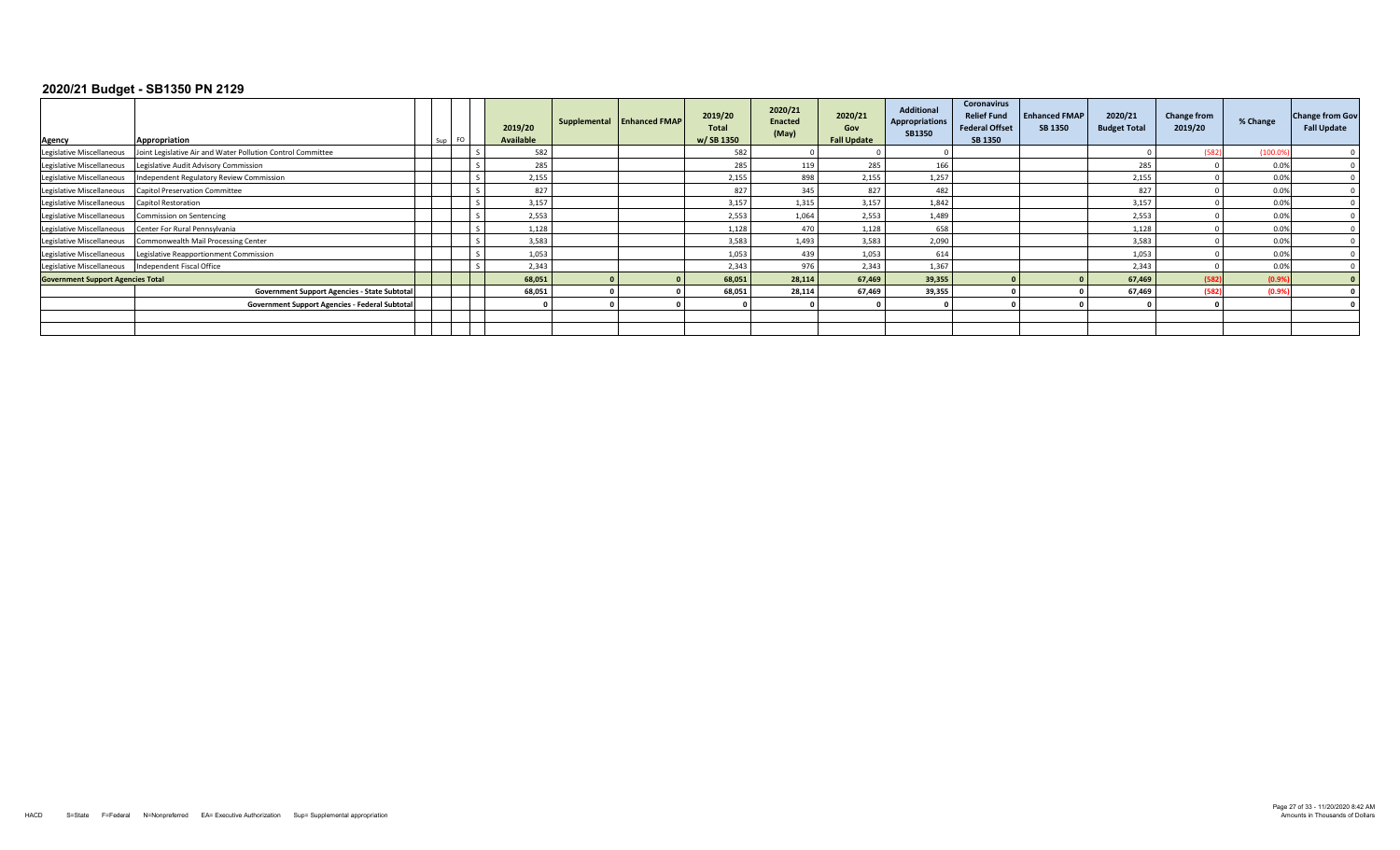## 2020/21 Budget - SB1350 PN 2129

| Agency | Appropriation | Sup | FO | | 2019/20 Available | Supplemental | Enhanced FMAP | 2019/20 Total w/ SB 1350 | 2020/21 Enacted (May) | 2020/21 Gov Fall Update | Additional Appropriations SB1350 | Coronavirus Relief Fund Federal Offset SB 1350 | Enhanced FMAP SB 1350 | 2020/21 Budget Total | Change from 2019/20 | % Change | Change from Gov Fall Update |
|---|---|---|---|---|---|---|---|---|---|---|---|---|---|---|---|---|---|
| Legislative Miscellaneous | Joint Legislative Air and Water Pollution Control Committee | | | S | 582 | | | 582 | 0 | 0 | 0 | | | 0 | (582) | (100.0%) | 0 |
| Legislative Miscellaneous | Legislative Audit Advisory Commission | | | S | 285 | | | 285 | 119 | 285 | 166 | | | 285 | 0 | 0.0% | 0 |
| Legislative Miscellaneous | Independent Regulatory Review Commission | | | S | 2,155 | | | 2,155 | 898 | 2,155 | 1,257 | | | 2,155 | 0 | 0.0% | 0 |
| Legislative Miscellaneous | Capitol Preservation Committee | | | S | 827 | | | 827 | 345 | 827 | 482 | | | 827 | 0 | 0.0% | 0 |
| Legislative Miscellaneous | Capitol Restoration | | | S | 3,157 | | | 3,157 | 1,315 | 3,157 | 1,842 | | | 3,157 | 0 | 0.0% | 0 |
| Legislative Miscellaneous | Commission on Sentencing | | | S | 2,553 | | | 2,553 | 1,064 | 2,553 | 1,489 | | | 2,553 | 0 | 0.0% | 0 |
| Legislative Miscellaneous | Center For Rural Pennsylvania | | | S | 1,128 | | | 1,128 | 470 | 1,128 | 658 | | | 1,128 | 0 | 0.0% | 0 |
| Legislative Miscellaneous | Commonwealth Mail Processing Center | | | S | 3,583 | | | 3,583 | 1,493 | 3,583 | 2,090 | | | 3,583 | 0 | 0.0% | 0 |
| Legislative Miscellaneous | Legislative Reapportionment Commission | | | S | 1,053 | | | 1,053 | 439 | 1,053 | 614 | | | 1,053 | 0 | 0.0% | 0 |
| Legislative Miscellaneous | Independent Fiscal Office | | | S | 2,343 | | | 2,343 | 976 | 2,343 | 1,367 | | | 2,343 | 0 | 0.0% | 0 |
| **Government Support Agencies Total** | | | | | **68,051** | **0** | **0** | **68,051** | **28,114** | **67,469** | **39,355** | **0** | **0** | **67,469** | **(582)** | **(0.9%)** | **0** |
| | **Government Support Agencies - State Subtotal** | | | | **68,051** | **0** | **0** | **68,051** | **28,114** | **67,469** | **39,355** | **0** | **0** | **67,469** | **(582)** | **(0.9%)** | **0** |
| | **Government Support Agencies - Federal Subtotal** | | | | **0** | **0** | **0** | **0** | **0** | **0** | **0** | **0** | **0** | **0** | **0** | | **0** |

HACD S=State F=Federal N=Nonpreferred EA= Executive Authorization Sup= Supplemental appropriation

11/20/2020 8:42 AM
Amounts in Thousands of Dollars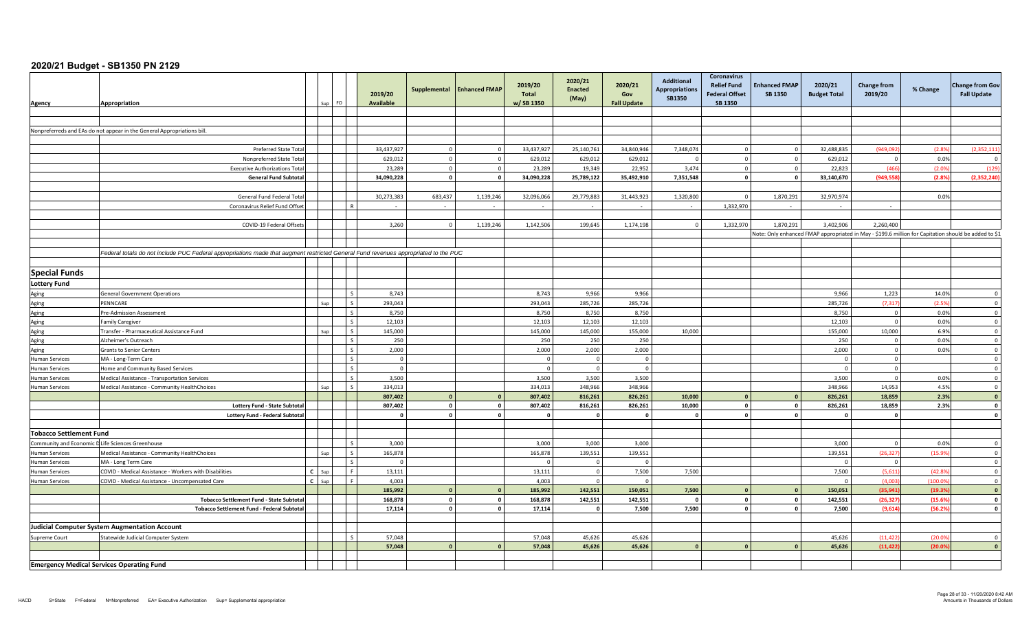# 2020/21 Budget - SB1350 PN 2129

| Agency | Appropriation | Sup | FO | | 2019/20 Available | Supplemental | Enhanced FMAP | 2019/20 Total w/ SB 1350 | 2020/21 Enacted (May) | 2020/21 Gov Fall Update | Additional Appropriations SB1350 | Coronavirus Relief Fund Federal Offset SB 1350 | Enhanced FMAP SB 1350 | 2020/21 Budget Total | Change from 2019/20 | % Change | Change from Gov Fall Update |
|---|---|---|---|---|---|---|---|---|---|---|---|---|---|---|---|---|---|
| Nonpreferreds and EAs do not appear in the General Appropriations bill. | | | | | | | | | | | | | | | | | |
| | Preferred State Total | | | | 33,437,927 | 0 | 0 | 33,437,927 | 25,140,761 | 34,840,946 | 7,348,074 | 0 | 0 | 32,488,835 | (949,092) | (2.8%) | (2,352,111) |
| | Nonpreferred State Total | | | | 629,012 | 0 | 0 | 629,012 | 629,012 | 629,012 | 0 | 0 | 0 | 629,012 | 0 | 0.0% | 0 |
| | Executive Authorizations Total | | | | 23,289 | 0 | 0 | 23,289 | 19,349 | 22,952 | 3,474 | 0 | 0 | 22,823 | (466) | (2.0%) | (129) |
| | **General Fund Subtotal** | | | | **34,090,228** | **0** | **0** | **34,090,228** | **25,789,122** | **35,492,910** | **7,351,548** | **0** | **0** | **33,140,670** | **(949,558)** | **(2.8%)** | **(2,352,240)** |
| | General Fund Federal Total | | | | 30,273,383 | 683,437 | 1,139,246 | 32,096,066 | 29,779,883 | 31,443,923 | 1,320,800 | 0 | 1,870,291 | 32,970,974 | | 0.0% | |
| | Coronavirus Relief Fund Offset | | | R | - | - | - | - | - | - | - | 1,332,970 | - | - | - | | |
| | COVID-19 Federal Offsets | | | | 3,260 | 0 | 1,139,246 | 1,142,506 | 199,645 | 1,174,198 | 0 | 1,332,970 | 1,870,291 | 3,402,906 | 2,260,400 | | |
| | | | | | | | | | | | | | Note: Only enhanced FMAP appropriated in May - $199.6 million for Capitation should be added to $1 | | | | |
| | *Federal totals do not include PUC Federal appropriations made that augment restricted General Fund revenues appropriated to the PUC* | | | | | | | | | | | | | | | | |
| **Special Funds** | | | | | | | | | | | | | | | | | |
| **Lottery Fund** | | | | | | | | | | | | | | | | | |
| Aging | General Government Operations | | | S | 8,743 | | | 8,743 | 9,966 | 9,966 | | | | 9,966 | 1,223 | 14.0% | 0 |
| Aging | PENNCARE | Sup | | S | 293,043 | | | 293,043 | 285,726 | 285,726 | | | | 285,726 | (7,317) | (2.5%) | 0 |
| Aging | Pre-Admission Assessment | | | S | 8,750 | | | 8,750 | 8,750 | 8,750 | | | | 8,750 | 0 | 0.0% | 0 |
| Aging | Family Caregiver | | | S | 12,103 | | | 12,103 | 12,103 | 12,103 | | | | 12,103 | 0 | 0.0% | 0 |
| Aging | Transfer - Pharmaceutical Assistance Fund | Sup | | S | 145,000 | | | 145,000 | 145,000 | 155,000 | 10,000 | | | 155,000 | 10,000 | 6.9% | 0 |
| Aging | Alzheimer's Outreach | | | S | 250 | | | 250 | 250 | 250 | | | | 250 | 0 | 0.0% | 0 |
| Aging | Grants to Senior Centers | | | S | 2,000 | | | 2,000 | 2,000 | 2,000 | | | | 2,000 | 0 | 0.0% | 0 |
| Human Services | MA - Long-Term Care | | | S | 0 | | | 0 | 0 | 0 | | | | 0 | 0 | | 0 |
| Human Services | Home and Community Based Services | | | S | 0 | | | 0 | 0 | 0 | | | | 0 | 0 | | 0 |
| Human Services | Medical Assistance - Transportation Services | | | S | 3,500 | | | 3,500 | 3,500 | 3,500 | | | | 3,500 | 0 | 0.0% | 0 |
| Human Services | Medical Assistance - Community HealthChoices | Sup | | S | 334,013 | | | 334,013 | 348,966 | 348,966 | | | | 348,966 | 14,953 | 4.5% | 0 |
| | | | | | **807,402** | **0** | **0** | **807,402** | **816,261** | **826,261** | **10,000** | **0** | **0** | **826,261** | **18,859** | **2.3%** | **0** |
| | **Lottery Fund - State Subtotal** | | | | **807,402** | **0** | **0** | **807,402** | **816,261** | **826,261** | **10,000** | **0** | **0** | **826,261** | **18,859** | **2.3%** | **0** |
| | **Lottery Fund - Federal Subtotal** | | | | **0** | **0** | **0** | **0** | **0** | **0** | **0** | **0** | **0** | **0** | **0** | | **0** |
| **Tobacco Settlement Fund** | | | | | | | | | | | | | | | | | |
| Community and Economic D | Life Sciences Greenhouse | | | S | 3,000 | | | 3,000 | 3,000 | 3,000 | | | | 3,000 | 0 | 0.0% | 0 |
| Human Services | Medical Assistance - Community HealthChoices | Sup | | S | 165,878 | | | 165,878 | 139,551 | 139,551 | | | | 139,551 | (26,327) | (15.9%) | 0 |
| Human Services | MA - Long Term Care | | | S | 0 | | | 0 | 0 | 0 | | | | 0 | 0 | | 0 |
| Human Services | COVID - Medical Assistance - Workers with Disabilities | C Sup | | F | 13,111 | | | 13,111 | 0 | 7,500 | 7,500 | | | 7,500 | (5,611) | (42.8%) | 0 |
| Human Services | COVID - Medical Assistance - Uncompensated Care | C Sup | | F | 4,003 | | | 4,003 | 0 | 0 | | | | 0 | (4,003) | (100.0%) | 0 |
| | | | | | **185,992** | **0** | **0** | **185,992** | **142,551** | **150,051** | **7,500** | **0** | **0** | **150,051** | **(35,941)** | **(19.3%)** | **0** |
| | **Tobacco Settlement Fund - State Subtotal** | | | | **168,878** | **0** | **0** | **168,878** | **142,551** | **142,551** | **0** | **0** | **0** | **142,551** | **(26,327)** | **(15.6%)** | **0** |
| | **Tobacco Settlement Fund - Federal Subtotal** | | | | **17,114** | **0** | **0** | **17,114** | **0** | **7,500** | **7,500** | **0** | **0** | **7,500** | **(9,614)** | **(56.2%)** | **0** |
| **Judicial Computer System Augmentation Account** | | | | | | | | | | | | | | | | | |
| Supreme Court | Statewide Judicial Computer System | | | S | 57,048 | | | 57,048 | 45,626 | 45,626 | | | | 45,626 | (11,422) | (20.0%) | 0 |
| | | | | | **57,048** | **0** | **0** | **57,048** | **45,626** | **45,626** | **0** | **0** | **0** | **45,626** | **(11,422)** | **(20.0%)** | **0** |
| **Emergency Medical Services Operating Fund** | | | | | | | | | | | | | | | | | |

HACD S=State F=Federal N=Nonpreferred EA= Executive Authorization Sup= Supplemental appropriation

Amounts in Thousands of Dollars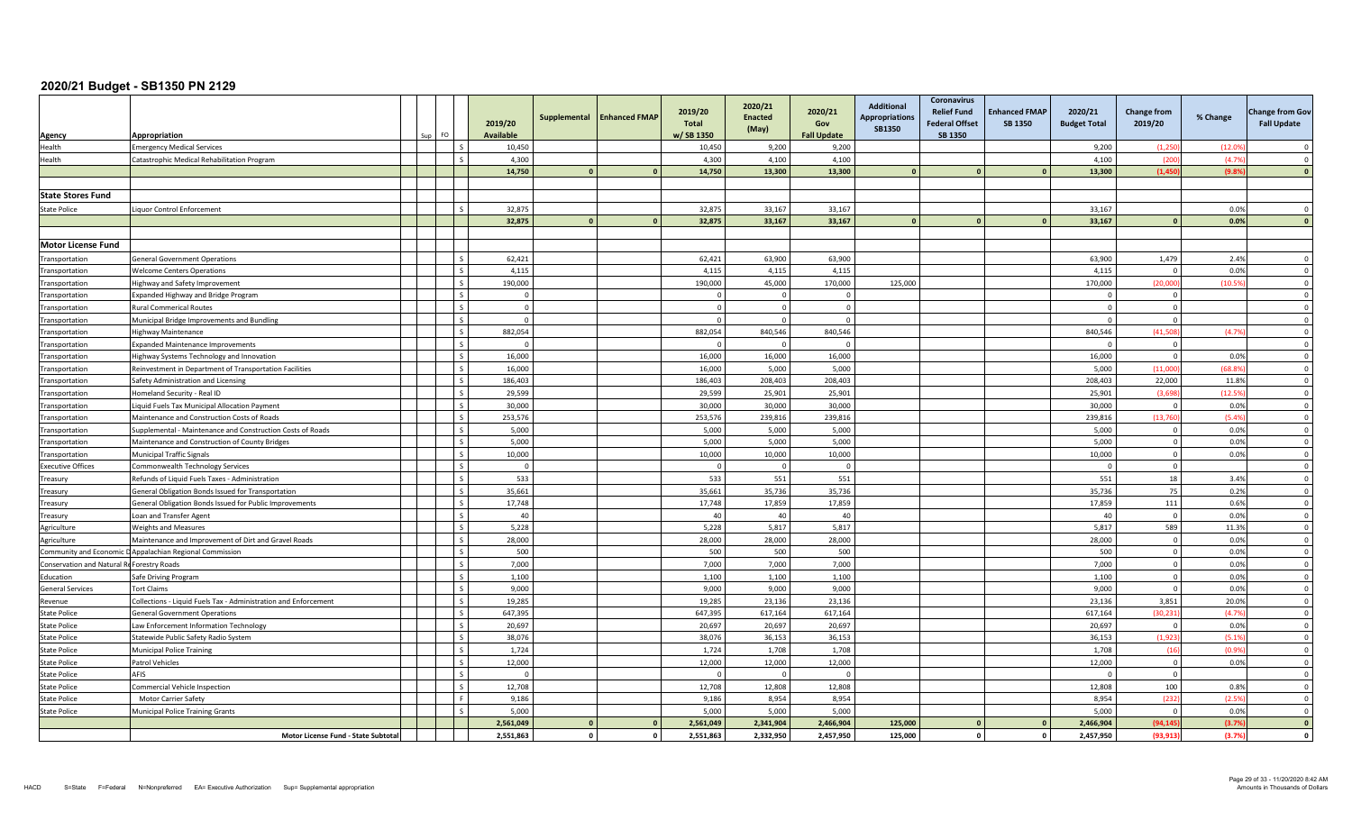# 2020/21 Budget - SB1350 PN 2129

| Agency | Appropriation | Sup | FO | | 2019/20 Available | Supplemental | Enhanced FMAP | 2019/20 Total w/ SB 1350 | 2020/21 Enacted (May) | 2020/21 Gov Fall Update | Additional Appropriations SB1350 | Coronavirus Relief Fund Federal Offset SB 1350 | Enhanced FMAP SB 1350 | 2020/21 Budget Total | Change from 2019/20 | % Change | Change from Gov Fall Update |
|---|---|---|---|---|---|---|---|---|---|---|---|---|---|---|---|---|---|
| Health | Emergency Medical Services | | | S | 10,450 | | | 10,450 | 9,200 | 9,200 | | | | 9,200 | (1,250) | (12.0%) | 0 |
| Health | Catastrophic Medical Rehabilitation Program | | | S | 4,300 | | | 4,300 | 4,100 | 4,100 | | | | 4,100 | (200) | (4.7%) | 0 |
| | | | | | 14,750 | 0 | 0 | 14,750 | 13,300 | 13,300 | 0 | 0 | 0 | 13,300 | (1,450) | (9.8%) | 0 |
| | | | | | | | | | | | | | | | | | |
| **State Stores Fund** | | | | | | | | | | | | | | | | | |
| State Police | Liquor Control Enforcement | | | S | 32,875 | | | 32,875 | 33,167 | 33,167 | | | | 33,167 | | 0.0% | 0 |
| | | | | | 32,875 | 0 | 0 | 32,875 | 33,167 | 33,167 | 0 | 0 | 0 | 33,167 | 0 | 0.0% | 0 |
| | | | | | | | | | | | | | | | | | |
| **Motor License Fund** | | | | | | | | | | | | | | | | | |
| Transportation | General Government Operations | | | S | 62,421 | | | 62,421 | 63,900 | 63,900 | | | | 63,900 | 1,479 | 2.4% | 0 |
| Transportation | Welcome Centers Operations | | | S | 4,115 | | | 4,115 | 4,115 | 4,115 | | | | 4,115 | 0 | 0.0% | 0 |
| Transportation | Highway and Safety Improvement | | | S | 190,000 | | | 190,000 | 45,000 | 170,000 | 125,000 | | | 170,000 | (20,000) | (10.5%) | 0 |
| Transportation | Expanded Highway and Bridge Program | | | S | 0 | | | 0 | 0 | 0 | | | | 0 | 0 | | 0 |
| Transportation | Rural Commerical Routes | | | S | 0 | | | 0 | 0 | 0 | | | | 0 | 0 | | 0 |
| Transportation | Municipal Bridge Improvements and Bundling | | | S | 0 | | | 0 | 0 | 0 | | | | 0 | 0 | | 0 |
| Transportation | Highway Maintenance | | | S | 882,054 | | | 882,054 | 840,546 | 840,546 | | | | 840,546 | (41,508) | (4.7%) | 0 |
| Transportation | Expanded Maintenance Improvements | | | S | 0 | | | 0 | 0 | 0 | | | | 0 | 0 | | 0 |
| Transportation | Highway Systems Technology and Innovation | | | S | 16,000 | | | 16,000 | 16,000 | 16,000 | | | | 16,000 | 0 | 0.0% | 0 |
| Transportation | Reinvestment in Department of Transportation Facilities | | | S | 16,000 | | | 16,000 | 5,000 | 5,000 | | | | 5,000 | (11,000) | (68.8%) | 0 |
| Transportation | Safety Administration and Licensing | | | S | 186,403 | | | 186,403 | 208,403 | 208,403 | | | | 208,403 | 22,000 | 11.8% | 0 |
| Transportation | Homeland Security - Real ID | | | S | 29,599 | | | 29,599 | 25,901 | 25,901 | | | | 25,901 | (3,698) | (12.5%) | 0 |
| Transportation | Liquid Fuels Tax Municipal Allocation Payment | | | S | 30,000 | | | 30,000 | 30,000 | 30,000 | | | | 30,000 | 0 | 0.0% | 0 |
| Transportation | Maintenance and Construction Costs of Roads | | | S | 253,576 | | | 253,576 | 239,816 | 239,816 | | | | 239,816 | (13,760) | (5.4%) | 0 |
| Transportation | Supplemental - Maintenance and Construction Costs of Roads | | | S | 5,000 | | | 5,000 | 5,000 | 5,000 | | | | 5,000 | 0 | 0.0% | 0 |
| Transportation | Maintenance and Construction of County Bridges | | | S | 5,000 | | | 5,000 | 5,000 | 5,000 | | | | 5,000 | 0 | 0.0% | 0 |
| Transportation | Municipal Traffic Signals | | | S | 10,000 | | | 10,000 | 10,000 | 10,000 | | | | 10,000 | 0 | 0.0% | 0 |
| Executive Offices | Commonwealth Technology Services | | | S | 0 | | | 0 | 0 | 0 | | | | 0 | 0 | | 0 |
| Treasury | Refunds of Liquid Fuels Taxes - Administration | | | S | 533 | | | 533 | 551 | 551 | | | | 551 | 18 | 3.4% | 0 |
| Treasury | General Obligation Bonds Issued for Transportation | | | S | 35,661 | | | 35,661 | 35,736 | 35,736 | | | | 35,736 | 75 | 0.2% | 0 |
| Treasury | General Obligation Bonds Issued for Public Improvements | | | S | 17,748 | | | 17,748 | 17,859 | 17,859 | | | | 17,859 | 111 | 0.6% | 0 |
| Treasury | Loan and Transfer Agent | | | S | 40 | | | 40 | 40 | 40 | | | | 40 | 0 | 0.0% | 0 |
| Agriculture | Weights and Measures | | | S | 5,228 | | | 5,228 | 5,817 | 5,817 | | | | 5,817 | 589 | 11.3% | 0 |
| Agriculture | Maintenance and Improvement of Dirt and Gravel Roads | | | S | 28,000 | | | 28,000 | 28,000 | 28,000 | | | | 28,000 | 0 | 0.0% | 0 |
| Community and Economic D | Appalachian Regional Commission | | | S | 500 | | | 500 | 500 | 500 | | | | 500 | 0 | 0.0% | 0 |
| Conservation and Natural Re | Forestry Roads | | | S | 7,000 | | | 7,000 | 7,000 | 7,000 | | | | 7,000 | 0 | 0.0% | 0 |
| Education | Safe Driving Program | | | S | 1,100 | | | 1,100 | 1,100 | 1,100 | | | | 1,100 | 0 | 0.0% | 0 |
| General Services | Tort Claims | | | S | 9,000 | | | 9,000 | 9,000 | 9,000 | | | | 9,000 | 0 | 0.0% | 0 |
| Revenue | Collections - Liquid Fuels Tax - Administration and Enforcement | | | S | 19,285 | | | 19,285 | 23,136 | 23,136 | | | | 23,136 | 3,851 | 20.0% | 0 |
| State Police | General Government Operations | | | S | 647,395 | | | 647,395 | 617,164 | 617,164 | | | | 617,164 | (30,231) | (4.7%) | 0 |
| State Police | Law Enforcement Information Technology | | | S | 20,697 | | | 20,697 | 20,697 | 20,697 | | | | 20,697 | 0 | 0.0% | 0 |
| State Police | Statewide Public Safety Radio System | | | S | 38,076 | | | 38,076 | 36,153 | 36,153 | | | | 36,153 | (1,923) | (5.1%) | 0 |
| State Police | Municipal Police Training | | | S | 1,724 | | | 1,724 | 1,708 | 1,708 | | | | 1,708 | (16) | (0.9%) | 0 |
| State Police | Patrol Vehicles | | | S | 12,000 | | | 12,000 | 12,000 | 12,000 | | | | 12,000 | 0 | 0.0% | 0 |
| State Police | AFIS | | | S | 0 | | | 0 | 0 | 0 | | | | 0 | 0 | | 0 |
| State Police | Commercial Vehicle Inspection | | | S | 12,708 | | | 12,708 | 12,808 | 12,808 | | | | 12,808 | 100 | 0.8% | 0 |
| State Police | Motor Carrier Safety | | | F | 9,186 | | | 9,186 | 8,954 | 8,954 | | | | 8,954 | (232) | (2.5%) | 0 |
| State Police | Municipal Police Training Grants | | | S | 5,000 | | | 5,000 | 5,000 | 5,000 | | | | 5,000 | 0 | 0.0% | 0 |
| | | | | | 2,561,049 | 0 | 0 | 2,561,049 | 2,341,904 | 2,466,904 | 125,000 | 0 | 0 | 2,466,904 | (94,145) | (3.7%) | 0 |
| | **Motor License Fund - State Subtotal** | | | | 2,551,863 | 0 | 0 | 2,551,863 | 2,332,950 | 2,457,950 | 125,000 | 0 | 0 | 2,457,950 | (93,913) | (3.7%) | 0 |

HACD S=State F=Federal N=Nonpreferred EA= Executive Authorization Sup= Supplemental appropriation

Amounts in Thousands of Dollars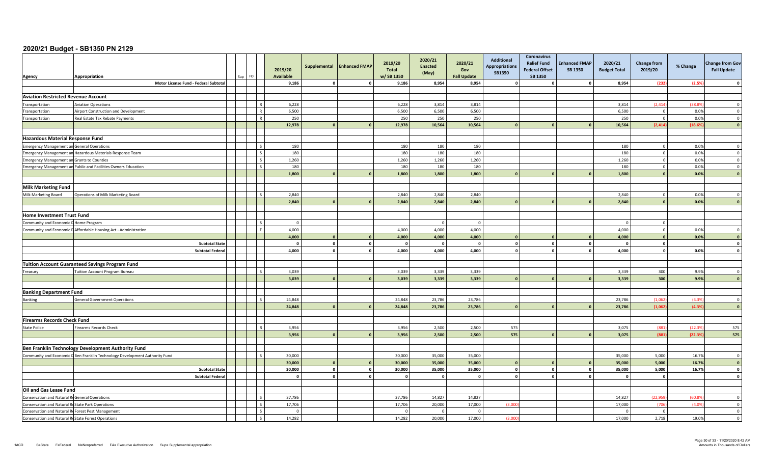# 2020/21 Budget - SB1350 PN 2129

| Agency | Appropriation | Sup | FO | | 2019/20 Available | Supplemental | Enhanced FMAP | 2019/20 Total w/ SB 1350 | 2020/21 Enacted (May) | 2020/21 Gov Fall Update | Additional Appropriations SB1350 | Coronavirus Relief Fund Federal Offset SB 1350 | Enhanced FMAP SB 1350 | 2020/21 Budget Total | Change from 2019/20 | % Change | Change from Gov Fall Update |
|---|---|---|---|---|---|---|---|---|---|---|---|---|---|---|---|---|---|
| | Motor License Fund - Federal Subtotal | | | | 9,186 | 0 | 0 | 9,186 | 8,954 | 8,954 | 0 | 0 | 0 | 8,954 | (232) | (2.5%) | 0 |
| **Aviation Restricted Revenue Account** | | | | | | | | | | | | | | | | | |
| Transportation | Aviation Operations | | | R | 6,228 | | | 6,228 | 3,814 | 3,814 | | | | 3,814 | (2,414) | (38.8%) | 0 |
| Transportation | Airport Construction and Development | | | R | 6,500 | | | 6,500 | 6,500 | 6,500 | | | | 6,500 | 0 | 0.0% | 0 |
| Transportation | Real Estate Tax Rebate Payments | | | R | 250 | | | 250 | 250 | 250 | | | | 250 | 0 | 0.0% | 0 |
| | | | | | 12,978 | 0 | 0 | 12,978 | 10,564 | 10,564 | 0 | 0 | 0 | 10,564 | (2,414) | (18.6%) | 0 |
| **Hazardous Material Response Fund** | | | | | | | | | | | | | | | | | |
| Emergency Management an | General Operations | | | S | 180 | | | 180 | 180 | 180 | | | | 180 | 0 | 0.0% | 0 |
| Emergency Management an | Hazardous Materials Response Team | | | S | 180 | | | 180 | 180 | 180 | | | | 180 | 0 | 0.0% | 0 |
| Emergency Management an | Grants to Counties | | | S | 1,260 | | | 1,260 | 1,260 | 1,260 | | | | 1,260 | 0 | 0.0% | 0 |
| Emergency Management an | Public and Facilities Owners Education | | | S | 180 | | | 180 | 180 | 180 | | | | 180 | 0 | 0.0% | 0 |
| | | | | | 1,800 | 0 | 0 | 1,800 | 1,800 | 1,800 | 0 | 0 | 0 | 1,800 | 0 | 0.0% | 0 |
| **Milk Marketing Fund** | | | | | | | | | | | | | | | | | |
| Milk Marketing Board | Operations of Milk Marketing Board | | | S | 2,840 | | | 2,840 | 2,840 | 2,840 | | | | 2,840 | 0 | 0.0% | 0 |
| | | | | | 2,840 | 0 | 0 | 2,840 | 2,840 | 2,840 | 0 | 0 | 0 | 2,840 | 0 | 0.0% | 0 |
| **Home Investment Trust Fund** | | | | | | | | | | | | | | | | | |
| Community and Economic D | Home Program | | | S | 0 | | | | 0 | 0 | | | | 0 | 0 | | |
| Community and Economic D | Affordable Housing Act - Administration | | | F | 4,000 | | | 4,000 | 4,000 | 4,000 | | | | 4,000 | 0 | 0.0% | 0 |
| | | | | | 4,000 | 0 | 0 | 4,000 | 4,000 | 4,000 | 0 | 0 | 0 | 4,000 | 0 | 0.0% | 0 |
| | Subtotal State | | | | 0 | 0 | 0 | 0 | 0 | 0 | 0 | 0 | 0 | 0 | 0 | | 0 |
| | Subtotal Federal | | | | 4,000 | 0 | 0 | 4,000 | 4,000 | 4,000 | 0 | 0 | 0 | 4,000 | 0 | 0.0% | 0 |
| **Tuition Account Guaranteed Savings Program Fund** | | | | | | | | | | | | | | | | | |
| Treasury | Tuition Account Program Bureau | | | S | 3,039 | | | 3,039 | 3,339 | 3,339 | | | | 3,339 | 300 | 9.9% | 0 |
| | | | | | 3,039 | 0 | 0 | 3,039 | 3,339 | 3,339 | 0 | 0 | 0 | 3,339 | 300 | 9.9% | 0 |
| **Banking Department Fund** | | | | | | | | | | | | | | | | | |
| Banking | General Government Operations | | | S | 24,848 | | | 24,848 | 23,786 | 23,786 | | | | 23,786 | (1,062) | (4.3%) | 0 |
| | | | | | 24,848 | 0 | 0 | 24,848 | 23,786 | 23,786 | 0 | 0 | 0 | 23,786 | (1,062) | (4.3%) | 0 |
| **Firearms Records Check Fund** | | | | | | | | | | | | | | | | | |
| State Police | Firearms Records Check | | | R | 3,956 | | | 3,956 | 2,500 | 2,500 | 575 | | | 3,075 | (881) | (22.3%) | 575 |
| | | | | | 3,956 | 0 | 0 | 3,956 | 2,500 | 2,500 | 575 | 0 | 0 | 3,075 | (881) | (22.3%) | 575 |
| **Ben Franklin Technology Development Authority Fund** | | | | | | | | | | | | | | | | | |
| Community and Economic D | Ben Franklin Technology Development Authority Fund | | | S | 30,000 | | | 30,000 | 35,000 | 35,000 | | | | 35,000 | 5,000 | 16.7% | 0 |
| | | | | | 30,000 | 0 | 0 | 30,000 | 35,000 | 35,000 | 0 | 0 | 0 | 35,000 | 5,000 | 16.7% | 0 |
| | Subtotal State | | | | 30,000 | 0 | 0 | 30,000 | 35,000 | 35,000 | 0 | 0 | 0 | 35,000 | 5,000 | 16.7% | 0 |
| | Subtotal Federal | | | | 0 | 0 | 0 | 0 | 0 | 0 | 0 | 0 | 0 | 0 | 0 | | 0 |
| **Oil and Gas Lease Fund** | | | | | | | | | | | | | | | | | |
| Conservation and Natural Re | General Operations | | | S | 37,786 | | | 37,786 | 14,827 | 14,827 | | | | 14,827 | (22,959) | (60.8%) | 0 |
| Conservation and Natural Re | State Park Operations | | | S | 17,706 | | | 17,706 | 20,000 | 17,000 | (3,000) | | | 17,000 | (706) | (4.0%) | 0 |
| Conservation and Natural Re | Forest Pest Management | | | S | 0 | | | 0 | 0 | 0 | | | | 0 | 0 | | 0 |
| Conservation and Natural Re | State Forest Operations | | | S | 14,282 | | | 14,282 | 20,000 | 17,000 | (3,000) | | | 17,000 | 2,718 | 19.0% | 0 |

HACD S=State F=Federal N=Nonpreferred EA= Executive Authorization Sup= Supplemental appropriation

Amounts in Thousands of Dollars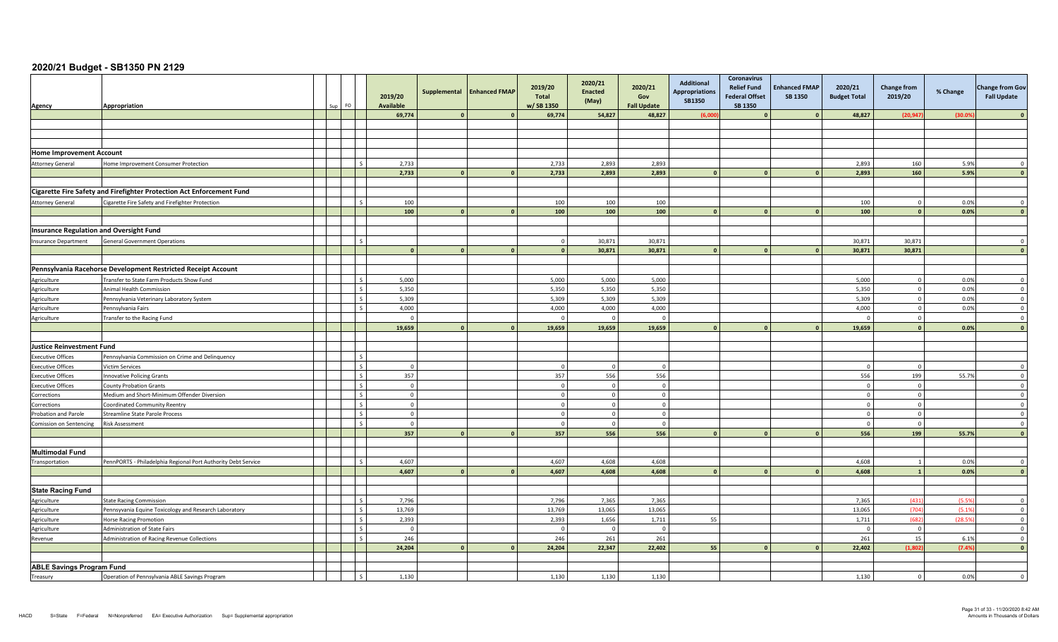# 2020/21 Budget - SB1350 PN 2129

| Agency | Appropriation | Sup | FO | | 2019/20 Available | Supplemental | Enhanced FMAP | 2019/20 Total w/ SB 1350 | 2020/21 Enacted (May) | 2020/21 Gov Fall Update | Additional Appropriations SB1350 | Coronavirus Relief Fund Federal Offset SB 1350 | Enhanced FMAP SB 1350 | 2020/21 Budget Total | Change from 2019/20 | % Change | Change from Gov Fall Update |
|---|---|---|---|---|---|---|---|---|---|---|---|---|---|---|---|---|---|
| | | | | | 69,774 | 0 | 0 | 69,774 | 54,827 | 48,827 | (6,000) | 0 | 0 | 48,827 | (20,947) | (30.0%) | 0 |
| **Home Improvement Account** | | | | | | | | | | | | | | | | | |
| Attorney General | Home Improvement Consumer Protection | | | S | 2,733 | | | 2,733 | 2,893 | 2,893 | | | | 2,893 | 160 | 5.9% | 0 |
| | | | | | 2,733 | 0 | 0 | 2,733 | 2,893 | 2,893 | 0 | 0 | 0 | 2,893 | 160 | 5.9% | 0 |
| **Cigarette Fire Safety and Firefighter Protection Act Enforcement Fund** | | | | | | | | | | | | | | | | | |
| Attorney General | Cigarette Fire Safety and Firefighter Protection | | | S | 100 | | | 100 | 100 | 100 | | | | 100 | 0 | 0.0% | 0 |
| | | | | | 100 | 0 | 0 | 100 | 100 | 100 | 0 | 0 | 0 | 100 | 0 | 0.0% | 0 |
| **Insurance Regulation and Oversight Fund** | | | | | | | | | | | | | | | | | |
| Insurance Department | General Government Operations | | | S | | | | 0 | 30,871 | 30,871 | | | | 30,871 | 30,871 | | 0 |
| | | | | | 0 | 0 | 0 | 0 | 30,871 | 30,871 | 0 | 0 | 0 | 30,871 | 30,871 | | 0 |
| **Pennsylvania Racehorse Development Restricted Receipt Account** | | | | | | | | | | | | | | | | | |
| Agriculture | Transfer to State Farm Products Show Fund | | | S | 5,000 | | | 5,000 | 5,000 | 5,000 | | | | 5,000 | 0 | 0.0% | 0 |
| Agriculture | Animal Health Commission | | | S | 5,350 | | | 5,350 | 5,350 | 5,350 | | | | 5,350 | 0 | 0.0% | 0 |
| Agriculture | Pennsylvania Veterinary Laboratory System | | | S | 5,309 | | | 5,309 | 5,309 | 5,309 | | | | 5,309 | 0 | 0.0% | 0 |
| Agriculture | Pennsylvania Fairs | | | S | 4,000 | | | 4,000 | 4,000 | 4,000 | | | | 4,000 | 0 | 0.0% | 0 |
| Agriculture | Transfer to the Racing Fund | | | | 0 | | | 0 | 0 | 0 | | | | 0 | 0 | | 0 |
| | | | | | 19,659 | 0 | 0 | 19,659 | 19,659 | 19,659 | 0 | 0 | 0 | 19,659 | 0 | 0.0% | 0 |
| **Justice Reinvestment Fund** | | | | | | | | | | | | | | | | | |
| Executive Offices | Pennsylvania Commission on Crime and Delinquency | | | S | | | | | | | | | | | | | |
| Executive Offices | Victim Services | | | S | 0 | | | 0 | 0 | 0 | | | | 0 | 0 | | 0 |
| Executive Offices | Innovative Policing Grants | | | S | 357 | | | 357 | 556 | 556 | | | | 556 | 199 | 55.7% | 0 |
| Executive Offices | County Probation Grants | | | S | 0 | | | 0 | 0 | 0 | | | | 0 | 0 | | 0 |
| Corrections | Medium and Short-Minimum Offender Diversion | | | S | 0 | | | 0 | 0 | 0 | | | | 0 | 0 | | 0 |
| Corrections | Coordinated Community Reentry | | | S | 0 | | | 0 | 0 | 0 | | | | 0 | 0 | | 0 |
| Probation and Parole | Streamline State Parole Process | | | S | 0 | | | 0 | 0 | 0 | | | | 0 | 0 | | 0 |
| Comission on Sentencing | Risk Assessment | | | S | 0 | | | 0 | 0 | 0 | | | | 0 | 0 | | 0 |
| | | | | | 357 | 0 | 0 | 357 | 556 | 556 | 0 | 0 | 0 | 556 | 199 | 55.7% | 0 |
| **Multimodal Fund** | | | | | | | | | | | | | | | | | |
| Transportation | PennPORTS - Philadelphia Regional Port Authority Debt Service | | | S | 4,607 | | | 4,607 | 4,608 | 4,608 | | | | 4,608 | 1 | 0.0% | 0 |
| | | | | | 4,607 | 0 | 0 | 4,607 | 4,608 | 4,608 | 0 | 0 | 0 | 4,608 | 1 | 0.0% | 0 |
| **State Racing Fund** | | | | | | | | | | | | | | | | | |
| Agriculture | State Racing Commission | | | S | 7,796 | | | 7,796 | 7,365 | 7,365 | | | | 7,365 | (431) | (5.5%) | 0 |
| Agriculture | Pennsyvania Equine Toxicology and Research Laboratory | | | S | 13,769 | | | 13,769 | 13,065 | 13,065 | | | | 13,065 | (704) | (5.1%) | 0 |
| Agriculture | Horse Racing Promotion | | | S | 2,393 | | | 2,393 | 1,656 | 1,711 | 55 | | | 1,711 | (682) | (28.5%) | 0 |
| Agriculture | Administration of State Fairs | | | S | 0 | | | 0 | 0 | 0 | | | | 0 | 0 | | 0 |
| Revenue | Administration of Racing Revenue Collections | | | S | 246 | | | 246 | 261 | 261 | | | | 261 | 15 | 6.1% | 0 |
| | | | | | 24,204 | 0 | 0 | 24,204 | 22,347 | 22,402 | 55 | 0 | 0 | 22,402 | (1,802) | (7.4%) | 0 |
| **ABLE Savings Program Fund** | | | | | | | | | | | | | | | | | |
| Treasury | Operation of Pennsylvania ABLE Savings Program | | | S | 1,130 | | | 1,130 | 1,130 | 1,130 | | | | 1,130 | 0 | 0.0% | 0 |

HACD S=State F=Federal N=Nonpreferred EA= Executive Authorization Sup= Supplemental appropriation

Amounts in Thousands of Dollars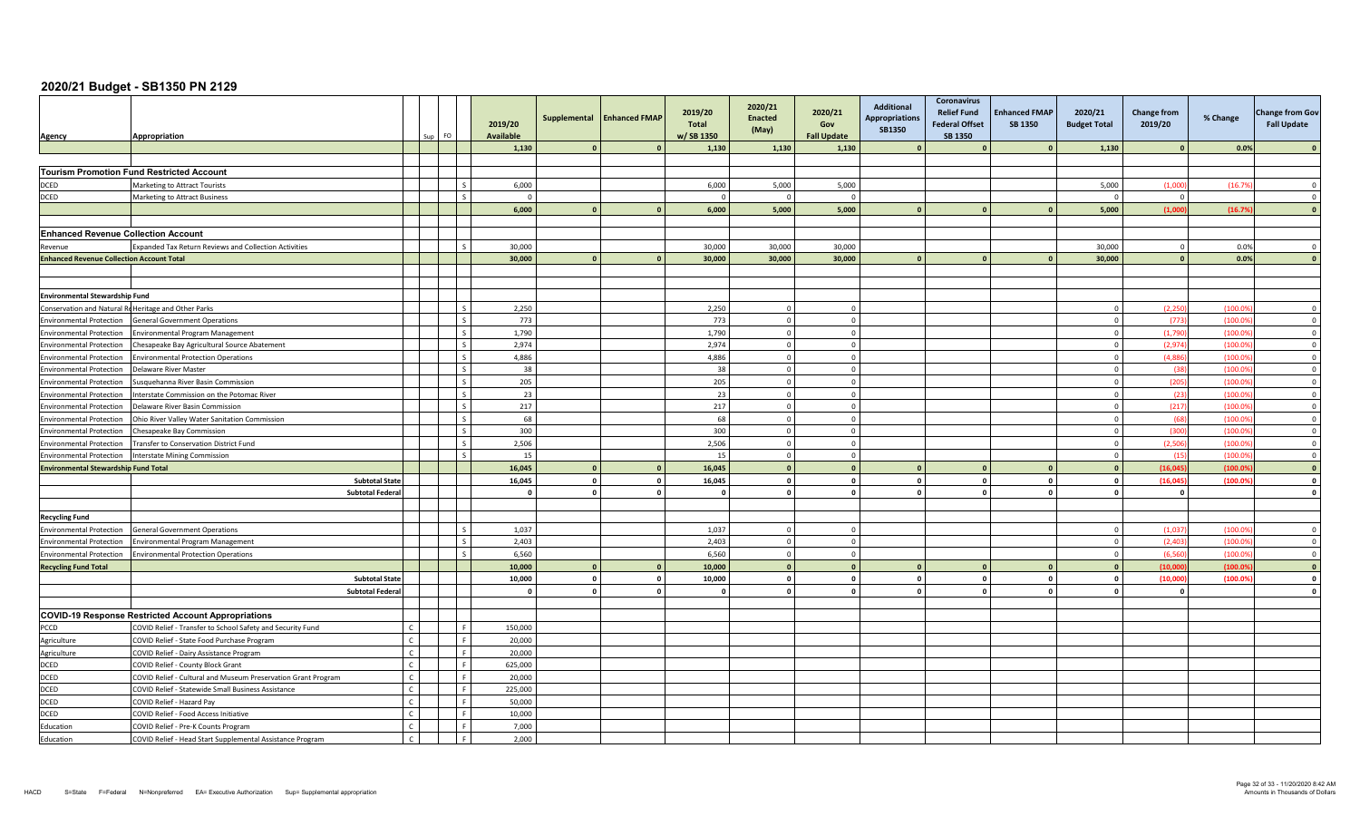# 2020/21 Budget - SB1350 PN 2129

| Agency | Appropriation | | Sup | FO | | 2019/20 Available | Supplemental | Enhanced FMAP | 2019/20 Total w/ SB 1350 | 2020/21 Enacted (May) | 2020/21 Gov Fall Update | Additional Appropriations SB1350 | Coronavirus Relief Fund Federal Offset SB 1350 | Enhanced FMAP SB 1350 | 2020/21 Budget Total | Change from 2019/20 | % Change | Change from Gov Fall Update |
|---|---|---|---|---|---|---|---|---|---|---|---|---|---|---|---|---|---|---|
| | | | | | | 1,130 | 0 | 0 | 1,130 | 1,130 | 1,130 | 0 | 0 | 0 | 1,130 | 0 | 0.0% | 0 |
| **Tourism Promotion Fund Restricted Account** | | | | | | | | | | | | | | | | | | |
| DCED | Marketing to Attract Tourists | | | | S | 6,000 | | | 6,000 | 5,000 | 5,000 | | | | 5,000 | (1,000) | (16.7%) | 0 |
| DCED | Marketing to Attract Business | | | | S | 0 | | | 0 | 0 | 0 | | | | 0 | 0 | | 0 |
| | | | | | | 6,000 | 0 | 0 | 6,000 | 5,000 | 5,000 | 0 | 0 | 0 | 5,000 | (1,000) | (16.7%) | 0 |
| **Enhanced Revenue Collection Account** | | | | | | | | | | | | | | | | | | |
| Revenue | Expanded Tax Return Reviews and Collection Activities | | | | S | 30,000 | | | 30,000 | 30,000 | 30,000 | | | | 30,000 | 0 | 0.0% | 0 |
| **Enhanced Revenue Collection Account Total** | | | | | | 30,000 | 0 | 0 | 30,000 | 30,000 | 30,000 | 0 | 0 | 0 | 30,000 | 0 | 0.0% | 0 |
| **Environmental Stewardship Fund** | | | | | | | | | | | | | | | | | | |
| Conservation and Natural Re | Heritage and Other Parks | | | | S | 2,250 | | | 2,250 | 0 | 0 | | | | 0 | (2,250) | (100.0%) | 0 |
| Environmental Protection | General Government Operations | | | | S | 773 | | | 773 | 0 | 0 | | | | 0 | (773) | (100.0%) | 0 |
| Environmental Protection | Environmental Program Management | | | | S | 1,790 | | | 1,790 | 0 | 0 | | | | 0 | (1,790) | (100.0%) | 0 |
| Environmental Protection | Chesapeake Bay Agricultural Source Abatement | | | | S | 2,974 | | | 2,974 | 0 | 0 | | | | 0 | (2,974) | (100.0%) | 0 |
| Environmental Protection | Environmental Protection Operations | | | | S | 4,886 | | | 4,886 | 0 | 0 | | | | 0 | (4,886) | (100.0%) | 0 |
| Environmental Protection | Delaware River Master | | | | S | 38 | | | 38 | 0 | 0 | | | | 0 | (38) | (100.0%) | 0 |
| Environmental Protection | Susquehanna River Basin Commission | | | | S | 205 | | | 205 | 0 | 0 | | | | 0 | (205) | (100.0%) | 0 |
| Environmental Protection | Interstate Commission on the Potomac River | | | | S | 23 | | | 23 | 0 | 0 | | | | 0 | (23) | (100.0%) | 0 |
| Environmental Protection | Delaware River Basin Commission | | | | S | 217 | | | 217 | 0 | 0 | | | | 0 | (217) | (100.0%) | 0 |
| Environmental Protection | Ohio River Valley Water Sanitation Commission | | | | S | 68 | | | 68 | 0 | 0 | | | | 0 | (68) | (100.0%) | 0 |
| Environmental Protection | Chesapeake Bay Commission | | | | S | 300 | | | 300 | 0 | 0 | | | | 0 | (300) | (100.0%) | 0 |
| Environmental Protection | Transfer to Conservation District Fund | | | | S | 2,506 | | | 2,506 | 0 | 0 | | | | 0 | (2,506) | (100.0%) | 0 |
| Environmental Protection | Interstate Mining Commission | | | | S | 15 | | | 15 | 0 | 0 | | | | 0 | (15) | (100.0%) | 0 |
| **Environmental Stewardship Fund Total** | | | | | | 16,045 | 0 | 0 | 16,045 | 0 | 0 | 0 | 0 | 0 | 0 | (16,045) | (100.0%) | 0 |
| | **Subtotal State** | | | | | 16,045 | 0 | 0 | 16,045 | 0 | 0 | 0 | 0 | 0 | 0 | (16,045) | (100.0%) | 0 |
| | **Subtotal Federal** | | | | | 0 | 0 | 0 | 0 | 0 | 0 | 0 | 0 | 0 | 0 | 0 | | 0 |
| **Recycling Fund** | | | | | | | | | | | | | | | | | | |
| Environmental Protection | General Government Operations | | | | S | 1,037 | | | 1,037 | 0 | 0 | | | | 0 | (1,037) | (100.0%) | 0 |
| Environmental Protection | Environmental Program Management | | | | S | 2,403 | | | 2,403 | 0 | 0 | | | | 0 | (2,403) | (100.0%) | 0 |
| Environmental Protection | Environmental Protection Operations | | | | S | 6,560 | | | 6,560 | 0 | 0 | | | | 0 | (6,560) | (100.0%) | 0 |
| **Recycling Fund Total** | | | | | | 10,000 | 0 | 0 | 10,000 | 0 | 0 | 0 | 0 | 0 | 0 | (10,000) | (100.0%) | 0 |
| | **Subtotal State** | | | | | 10,000 | 0 | 0 | 10,000 | 0 | 0 | 0 | 0 | 0 | 0 | (10,000) | (100.0%) | 0 |
| | **Subtotal Federal** | | | | | 0 | 0 | 0 | 0 | 0 | 0 | 0 | 0 | 0 | 0 | 0 | | 0 |
| **COVID-19 Response Restricted Account Appropriations** | | | | | | | | | | | | | | | | | | |
| PCCD | COVID Relief - Transfer to School Safety and Security Fund | C | | | F | 150,000 | | | | | | | | | | | | |
| Agriculture | COVID Relief - State Food Purchase Program | C | | | F | 20,000 | | | | | | | | | | | | |
| Agriculture | COVID Relief - Dairy Assistance Program | C | | | F | 20,000 | | | | | | | | | | | | |
| DCED | COVID Relief - County Block Grant | C | | | F | 625,000 | | | | | | | | | | | | |
| DCED | COVID Relief - Cultural and Museum Preservation Grant Program | C | | | F | 20,000 | | | | | | | | | | | | |
| DCED | COVID Relief - Statewide Small Business Assistance | C | | | F | 225,000 | | | | | | | | | | | | |
| DCED | COVID Relief - Hazard Pay | C | | | F | 50,000 | | | | | | | | | | | | |
| DCED | COVID Relief - Food Access Initiative | C | | | F | 10,000 | | | | | | | | | | | | |
| Education | COVID Relief - Pre-K Counts Program | C | | | F | 7,000 | | | | | | | | | | | | |
| Education | COVID Relief - Head Start Supplemental Assistance Program | C | | | F | 2,000 | | | | | | | | | | | | |

HACD S=State F=Federal N=Nonpreferred EA= Executive Authorization Sup= Supplemental appropriation

Amounts in Thousands of Dollars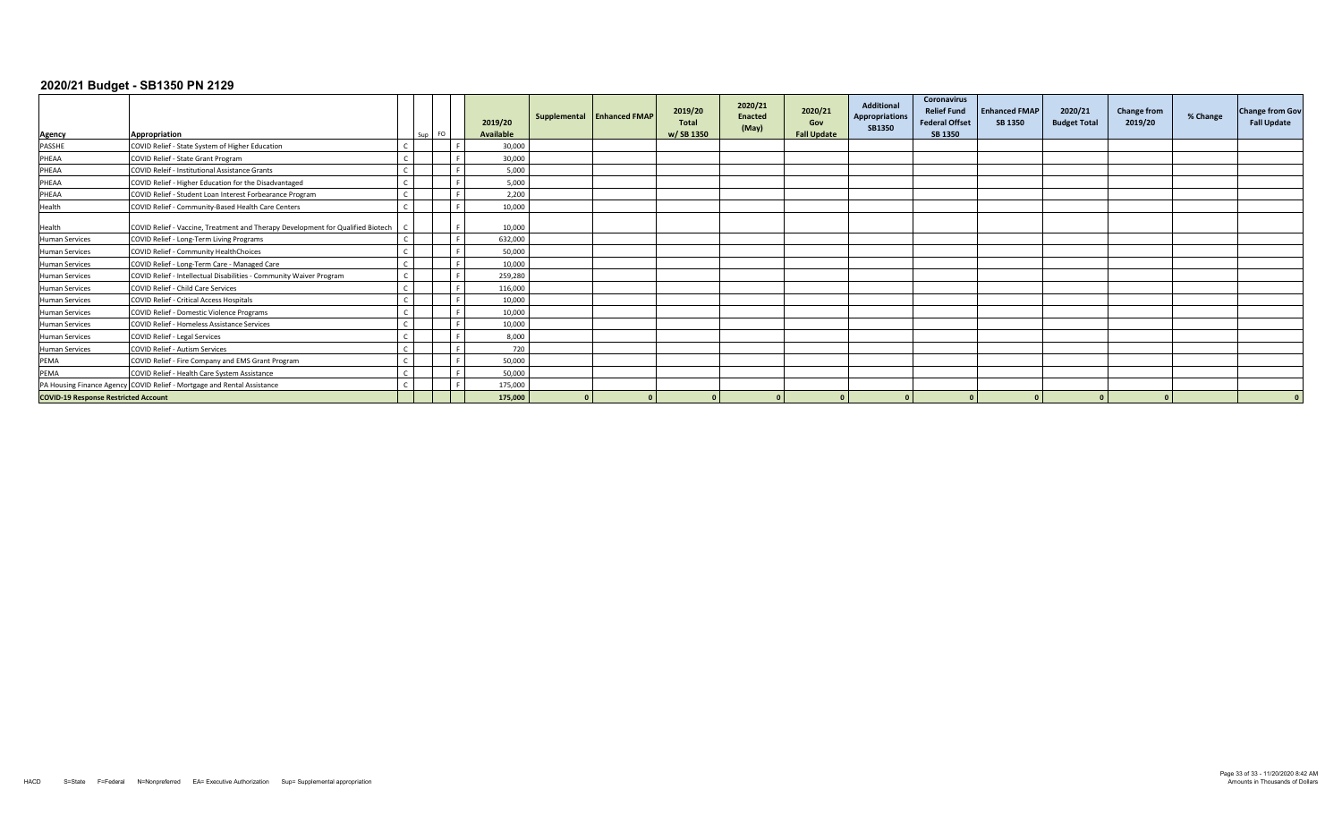# 2020/21 Budget - SB1350 PN 2129

| Agency | Appropriation | | Sup | FO | | 2019/20 Available | Supplemental | Enhanced FMAP | 2019/20 Total w/ SB 1350 | 2020/21 Enacted (May) | 2020/21 Gov Fall Update | Additional Appropriations SB1350 | Coronavirus Relief Fund Federal Offset SB 1350 | Enhanced FMAP SB 1350 | 2020/21 Budget Total | Change from 2019/20 | % Change | Change from Gov Fall Update |
|---|---|---|---|---|---|---|---|---|---|---|---|---|---|---|---|---|---|---|
| PASSHE | COVID Relief - State System of Higher Education | C | | | F | 30,000 | | | | | | | | | | | | |
| PHEAA | COVID Relief - State Grant Program | C | | | F | 30,000 | | | | | | | | | | | | |
| PHEAA | COVID Releif - Institutional Assistance Grants | C | | | F | 5,000 | | | | | | | | | | | | |
| PHEAA | COVID Relief - Higher Education for the Disadvantaged | C | | | F | 5,000 | | | | | | | | | | | | |
| PHEAA | COVID Relief - Student Loan Interest Forbearance Program | C | | | F | 2,200 | | | | | | | | | | | | |
| Health | COVID Relief - Community-Based Health Care Centers | C | | | F | 10,000 | | | | | | | | | | | | |
| Health | COVID Relief - Vaccine, Treatment and Therapy Development for Qualified Biotech | C | | | F | 10,000 | | | | | | | | | | | | |
| Human Services | COVID Relief - Long-Term Living Programs | C | | | F | 632,000 | | | | | | | | | | | | |
| Human Services | COVID Relief - Community HealthChoices | C | | | F | 50,000 | | | | | | | | | | | | |
| Human Services | COVID Relief - Long-Term Care - Managed Care | C | | | F | 10,000 | | | | | | | | | | | | |
| Human Services | COVID Relief - Intellectual Disabilities - Community Waiver Program | C | | | F | 259,280 | | | | | | | | | | | | |
| Human Services | COVID Relief - Child Care Services | C | | | F | 116,000 | | | | | | | | | | | | |
| Human Services | COVID Relief - Critical Access Hospitals | C | | | F | 10,000 | | | | | | | | | | | | |
| Human Services | COVID Relief - Domestic Violence Programs | C | | | F | 10,000 | | | | | | | | | | | | |
| Human Services | COVID Relief - Homeless Assistance Services | C | | | F | 10,000 | | | | | | | | | | | | |
| Human Services | COVID Relief - Legal Services | C | | | F | 8,000 | | | | | | | | | | | | |
| Human Services | COVID Relief - Autism Services | C | | | F | 720 | | | | | | | | | | | | |
| PEMA | COVID Relief - Fire Company and EMS Grant Program | C | | | F | 50,000 | | | | | | | | | | | | |
| PEMA | COVID Relief - Health Care System Assistance | C | | | F | 50,000 | | | | | | | | | | | | |
| PA Housing Finance Agency | COVID Relief - Mortgage and Rental Assistance | C | | | F | 175,000 | | | | | | | | | | | | |
| **COVID-19 Response Restricted Account** | | | | | | **175,000** | **0** | **0** | **0** | **0** | **0** | **0** | **0** | **0** | **0** | **0** | | **0** |

HACD S=State F=Federal N=Nonpreferred EA= Executive Authorization Sup= Supplemental appropriation

Amounts in Thousands of Dollars